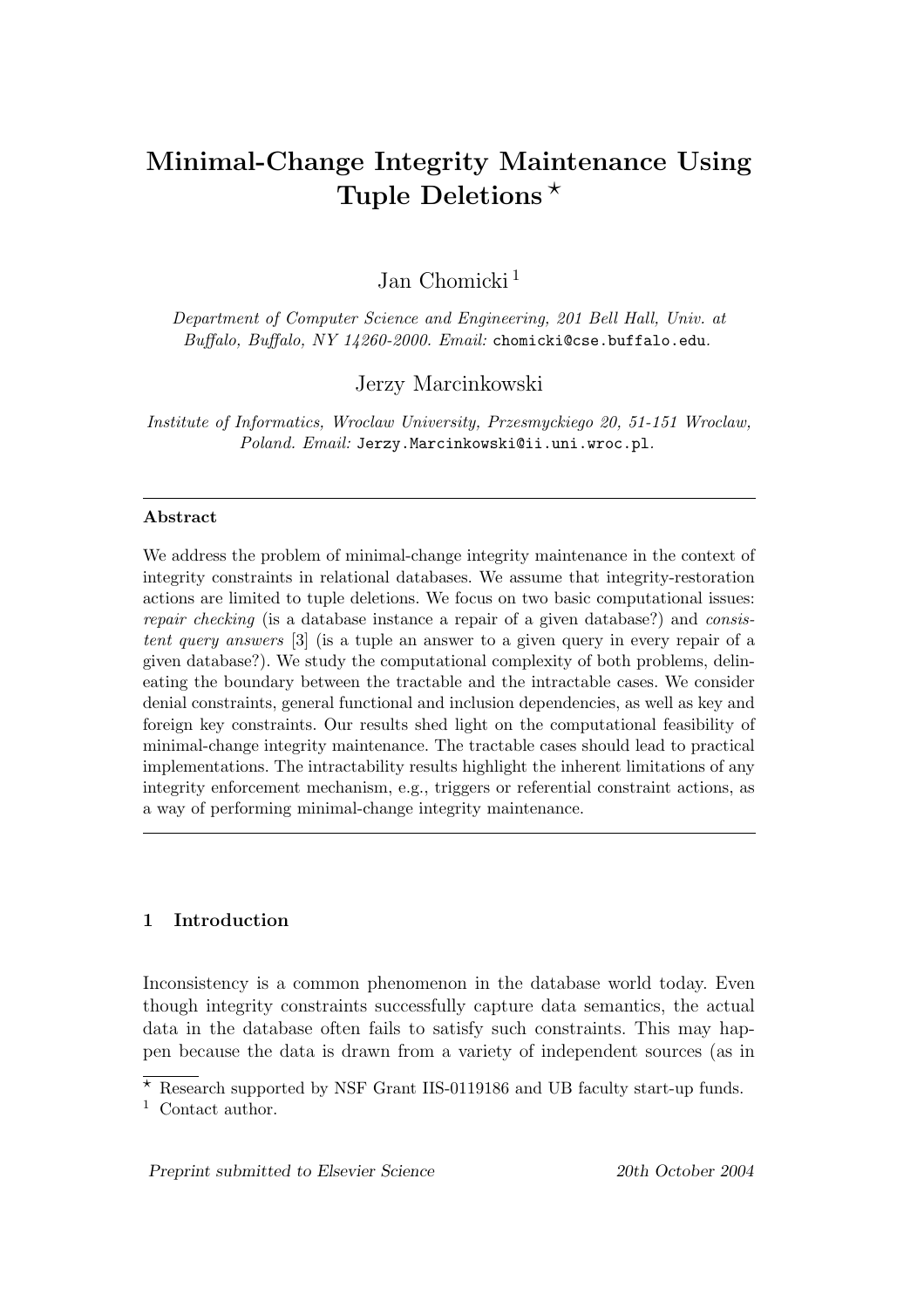# Minimal-Change Integrity Maintenance Using Tuple Deletions ⋆

Jan Chomicki [1]

*Department of Computer Science and Engineering, 201 Bell Hall, Univ. at Buffalo, Buffalo, NY 14260-2000. Email:* `chomicki@cse.buffalo.edu`*.*

Jerzy Marcinkowski

*Institute of Informatics, Wroclaw University, Przesmyckiego 20, 51-151 Wroclaw, Poland. Email:* `Jerzy.Marcinkowski@ii.uni.wroc.pl`*.*

---

**Abstract**

We address the problem of minimal-change integrity maintenance in the context of integrity constraints in relational databases. We assume that integrity-restoration actions are limited to tuple deletions. We focus on two basic computational issues: *repair checking* (is a database instance a repair of a given database?) and *consistent query answers* [3] (is a tuple an answer to a given query in every repair of a given database?). We study the computational complexity of both problems, delineating the boundary between the tractable and the intractable cases. We consider denial constraints, general functional and inclusion dependencies, as well as key and foreign key constraints. Our results shed light on the computational feasibility of minimal-change integrity maintenance. The tractable cases should lead to practical implementations. The intractability results highlight the inherent limitations of any integrity enforcement mechanism, e.g., triggers or referential constraint actions, as a way of performing minimal-change integrity maintenance.

---

## 1 Introduction

Inconsistency is a common phenomenon in the database world today. Even though integrity constraints successfully capture data semantics, the actual data in the database often fails to satisfy such constraints. This may happen because the data is drawn from a variety of independent sources (as in

---

⋆ Research supported by NSF Grant IIS-0119186 and UB faculty start-up funds.

[1] Contact author.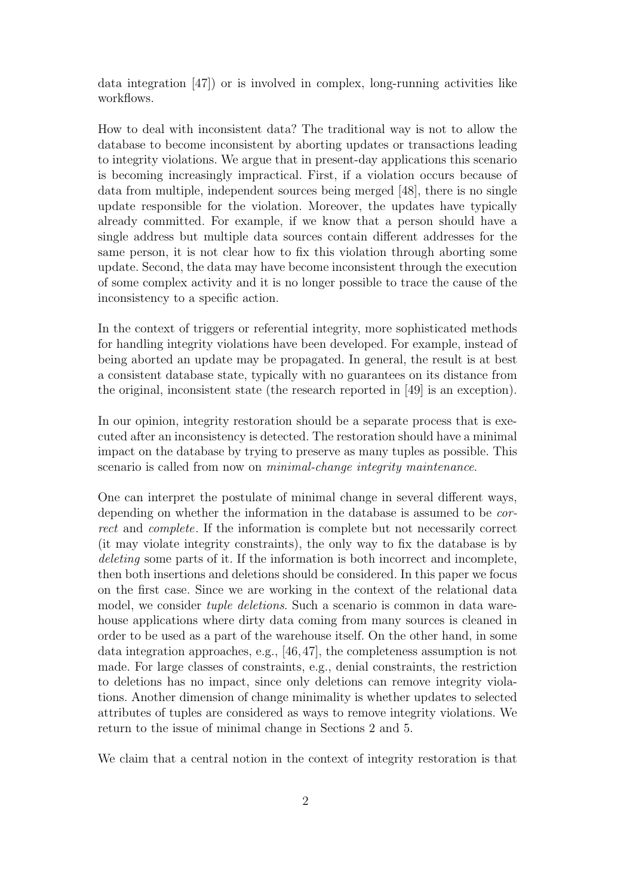data integration [47]) or is involved in complex, long-running activities like workflows.

How to deal with inconsistent data? The traditional way is not to allow the database to become inconsistent by aborting updates or transactions leading to integrity violations. We argue that in present-day applications this scenario is becoming increasingly impractical. First, if a violation occurs because of data from multiple, independent sources being merged [48], there is no single update responsible for the violation. Moreover, the updates have typically already committed. For example, if we know that a person should have a single address but multiple data sources contain different addresses for the same person, it is not clear how to fix this violation through aborting some update. Second, the data may have become inconsistent through the execution of some complex activity and it is no longer possible to trace the cause of the inconsistency to a specific action.

In the context of triggers or referential integrity, more sophisticated methods for handling integrity violations have been developed. For example, instead of being aborted an update may be propagated. In general, the result is at best a consistent database state, typically with no guarantees on its distance from the original, inconsistent state (the research reported in [49] is an exception).

In our opinion, integrity restoration should be a separate process that is executed after an inconsistency is detected. The restoration should have a minimal impact on the database by trying to preserve as many tuples as possible. This scenario is called from now on *minimal-change integrity maintenance*.

One can interpret the postulate of minimal change in several different ways, depending on whether the information in the database is assumed to be *correct* and *complete*. If the information is complete but not necessarily correct (it may violate integrity constraints), the only way to fix the database is by *deleting* some parts of it. If the information is both incorrect and incomplete, then both insertions and deletions should be considered. In this paper we focus on the first case. Since we are working in the context of the relational data model, we consider *tuple deletions*. Such a scenario is common in data warehouse applications where dirty data coming from many sources is cleaned in order to be used as a part of the warehouse itself. On the other hand, in some data integration approaches, e.g., [46, 47], the completeness assumption is not made. For large classes of constraints, e.g., denial constraints, the restriction to deletions has no impact, since only deletions can remove integrity violations. Another dimension of change minimality is whether updates to selected attributes of tuples are considered as ways to remove integrity violations. We return to the issue of minimal change in Sections 2 and 5.

We claim that a central notion in the context of integrity restoration is that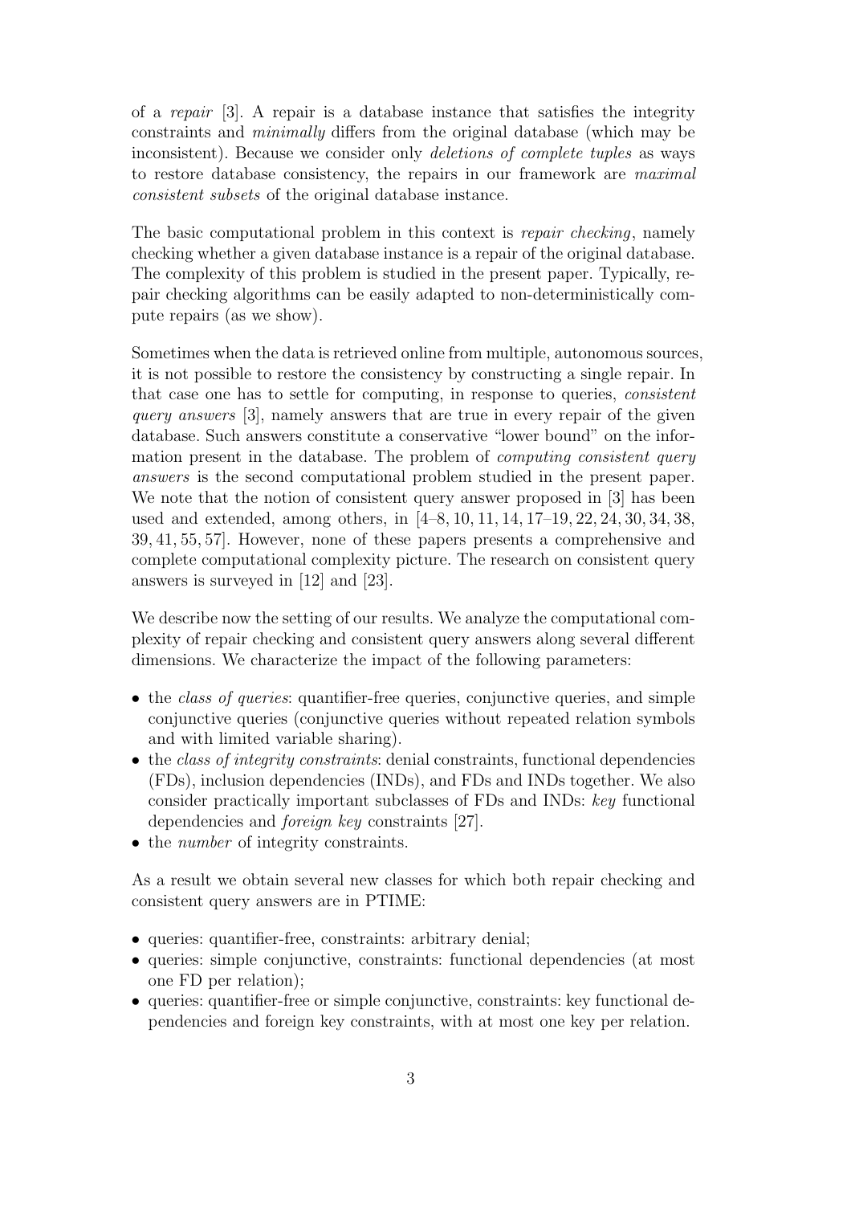of a *repair* [3]. A repair is a database instance that satisfies the integrity constraints and *minimally* differs from the original database (which may be inconsistent). Because we consider only *deletions of complete tuples* as ways to restore database consistency, the repairs in our framework are *maximal consistent subsets* of the original database instance.

The basic computational problem in this context is *repair checking*, namely checking whether a given database instance is a repair of the original database. The complexity of this problem is studied in the present paper. Typically, repair checking algorithms can be easily adapted to non-deterministically compute repairs (as we show).

Sometimes when the data is retrieved online from multiple, autonomous sources, it is not possible to restore the consistency by constructing a single repair. In that case one has to settle for computing, in response to queries, *consistent query answers* [3], namely answers that are true in every repair of the given database. Such answers constitute a conservative "lower bound" on the information present in the database. The problem of *computing consistent query answers* is the second computational problem studied in the present paper. We note that the notion of consistent query answer proposed in [3] has been used and extended, among others, in [4–8, 10, 11, 14, 17–19, 22, 24, 30, 34, 38, 39, 41, 55, 57]. However, none of these papers presents a comprehensive and complete computational complexity picture. The research on consistent query answers is surveyed in [12] and [23].

We describe now the setting of our results. We analyze the computational complexity of repair checking and consistent query answers along several different dimensions. We characterize the impact of the following parameters:

- the *class of queries*: quantifier-free queries, conjunctive queries, and simple conjunctive queries (conjunctive queries without repeated relation symbols and with limited variable sharing).
- the *class of integrity constraints*: denial constraints, functional dependencies (FDs), inclusion dependencies (INDs), and FDs and INDs together. We also consider practically important subclasses of FDs and INDs: *key* functional dependencies and *foreign key* constraints [27].
- the *number* of integrity constraints.

As a result we obtain several new classes for which both repair checking and consistent query answers are in PTIME:

- queries: quantifier-free, constraints: arbitrary denial;
- queries: simple conjunctive, constraints: functional dependencies (at most one FD per relation);
- queries: quantifier-free or simple conjunctive, constraints: key functional dependencies and foreign key constraints, with at most one key per relation.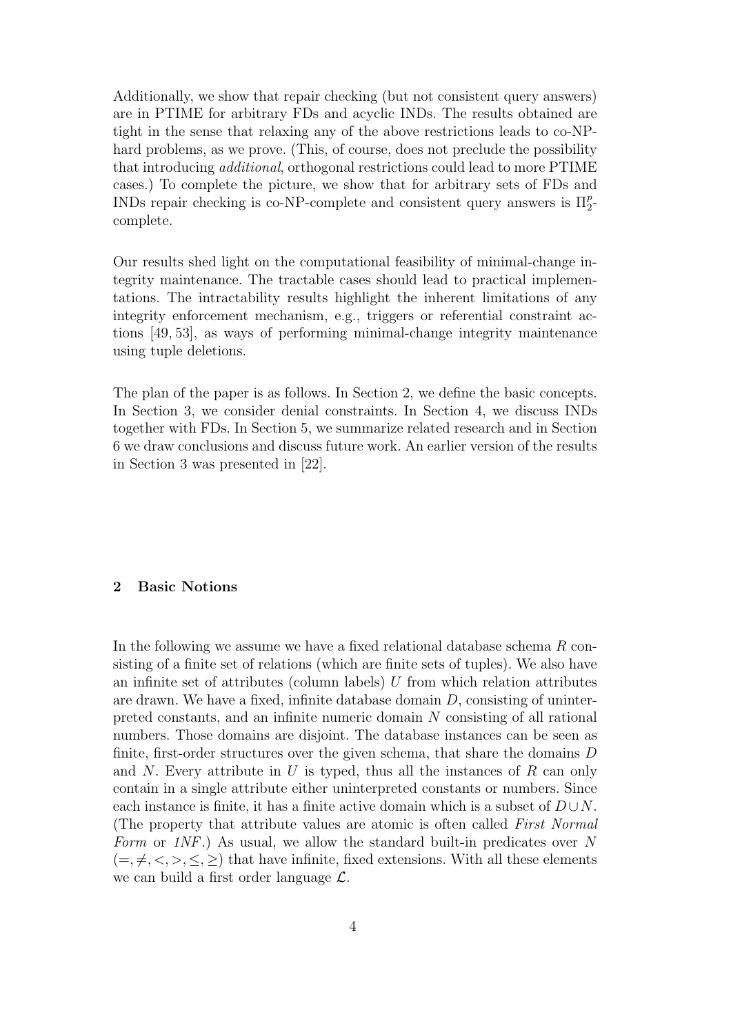Additionally, we show that repair checking (but not consistent query answers) are in PTIME for arbitrary FDs and acyclic INDs. The results obtained are tight in the sense that relaxing any of the above restrictions leads to co-NP-hard problems, as we prove. (This, of course, does not preclude the possibility that introducing *additional*, orthogonal restrictions could lead to more PTIME cases.) To complete the picture, we show that for arbitrary sets of FDs and INDs repair checking is co-NP-complete and consistent query answers is $\Pi_2^p$-complete.

Our results shed light on the computational feasibility of minimal-change integrity maintenance. The tractable cases should lead to practical implementations. The intractability results highlight the inherent limitations of any integrity enforcement mechanism, e.g., triggers or referential constraint actions [49, 53], as ways of performing minimal-change integrity maintenance using tuple deletions.

The plan of the paper is as follows. In Section 2, we define the basic concepts. In Section 3, we consider denial constraints. In Section 4, we discuss INDs together with FDs. In Section 5, we summarize related research and in Section 6 we draw conclusions and discuss future work. An earlier version of the results in Section 3 was presented in [22].

## 2 Basic Notions

In the following we assume we have a fixed relational database schema $R$ consisting of a finite set of relations (which are finite sets of tuples). We also have an infinite set of attributes (column labels) $U$ from which relation attributes are drawn. We have a fixed, infinite database domain $D$, consisting of uninterpreted constants, and an infinite numeric domain $N$ consisting of all rational numbers. Those domains are disjoint. The database instances can be seen as finite, first-order structures over the given schema, that share the domains $D$ and $N$. Every attribute in $U$ is typed, thus all the instances of $R$ can only contain in a single attribute either uninterpreted constants or numbers. Since each instance is finite, it has a finite active domain which is a subset of $D \cup N$. (The property that attribute values are atomic is often called *First Normal Form* or *1NF*.) As usual, we allow the standard built-in predicates over $N$ $(=, \neq, <, >, \leq, \geq)$ that have infinite, fixed extensions. With all these elements we can build a first order language $\mathcal{L}$.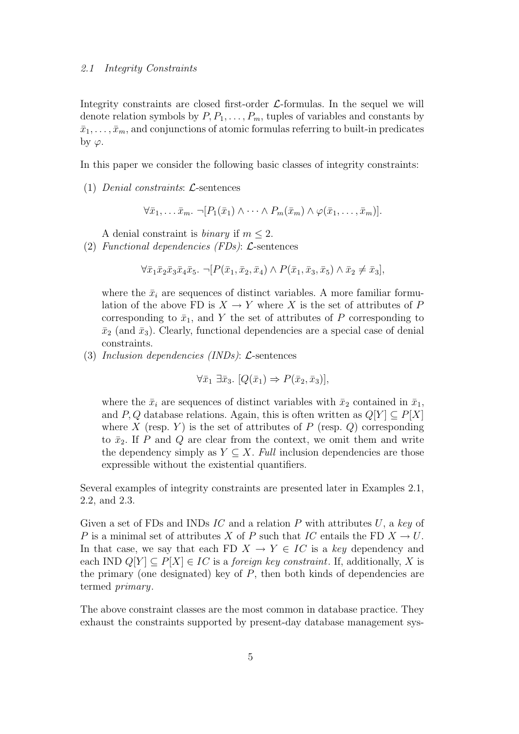### 2.1 Integrity Constraints

Integrity constraints are closed first-order $\mathcal{L}$-formulas. In the sequel we will denote relation symbols by $P, P_1, \ldots, P_m$, tuples of variables and constants by $\bar{x}_1, \ldots, \bar{x}_m$, and conjunctions of atomic formulas referring to built-in predicates by $\varphi$.

In this paper we consider the following basic classes of integrity constraints:

(1) *Denial constraints*: $\mathcal{L}$-sentences

$$\forall \bar{x}_1, \ldots \bar{x}_m. \; \neg[P_1(\bar{x}_1) \wedge \cdots \wedge P_m(\bar{x}_m) \wedge \varphi(\bar{x}_1, \ldots, \bar{x}_m)].$$

A denial constraint is *binary* if $m \leq 2$.

(2) *Functional dependencies (FDs)*: $\mathcal{L}$-sentences

$$\forall \bar{x}_1 \bar{x}_2 \bar{x}_3 \bar{x}_4 \bar{x}_5. \; \neg[P(\bar{x}_1, \bar{x}_2, \bar{x}_4) \wedge P(\bar{x}_1, \bar{x}_3, \bar{x}_5) \wedge \bar{x}_2 \neq \bar{x}_3],$$

where the $\bar{x}_i$ are sequences of distinct variables. A more familiar formulation of the above FD is $X \rightarrow Y$ where $X$ is the set of attributes of $P$ corresponding to $\bar{x}_1$, and $Y$ the set of attributes of $P$ corresponding to $\bar{x}_2$ (and $\bar{x}_3$). Clearly, functional dependencies are a special case of denial constraints.

(3) *Inclusion dependencies (INDs)*: $\mathcal{L}$-sentences

$$\forall \bar{x}_1 \; \exists \bar{x}_3. \; [Q(\bar{x}_1) \Rightarrow P(\bar{x}_2, \bar{x}_3)],$$

where the $\bar{x}_i$ are sequences of distinct variables with $\bar{x}_2$ contained in $\bar{x}_1$, and $P, Q$ database relations. Again, this is often written as $Q[Y] \subseteq P[X]$ where $X$ (resp. $Y$) is the set of attributes of $P$ (resp. $Q$) corresponding to $\bar{x}_2$. If $P$ and $Q$ are clear from the context, we omit them and write the dependency simply as $Y \subseteq X$. *Full* inclusion dependencies are those expressible without the existential quantifiers.

Several examples of integrity constraints are presented later in Examples 2.1, 2.2, and 2.3.

Given a set of FDs and INDs $IC$ and a relation $P$ with attributes $U$, a *key* of $P$ is a minimal set of attributes $X$ of $P$ such that $IC$ entails the FD $X \rightarrow U$. In that case, we say that each FD $X \rightarrow Y \in IC$ is a *key* dependency and each IND $Q[Y] \subseteq P[X] \in IC$ is a *foreign key constraint*. If, additionally, $X$ is the primary (one designated) key of $P$, then both kinds of dependencies are termed *primary*.

The above constraint classes are the most common in database practice. They exhaust the constraints supported by present-day database management sys-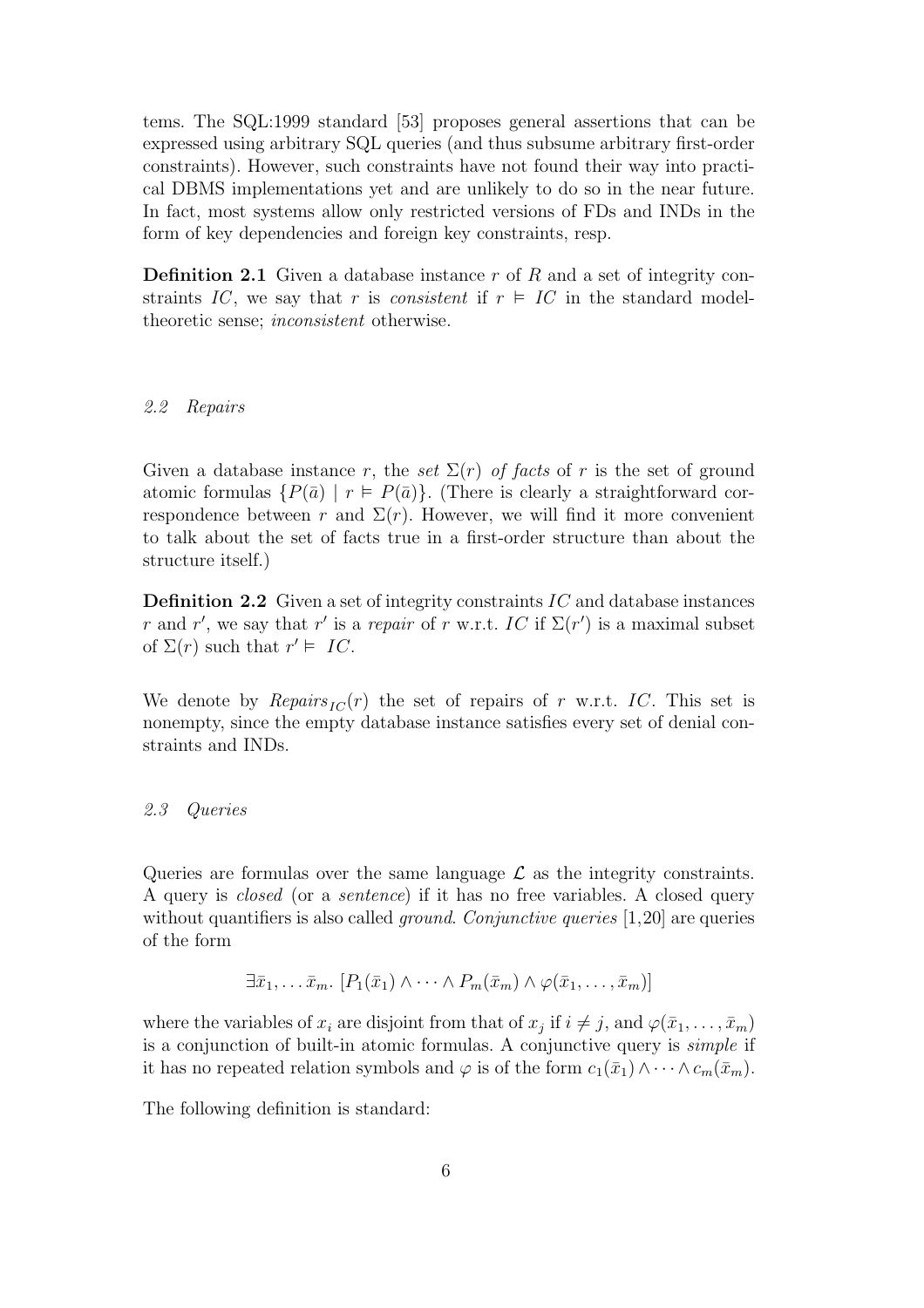tems. The SQL:1999 standard [53] proposes general assertions that can be expressed using arbitrary SQL queries (and thus subsume arbitrary first-order constraints). However, such constraints have not found their way into practical DBMS implementations yet and are unlikely to do so in the near future. In fact, most systems allow only restricted versions of FDs and INDs in the form of key dependencies and foreign key constraints, resp.

**Definition 2.1** Given a database instance $r$ of $R$ and a set of integrity constraints $IC$, we say that $r$ is *consistent* if $r \vDash IC$ in the standard model-theoretic sense; *inconsistent* otherwise.

### *2.2 Repairs*

Given a database instance $r$, the *set* $\Sigma(r)$ *of facts* of $r$ is the set of ground atomic formulas $\{P(\bar{a}) \mid r \vDash P(\bar{a})\}$. (There is clearly a straightforward correspondence between $r$ and $\Sigma(r)$. However, we will find it more convenient to talk about the set of facts true in a first-order structure than about the structure itself.)

**Definition 2.2** Given a set of integrity constraints $IC$ and database instances $r$ and $r'$, we say that $r'$ is a *repair* of $r$ w.r.t. $IC$ if $\Sigma(r')$ is a maximal subset of $\Sigma(r)$ such that $r' \vDash IC$.

We denote by $\mathit{Repairs}_{IC}(r)$ the set of repairs of $r$ w.r.t. $IC$. This set is nonempty, since the empty database instance satisfies every set of denial constraints and INDs.

### *2.3 Queries*

Queries are formulas over the same language $\mathcal{L}$ as the integrity constraints. A query is *closed* (or a *sentence*) if it has no free variables. A closed query without quantifiers is also called *ground*. *Conjunctive queries* [1,20] are queries of the form

$$\exists \bar{x}_1, \dots \bar{x}_m.\ [P_1(\bar{x}_1) \wedge \cdots \wedge P_m(\bar{x}_m) \wedge \varphi(\bar{x}_1, \dots, \bar{x}_m)]$$

where the variables of $x_i$ are disjoint from that of $x_j$ if $i \neq j$, and $\varphi(\bar{x}_1, \dots, \bar{x}_m)$ is a conjunction of built-in atomic formulas. A conjunctive query is *simple* if it has no repeated relation symbols and $\varphi$ is of the form $c_1(\bar{x}_1) \wedge \cdots \wedge c_m(\bar{x}_m)$.

The following definition is standard: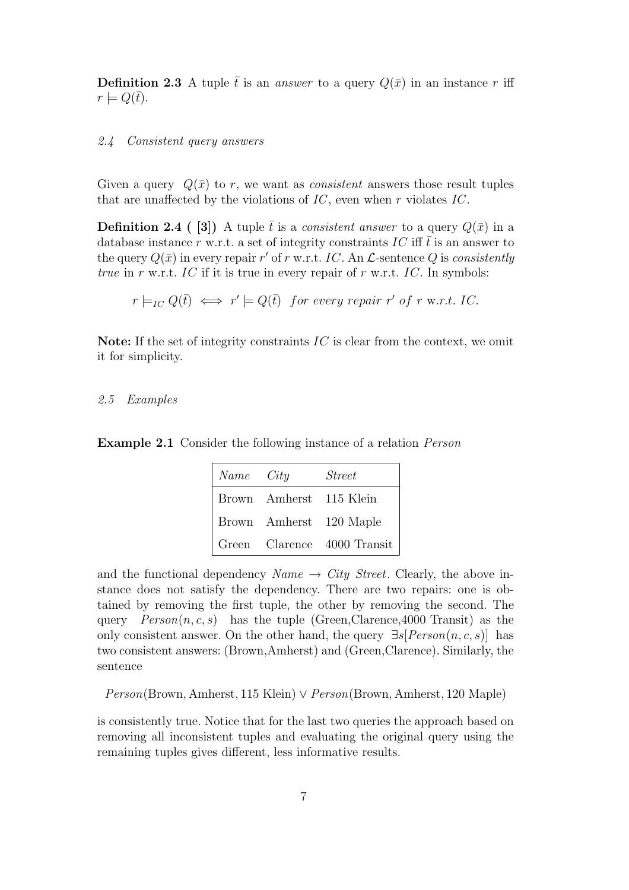**Definition 2.3** A tuple $\bar{t}$ is an *answer* to a query $Q(\bar{x})$ in an instance $r$ iff $r \models Q(\bar{t})$.

### *2.4 Consistent query answers*

Given a query $Q(\bar{x})$ to $r$, we want as *consistent* answers those result tuples that are unaffected by the violations of $IC$, even when $r$ violates $IC$.

**Definition 2.4 ( [3])** A tuple $\bar{t}$ is a *consistent answer* to a query $Q(\bar{x})$ in a database instance $r$ w.r.t. a set of integrity constraints $IC$ iff $\bar{t}$ is an answer to the query $Q(\bar{x})$ in every repair $r'$ of $r$ w.r.t. $IC$. An $\mathcal{L}$-sentence $Q$ is *consistently true* in $r$ w.r.t. $IC$ if it is true in every repair of $r$ w.r.t. $IC$. In symbols:

$$r \models_{IC} Q(\bar{t}) \iff r' \models Q(\bar{t}) \;\; \textit{for every repair } r' \textit{ of } r \text{ w.r.t. } IC.$$

**Note:** If the set of integrity constraints $IC$ is clear from the context, we omit it for simplicity.

### *2.5 Examples*

**Example 2.1** Consider the following instance of a relation *Person*

| *Name* | *City* | *Street* |
|---|---|---|
| Brown | Amherst | 115 Klein |
| Brown | Amherst | 120 Maple |
| Green | Clarence | 4000 Transit |

and the functional dependency *Name* $\rightarrow$ *City Street*. Clearly, the above instance does not satisfy the dependency. There are two repairs: one is obtained by removing the first tuple, the other by removing the second. The query $Person(n, c, s)$ has the tuple (Green,Clarence,4000 Transit) as the only consistent answer. On the other hand, the query $\exists s[Person(n, c, s)]$ has two consistent answers: (Brown,Amherst) and (Green,Clarence). Similarly, the sentence

$$Person(\text{Brown, Amherst, 115 Klein}) \vee Person(\text{Brown, Amherst, 120 Maple})$$

is consistently true. Notice that for the last two queries the approach based on removing all inconsistent tuples and evaluating the original query using the remaining tuples gives different, less informative results.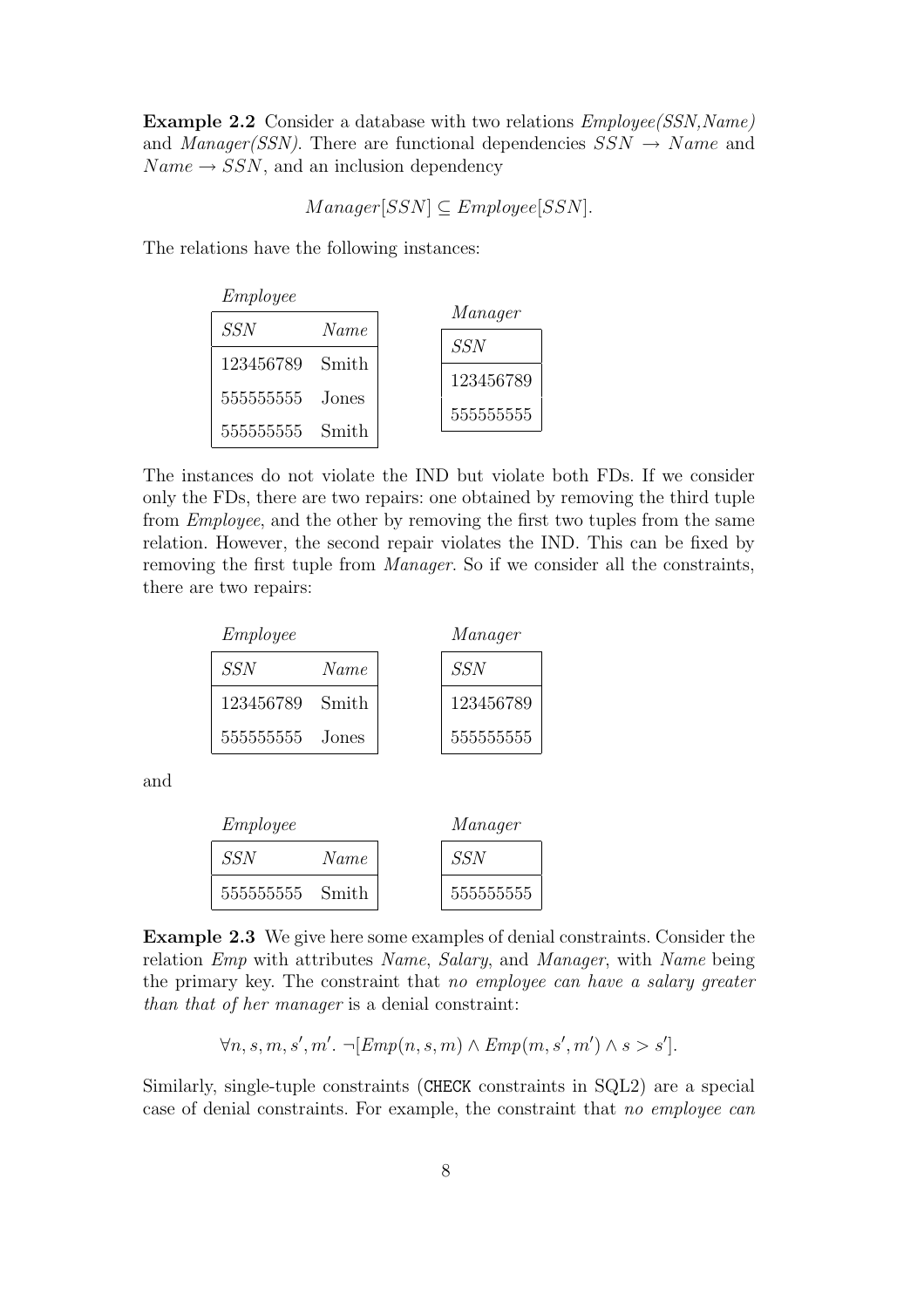**Example 2.2** Consider a database with two relations *Employee(SSN,Name)* and *Manager(SSN)*. There are functional dependencies $SSN \rightarrow Name$ and $Name \rightarrow SSN$, and an inclusion dependency

$$Manager[SSN] \subseteq Employee[SSN].$$

The relations have the following instances:

*Employee*

| *SSN* | *Name* |
|---|---|
| 123456789 | Smith |
| 555555555 | Jones |
| 555555555 | Smith |

*Manager*

| *SSN* |
|---|
| 123456789 |
| 555555555 |

The instances do not violate the IND but violate both FDs. If we consider only the FDs, there are two repairs: one obtained by removing the third tuple from *Employee*, and the other by removing the first two tuples from the same relation. However, the second repair violates the IND. This can be fixed by removing the first tuple from *Manager*. So if we consider all the constraints, there are two repairs:

*Employee*

| *SSN* | *Name* |
|---|---|
| 123456789 | Smith |
| 555555555 | Jones |

*Manager*

| *SSN* |
|---|
| 123456789 |
| 555555555 |

and

*Employee*

| *SSN* | *Name* |
|---|---|
| 555555555 | Smith |

*Manager*

| *SSN* |
|---|
| 555555555 |

**Example 2.3** We give here some examples of denial constraints. Consider the relation *Emp* with attributes *Name*, *Salary*, and *Manager*, with *Name* being the primary key. The constraint that *no employee can have a salary greater than that of her manager* is a denial constraint:

$$\forall n, s, m, s', m'. \neg[Emp(n, s, m) \wedge Emp(m, s', m') \wedge s > s'].$$

Similarly, single-tuple constraints (`CHECK` constraints in SQL2) are a special case of denial constraints. For example, the constraint that *no employee can*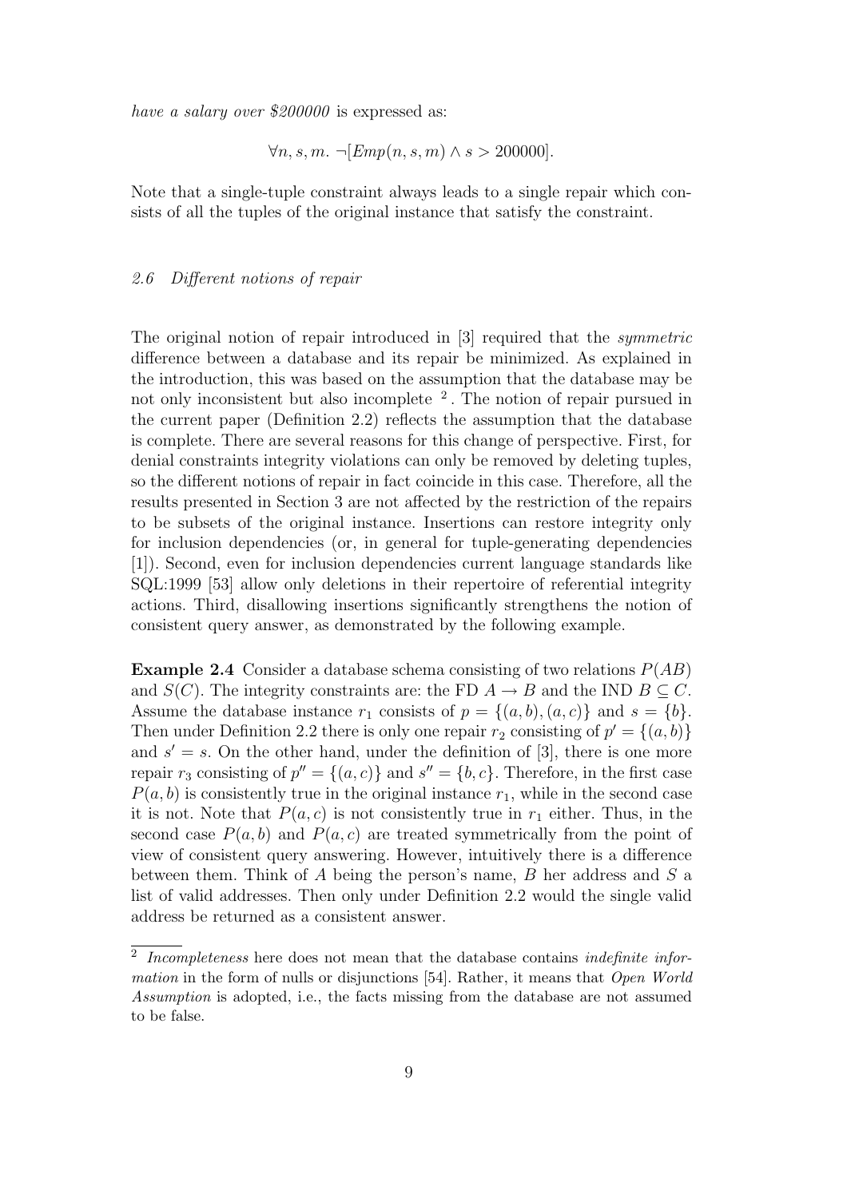*have a salary over $200000* is expressed as:

$$\forall n, s, m.\ \neg[Emp(n, s, m) \wedge s > 200000].$$

Note that a single-tuple constraint always leads to a single repair which consists of all the tuples of the original instance that satisfy the constraint.

### *2.6 Different notions of repair*

The original notion of repair introduced in [3] required that the *symmetric* difference between a database and its repair be minimized. As explained in the introduction, this was based on the assumption that the database may be not only inconsistent but also incomplete [2]. The notion of repair pursued in the current paper (Definition 2.2) reflects the assumption that the database is complete. There are several reasons for this change of perspective. First, for denial constraints integrity violations can only be removed by deleting tuples, so the different notions of repair in fact coincide in this case. Therefore, all the results presented in Section 3 are not affected by the restriction of the repairs to be subsets of the original instance. Insertions can restore integrity only for inclusion dependencies (or, in general for tuple-generating dependencies [1]). Second, even for inclusion dependencies current language standards like SQL:1999 [53] allow only deletions in their repertoire of referential integrity actions. Third, disallowing insertions significantly strengthens the notion of consistent query answer, as demonstrated by the following example.

**Example 2.4** Consider a database schema consisting of two relations $P(AB)$ and $S(C)$. The integrity constraints are: the FD $A \rightarrow B$ and the IND $B \subseteq C$. Assume the database instance $r_1$ consists of $p = \{(a, b), (a, c)\}$ and $s = \{b\}$. Then under Definition 2.2 there is only one repair $r_2$ consisting of $p' = \{(a, b)\}$ and $s' = s$. On the other hand, under the definition of [3], there is one more repair $r_3$ consisting of $p'' = \{(a, c)\}$ and $s'' = \{b, c\}$. Therefore, in the first case $P(a, b)$ is consistently true in the original instance $r_1$, while in the second case it is not. Note that $P(a, c)$ is not consistently true in $r_1$ either. Thus, in the second case $P(a, b)$ and $P(a, c)$ are treated symmetrically from the point of view of consistent query answering. However, intuitively there is a difference between them. Think of $A$ being the person's name, $B$ her address and $S$ a list of valid addresses. Then only under Definition 2.2 would the single valid address be returned as a consistent answer.

[2] *Incompleteness* here does not mean that the database contains *indefinite information* in the form of nulls or disjunctions [54]. Rather, it means that *Open World Assumption* is adopted, i.e., the facts missing from the database are not assumed to be false.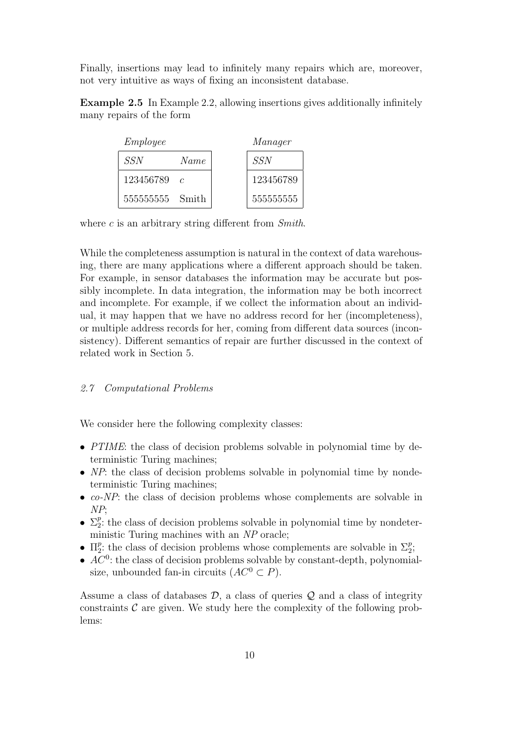Finally, insertions may lead to infinitely many repairs which are, moreover, not very intuitive as ways of fixing an inconsistent database.

**Example 2.5** In Example 2.2, allowing insertions gives additionally infinitely many repairs of the form

*Employee*

| *SSN* | *Name* |
|---|---|
| 123456789 | $c$ |
| 555555555 | Smith |

*Manager*

| *SSN* |
|---|
| 123456789 |
| 555555555 |

where $c$ is an arbitrary string different from *Smith*.

While the completeness assumption is natural in the context of data warehousing, there are many applications where a different approach should be taken. For example, in sensor databases the information may be accurate but possibly incomplete. In data integration, the information may be both incorrect and incomplete. For example, if we collect the information about an individual, it may happen that we have no address record for her (incompleteness), or multiple address records for her, coming from different data sources (inconsistency). Different semantics of repair are further discussed in the context of related work in Section 5.

### *2.7 Computational Problems*

We consider here the following complexity classes:

- *PTIME*: the class of decision problems solvable in polynomial time by deterministic Turing machines;
- *NP*: the class of decision problems solvable in polynomial time by nondeterministic Turing machines;
- *co-NP*: the class of decision problems whose complements are solvable in *NP*;
- $\Sigma_2^p$: the class of decision problems solvable in polynomial time by nondeterministic Turing machines with an *NP* oracle;
- $\Pi_2^p$: the class of decision problems whose complements are solvable in $\Sigma_2^p$;
- $AC^0$: the class of decision problems solvable by constant-depth, polynomial-size, unbounded fan-in circuits ($AC^0 \subset P$).

Assume a class of databases $\mathcal{D}$, a class of queries $\mathcal{Q}$ and a class of integrity constraints $\mathcal{C}$ are given. We study here the complexity of the following problems: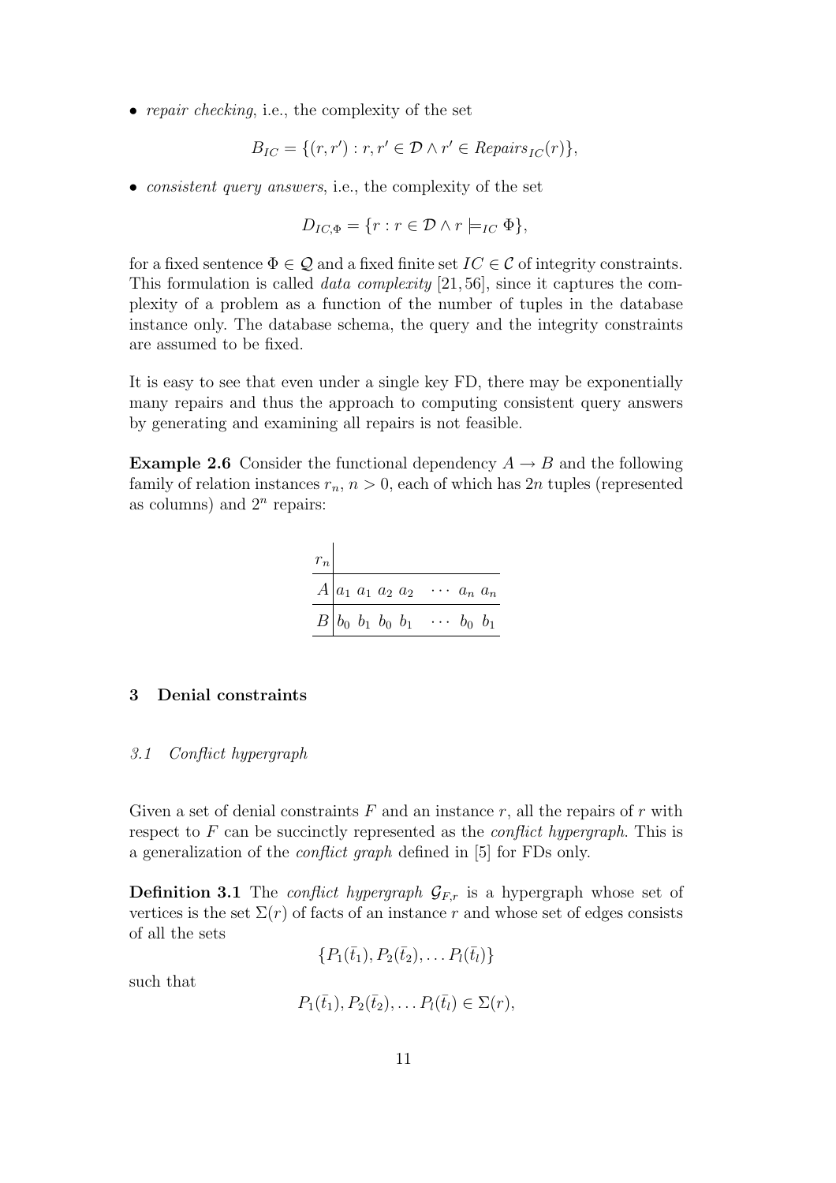- *repair checking*, i.e., the complexity of the set

$$B_{IC} = \{(r, r') : r, r' \in \mathcal{D} \wedge r' \in \mathit{Repairs}_{IC}(r)\},$$

- *consistent query answers*, i.e., the complexity of the set

$$D_{IC,\Phi} = \{r : r \in \mathcal{D} \wedge r \models_{IC} \Phi\},$$

for a fixed sentence $\Phi \in \mathcal{Q}$ and a fixed finite set $IC \in \mathcal{C}$ of integrity constraints. This formulation is called *data complexity* [21, 56], since it captures the complexity of a problem as a function of the number of tuples in the database instance only. The database schema, the query and the integrity constraints are assumed to be fixed.

It is easy to see that even under a single key FD, there may be exponentially many repairs and thus the approach to computing consistent query answers by generating and examining all repairs is not feasible.

**Example 2.6** Consider the functional dependency $A \rightarrow B$ and the following family of relation instances $r_n$, $n > 0$, each of which has $2n$ tuples (represented as columns) and $2^n$ repairs:

| $r_n$ | | | | | | | |
|---|---|---|---|---|---|---|---|
| $A$ | $a_1$ | $a_1$ | $a_2$ | $a_2$ | $\cdots$ | $a_n$ | $a_n$ |
| $B$ | $b_0$ | $b_1$ | $b_0$ | $b_1$ | $\cdots$ | $b_0$ | $b_1$ |

## 3 Denial constraints

### *3.1 Conflict hypergraph*

Given a set of denial constraints $F$ and an instance $r$, all the repairs of $r$ with respect to $F$ can be succinctly represented as the *conflict hypergraph*. This is a generalization of the *conflict graph* defined in [5] for FDs only.

**Definition 3.1** The *conflict hypergraph* $\mathcal{G}_{F,r}$ is a hypergraph whose set of vertices is the set $\Sigma(r)$ of facts of an instance $r$ and whose set of edges consists of all the sets

$$\{P_1(\bar{t}_1), P_2(\bar{t}_2), \ldots P_l(\bar{t}_l)\}$$

such that

$$P_1(\bar{t}_1), P_2(\bar{t}_2), \ldots P_l(\bar{t}_l) \in \Sigma(r),$$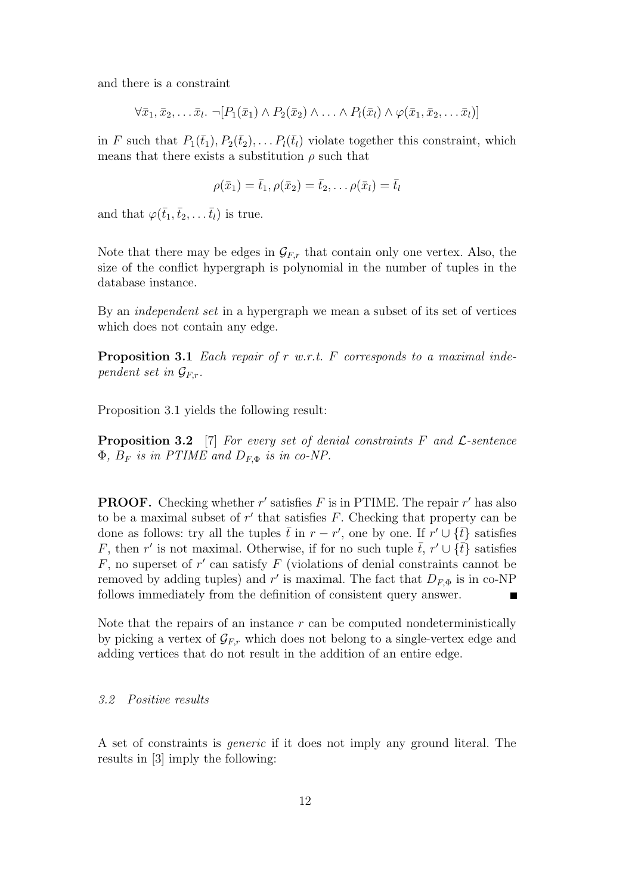and there is a constraint

$$\forall \bar{x}_1, \bar{x}_2, \dots \bar{x}_l.\ \neg[P_1(\bar{x}_1) \wedge P_2(\bar{x}_2) \wedge \dots \wedge P_l(\bar{x}_l) \wedge \varphi(\bar{x}_1, \bar{x}_2, \dots \bar{x}_l)]$$

in $F$ such that $P_1(\bar{t}_1), P_2(\bar{t}_2), \dots P_l(\bar{t}_l)$ violate together this constraint, which means that there exists a substitution $\rho$ such that

$$\rho(\bar{x}_1) = \bar{t}_1, \rho(\bar{x}_2) = \bar{t}_2, \dots \rho(\bar{x}_l) = \bar{t}_l$$

and that $\varphi(\bar{t}_1, \bar{t}_2, \dots \bar{t}_l)$ is true.

Note that there may be edges in $\mathcal{G}_{F,r}$ that contain only one vertex. Also, the size of the conflict hypergraph is polynomial in the number of tuples in the database instance.

By an *independent set* in a hypergraph we mean a subset of its set of vertices which does not contain any edge.

**Proposition 3.1** *Each repair of $r$ w.r.t. $F$ corresponds to a maximal independent set in $\mathcal{G}_{F,r}$.*

Proposition 3.1 yields the following result:

**Proposition 3.2** [7] *For every set of denial constraints $F$ and $\mathcal{L}$-sentence $\Phi$, $B_F$ is in PTIME and $D_{F,\Phi}$ is in co-NP.*

**PROOF.** Checking whether $r'$ satisfies $F$ is in PTIME. The repair $r'$ has also to be a maximal subset of $r'$ that satisfies $F$. Checking that property can be done as follows: try all the tuples $\bar{t}$ in $r - r'$, one by one. If $r' \cup \{\bar{t}\}$ satisfies $F$, then $r'$ is not maximal. Otherwise, if for no such tuple $\bar{t}$, $r' \cup \{\bar{t}\}$ satisfies $F$, no superset of $r'$ can satisfy $F$ (violations of denial constraints cannot be removed by adding tuples) and $r'$ is maximal. The fact that $D_{F,\Phi}$ is in co-NP follows immediately from the definition of consistent query answer. ■

Note that the repairs of an instance $r$ can be computed nondeterministically by picking a vertex of $\mathcal{G}_{F,r}$ which does not belong to a single-vertex edge and adding vertices that do not result in the addition of an entire edge.

### *3.2 Positive results*

A set of constraints is *generic* if it does not imply any ground literal. The results in [3] imply the following: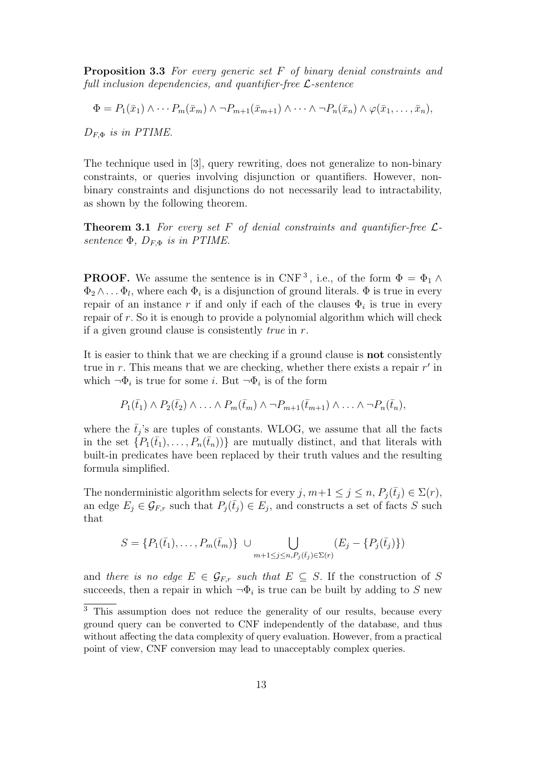**Proposition 3.3** *For every generic set $F$ of binary denial constraints and full inclusion dependencies, and quantifier-free $\mathcal{L}$-sentence*

$$\Phi = P_1(\bar{x}_1) \wedge \cdots P_m(\bar{x}_m) \wedge \neg P_{m+1}(\bar{x}_{m+1}) \wedge \cdots \wedge \neg P_n(\bar{x}_n) \wedge \varphi(\bar{x}_1, \ldots, \bar{x}_n),$$

*$D_{F,\Phi}$ is in PTIME.*

The technique used in [3], query rewriting, does not generalize to non-binary constraints, or queries involving disjunction or quantifiers. However, non-binary constraints and disjunctions do not necessarily lead to intractability, as shown by the following theorem.

**Theorem 3.1** *For every set $F$ of denial constraints and quantifier-free $\mathcal{L}$-sentence $\Phi$, $D_{F,\Phi}$ is in PTIME.*

**PROOF.** We assume the sentence is in CNF [3], i.e., of the form $\Phi = \Phi_1 \wedge \Phi_2 \wedge \ldots \Phi_l$, where each $\Phi_i$ is a disjunction of ground literals. $\Phi$ is true in every repair of an instance $r$ if and only if each of the clauses $\Phi_i$ is true in every repair of $r$. So it is enough to provide a polynomial algorithm which will check if a given ground clause is consistently *true* in $r$.

It is easier to think that we are checking if a ground clause is **not** consistently true in $r$. This means that we are checking, whether there exists a repair $r'$ in which $\neg\Phi_i$ is true for some $i$. But $\neg\Phi_i$ is of the form

$$P_1(\bar{t}_1) \wedge P_2(\bar{t}_2) \wedge \ldots \wedge P_m(\bar{t}_m) \wedge \neg P_{m+1}(\bar{t}_{m+1}) \wedge \ldots \wedge \neg P_n(\bar{t}_n),$$

where the $\bar{t}_j$'s are tuples of constants. WLOG, we assume that all the facts in the set $\{P_1(\bar{t}_1), \ldots, P_n(\bar{t}_n))\}$ are mutually distinct, and that literals with built-in predicates have been replaced by their truth values and the resulting formula simplified.

The nonderministic algorithm selects for every $j$, $m+1 \leq j \leq n$, $P_j(\bar{t}_j) \in \Sigma(r)$, an edge $E_j \in \mathcal{G}_{F,r}$ such that $P_j(\bar{t}_j) \in E_j$, and constructs a set of facts $S$ such that

$$S = \{P_1(\bar{t}_1), \ldots, P_m(\bar{t}_m)\} \ \cup \bigcup_{m+1 \leq j \leq n, P_j(\bar{t}_j) \in \Sigma(r)} (E_j - \{P_j(\bar{t}_j)\})$$

and *there is no edge $E \in \mathcal{G}_{F,r}$ such that $E \subseteq S$.* If the construction of $S$ succeeds, then a repair in which $\neg\Phi_i$ is true can be built by adding to $S$ new

[3] This assumption does not reduce the generality of our results, because every ground query can be converted to CNF independently of the database, and thus without affecting the data complexity of query evaluation. However, from a practical point of view, CNF conversion may lead to unacceptably complex queries.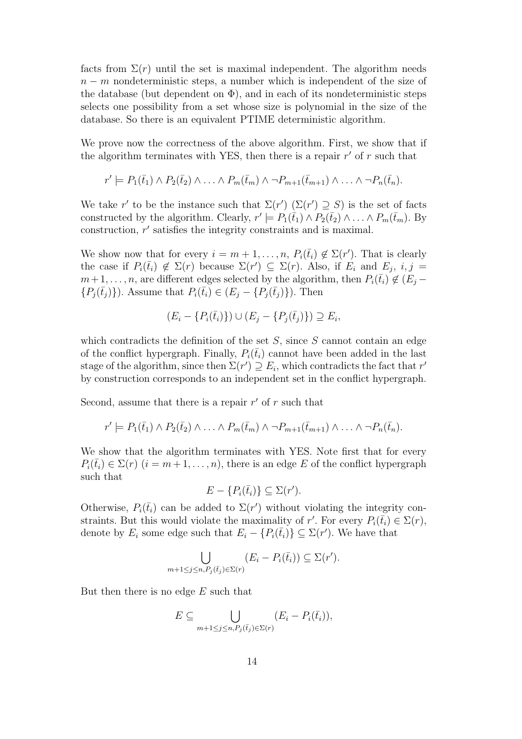facts from $\Sigma(r)$ until the set is maximal independent. The algorithm needs $n-m$ nondeterministic steps, a number which is independent of the size of the database (but dependent on $\Phi$), and in each of its nondeterministic steps selects one possibility from a set whose size is polynomial in the size of the database. So there is an equivalent PTIME deterministic algorithm.

We prove now the correctness of the above algorithm. First, we show that if the algorithm terminates with YES, then there is a repair $r'$ of $r$ such that

$$r' \models P_1(\bar{t}_1) \wedge P_2(\bar{t}_2) \wedge \ldots \wedge P_m(\bar{t}_m) \wedge \neg P_{m+1}(\bar{t}_{m+1}) \wedge \ldots \wedge \neg P_n(\bar{t}_n).$$

We take $r'$ to be the instance such that $\Sigma(r')$ ($\Sigma(r') \supseteq S$) is the set of facts constructed by the algorithm. Clearly, $r' \models P_1(\bar{t}_1) \wedge P_2(\bar{t}_2) \wedge \ldots \wedge P_m(\bar{t}_m)$. By construction, $r'$ satisfies the integrity constraints and is maximal.

We show now that for every $i = m+1, \ldots, n$, $P_i(\bar{t}_i) \notin \Sigma(r')$. That is clearly the case if $P_i(\bar{t}_i) \notin \Sigma(r)$ because $\Sigma(r') \subseteq \Sigma(r)$. Also, if $E_i$ and $E_j$, $i,j = m+1, \ldots, n$, are different edges selected by the algorithm, then $P_i(\bar{t}_i) \notin (E_j - \{P_j(\bar{t}_j)\})$. Assume that $P_i(\bar{t}_i) \in (E_j - \{P_j(\bar{t}_j)\})$. Then

$$(E_i - \{P_i(\bar{t}_i)\}) \cup (E_j - \{P_j(\bar{t}_j)\}) \supseteq E_i,$$

which contradicts the definition of the set $S$, since $S$ cannot contain an edge of the conflict hypergraph. Finally, $P_i(\bar{t}_i)$ cannot have been added in the last stage of the algorithm, since then $\Sigma(r') \supseteq E_i$, which contradicts the fact that $r'$ by construction corresponds to an independent set in the conflict hypergraph.

Second, assume that there is a repair $r'$ of $r$ such that

$$r' \models P_1(\bar{t}_1) \wedge P_2(\bar{t}_2) \wedge \ldots \wedge P_m(\bar{t}_m) \wedge \neg P_{m+1}(\bar{t}_{m+1}) \wedge \ldots \wedge \neg P_n(\bar{t}_n).$$

We show that the algorithm terminates with YES. Note first that for every $P_i(\bar{t}_i) \in \Sigma(r)$ ($i = m+1, \ldots, n$), there is an edge $E$ of the conflict hypergraph such that

$$E - \{P_i(\bar{t}_i)\} \subseteq \Sigma(r').$$

Otherwise, $P_i(\bar{t}_i)$ can be added to $\Sigma(r')$ without violating the integrity constraints. But this would violate the maximality of $r'$. For every $P_i(\bar{t}_i) \in \Sigma(r)$, denote by $E_i$ some edge such that $E_i - \{P_i(\bar{t}_i)\} \subseteq \Sigma(r')$. We have that

$$\bigcup_{m+1 \leq j \leq n, P_j(\bar{t}_j) \in \Sigma(r)} (E_i - P_i(\bar{t}_i)) \subseteq \Sigma(r').$$

But then there is no edge $E$ such that

$$E \subseteq \bigcup_{m+1 \leq j \leq n, P_j(\bar{t}_j) \in \Sigma(r)} (E_i - P_i(\bar{t}_i)),$$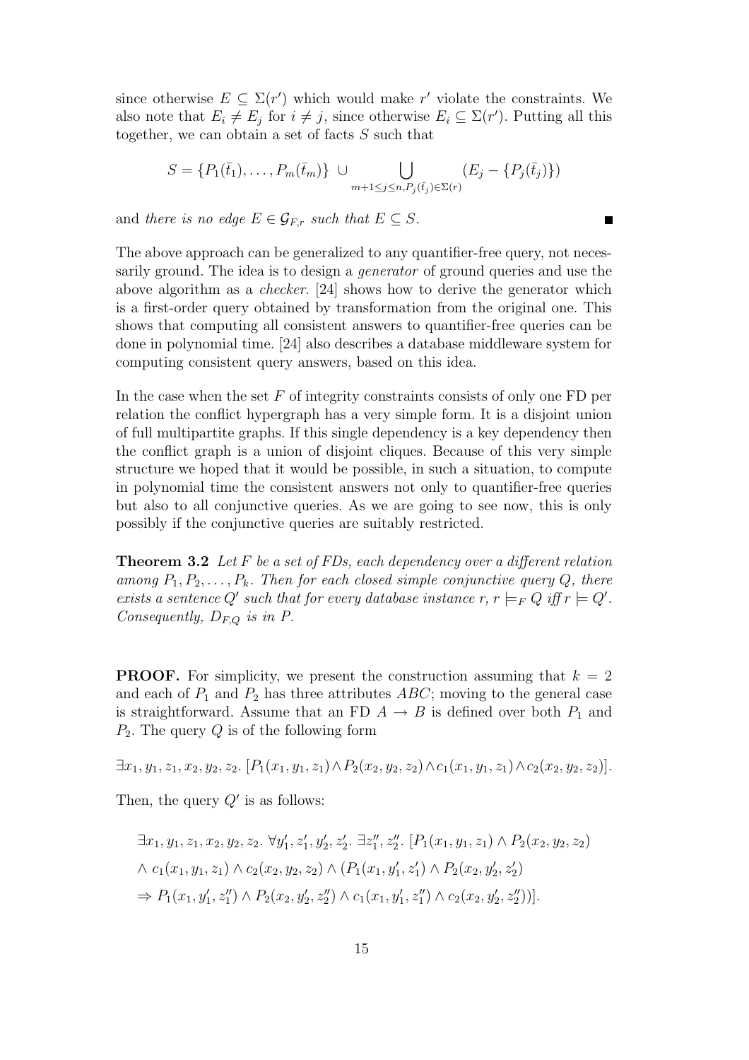since otherwise $E \subseteq \Sigma(r')$ which would make $r'$ violate the constraints. We also note that $E_i \neq E_j$ for $i \neq j$, since otherwise $E_i \subseteq \Sigma(r')$. Putting all this together, we can obtain a set of facts $S$ such that

$$S = \{P_1(\bar{t}_1), \ldots, P_m(\bar{t}_m)\} \cup \bigcup_{m+1 \leq j \leq n, P_j(\bar{t}_j) \in \Sigma(r)} (E_j - \{P_j(\bar{t}_j)\})$$

and *there is no edge $E \in \mathcal{G}_{F,r}$ such that $E \subseteq S$.* ■

The above approach can be generalized to any quantifier-free query, not necessarily ground. The idea is to design a *generator* of ground queries and use the above algorithm as a *checker*. [24] shows how to derive the generator which is a first-order query obtained by transformation from the original one. This shows that computing all consistent answers to quantifier-free queries can be done in polynomial time. [24] also describes a database middleware system for computing consistent query answers, based on this idea.

In the case when the set $F$ of integrity constraints consists of only one FD per relation the conflict hypergraph has a very simple form. It is a disjoint union of full multipartite graphs. If this single dependency is a key dependency then the conflict graph is a union of disjoint cliques. Because of this very simple structure we hoped that it would be possible, in such a situation, to compute in polynomial time the consistent answers not only to quantifier-free queries but also to all conjunctive queries. As we are going to see now, this is only possibly if the conjunctive queries are suitably restricted.

**Theorem 3.2** *Let $F$ be a set of FDs, each dependency over a different relation among $P_1, P_2, \ldots, P_k$. Then for each closed simple conjunctive query $Q$, there exists a sentence $Q'$ such that for every database instance $r$, $r \models_F Q$ iff $r \models Q'$. Consequently, $D_{F,Q}$ is in P.*

**PROOF.** For simplicity, we present the construction assuming that $k = 2$ and each of $P_1$ and $P_2$ has three attributes $ABC$; moving to the general case is straightforward. Assume that an FD $A \rightarrow B$ is defined over both $P_1$ and $P_2$. The query $Q$ is of the following form

$$\exists x_1, y_1, z_1, x_2, y_2, z_2. \, [P_1(x_1, y_1, z_1) \wedge P_2(x_2, y_2, z_2) \wedge c_1(x_1, y_1, z_1) \wedge c_2(x_2, y_2, z_2)].$$

Then, the query $Q'$ is as follows:

$$\begin{aligned}
&\exists x_1, y_1, z_1, x_2, y_2, z_2. \, \forall y_1', z_1', y_2', z_2'. \, \exists z_1'', z_2''. \, [P_1(x_1, y_1, z_1) \wedge P_2(x_2, y_2, z_2) \\
&\wedge c_1(x_1, y_1, z_1) \wedge c_2(x_2, y_2, z_2) \wedge (P_1(x_1, y_1', z_1') \wedge P_2(x_2, y_2', z_2') \\
&\Rightarrow P_1(x_1, y_1', z_1'') \wedge P_2(x_2, y_2', z_2'') \wedge c_1(x_1, y_1', z_1'') \wedge c_2(x_2, y_2', z_2''))].
\end{aligned}$$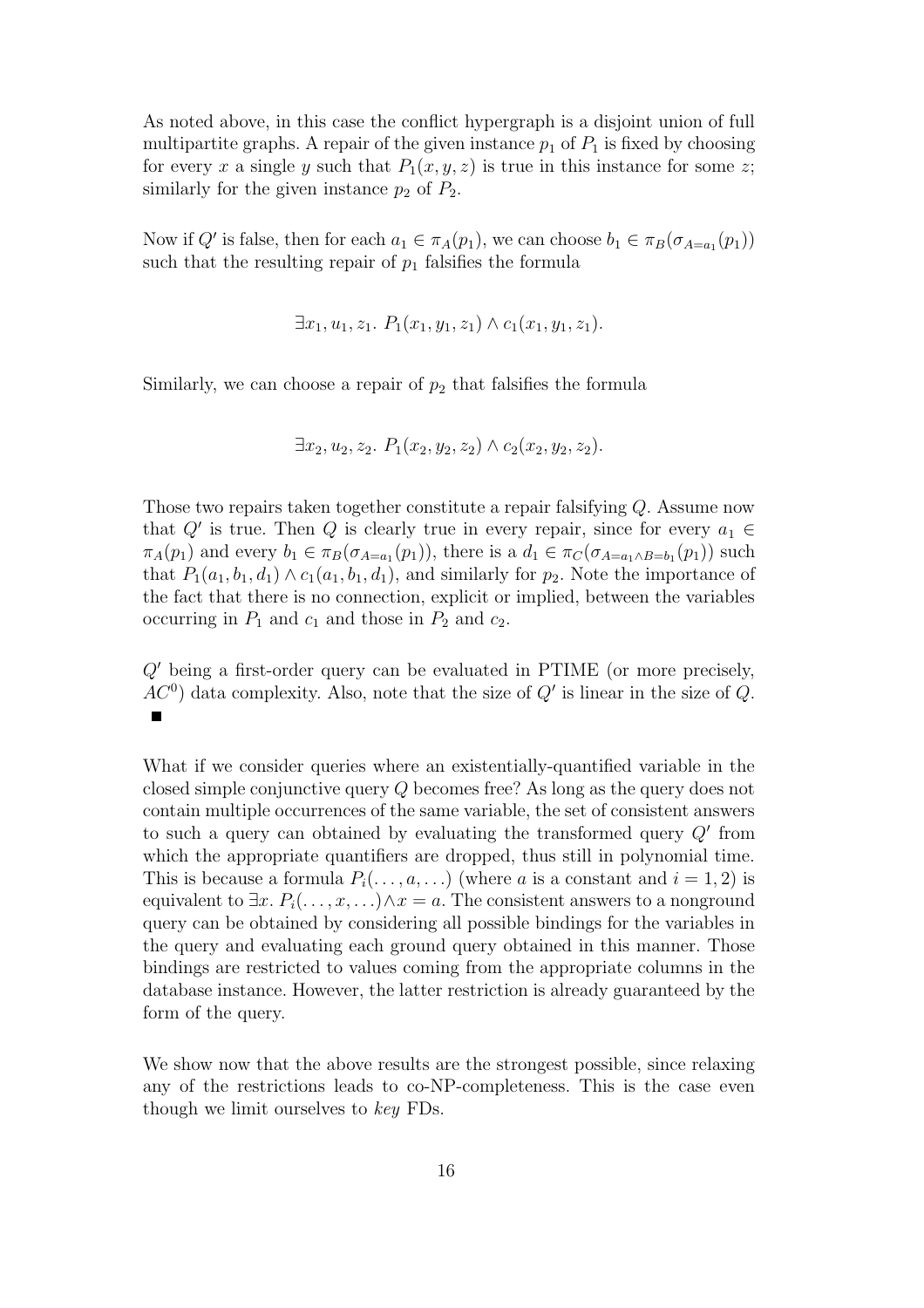As noted above, in this case the conflict hypergraph is a disjoint union of full multipartite graphs. A repair of the given instance $p_1$ of $P_1$ is fixed by choosing for every $x$ a single $y$ such that $P_1(x, y, z)$ is true in this instance for some $z$; similarly for the given instance $p_2$ of $P_2$.

Now if $Q'$ is false, then for each $a_1 \in \pi_A(p_1)$, we can choose $b_1 \in \pi_B(\sigma_{A=a_1}(p_1))$ such that the resulting repair of $p_1$ falsifies the formula

$$\exists x_1, u_1, z_1.\ P_1(x_1, y_1, z_1) \wedge c_1(x_1, y_1, z_1).$$

Similarly, we can choose a repair of $p_2$ that falsifies the formula

$$\exists x_2, u_2, z_2.\ P_1(x_2, y_2, z_2) \wedge c_2(x_2, y_2, z_2).$$

Those two repairs taken together constitute a repair falsifying $Q$. Assume now that $Q'$ is true. Then $Q$ is clearly true in every repair, since for every $a_1 \in \pi_A(p_1)$ and every $b_1 \in \pi_B(\sigma_{A=a_1}(p_1))$, there is a $d_1 \in \pi_C(\sigma_{A=a_1 \wedge B=b_1}(p_1))$ such that $P_1(a_1, b_1, d_1) \wedge c_1(a_1, b_1, d_1)$, and similarly for $p_2$. Note the importance of the fact that there is no connection, explicit or implied, between the variables occurring in $P_1$ and $c_1$ and those in $P_2$ and $c_2$.

$Q'$ being a first-order query can be evaluated in PTIME (or more precisely, $AC^0$) data complexity. Also, note that the size of $Q'$ is linear in the size of $Q$. ■

What if we consider queries where an existentially-quantified variable in the closed simple conjunctive query $Q$ becomes free? As long as the query does not contain multiple occurrences of the same variable, the set of consistent answers to such a query can obtained by evaluating the transformed query $Q'$ from which the appropriate quantifiers are dropped, thus still in polynomial time. This is because a formula $P_i(\ldots, a, \ldots)$ (where $a$ is a constant and $i = 1, 2$) is equivalent to $\exists x.\ P_i(\ldots, x, \ldots) \wedge x = a$. The consistent answers to a nonground query can be obtained by considering all possible bindings for the variables in the query and evaluating each ground query obtained in this manner. Those bindings are restricted to values coming from the appropriate columns in the database instance. However, the latter restriction is already guaranteed by the form of the query.

We show now that the above results are the strongest possible, since relaxing any of the restrictions leads to co-NP-completeness. This is the case even though we limit ourselves to *key* FDs.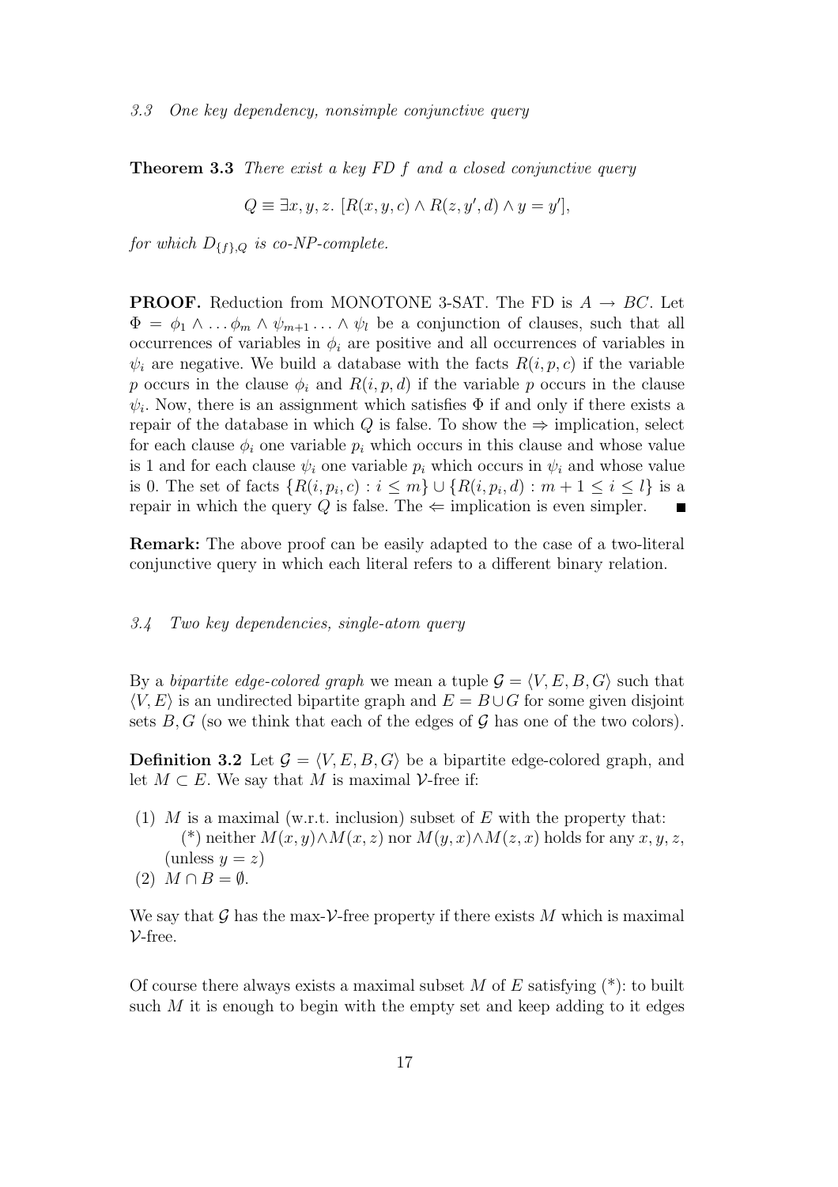### 3.3 One key dependency, nonsimple conjunctive query

**Theorem 3.3** *There exist a key FD $f$ and a closed conjunctive query*

$$Q \equiv \exists x, y, z.\ [R(x, y, c) \wedge R(z, y', d) \wedge y = y'],$$

*for which $D_{\{f\},Q}$ is co-NP-complete.*

**PROOF.** Reduction from MONOTONE 3-SAT. The FD is $A \rightarrow BC$. Let $\Phi = \phi_1 \wedge \ldots \phi_m \wedge \psi_{m+1} \ldots \wedge \psi_l$ be a conjunction of clauses, such that all occurrences of variables in $\phi_i$ are positive and all occurrences of variables in $\psi_i$ are negative. We build a database with the facts $R(i, p, c)$ if the variable $p$ occurs in the clause $\phi_i$ and $R(i, p, d)$ if the variable $p$ occurs in the clause $\psi_i$. Now, there is an assignment which satisfies $\Phi$ if and only if there exists a repair of the database in which $Q$ is false. To show the $\Rightarrow$ implication, select for each clause $\phi_i$ one variable $p_i$ which occurs in this clause and whose value is 1 and for each clause $\psi_i$ one variable $p_i$ which occurs in $\psi_i$ and whose value is 0. The set of facts $\{R(i, p_i, c) : i \leq m\} \cup \{R(i, p_i, d) : m + 1 \leq i \leq l\}$ is a repair in which the query $Q$ is false. The $\Leftarrow$ implication is even simpler. ■

**Remark:** The above proof can be easily adapted to the case of a two-literal conjunctive query in which each literal refers to a different binary relation.

### 3.4 Two key dependencies, single-atom query

By a *bipartite edge-colored graph* we mean a tuple $\mathcal{G} = \langle V, E, B, G \rangle$ such that $\langle V, E \rangle$ is an undirected bipartite graph and $E = B \cup G$ for some given disjoint sets $B, G$ (so we think that each of the edges of $\mathcal{G}$ has one of the two colors).

**Definition 3.2** Let $\mathcal{G} = \langle V, E, B, G \rangle$ be a bipartite edge-colored graph, and let $M \subset E$. We say that $M$ is maximal $\mathcal{V}$-free if:

(1) $M$ is a maximal (w.r.t. inclusion) subset of $E$ with the property that:
  (*) neither $M(x, y) \wedge M(x, z)$ nor $M(y, x) \wedge M(z, x)$ holds for any $x, y, z$, (unless $y = z$)

(2) $M \cap B = \emptyset$.

We say that $\mathcal{G}$ has the max-$\mathcal{V}$-free property if there exists $M$ which is maximal $\mathcal{V}$-free.

Of course there always exists a maximal subset $M$ of $E$ satisfying (*): to built such $M$ it is enough to begin with the empty set and keep adding to it edges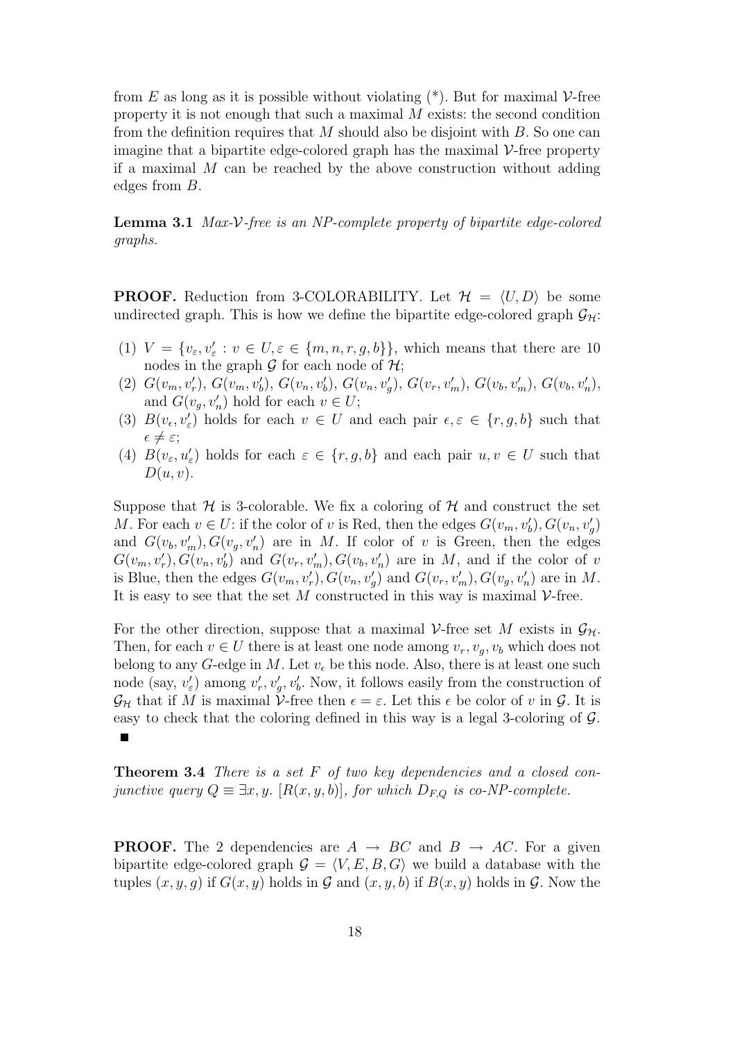from $E$ as long as it is possible without violating (*). But for maximal $\mathcal{V}$-free property it is not enough that such a maximal $M$ exists: the second condition from the definition requires that $M$ should also be disjoint with $B$. So one can imagine that a bipartite edge-colored graph has the maximal $\mathcal{V}$-free property if a maximal $M$ can be reached by the above construction without adding edges from $B$.

**Lemma 3.1** *Max-$\mathcal{V}$-free is an NP-complete property of bipartite edge-colored graphs.*

**PROOF.** Reduction from 3-COLORABILITY. Let $\mathcal{H} = \langle U, D \rangle$ be some undirected graph. This is how we define the bipartite edge-colored graph $\mathcal{G}_{\mathcal{H}}$:

(1) $V = \{v_\varepsilon, v'_\varepsilon : v \in U, \varepsilon \in \{m, n, r, g, b\}\}$, which means that there are 10 nodes in the graph $\mathcal{G}$ for each node of $\mathcal{H}$;

(2) $G(v_m, v'_r)$, $G(v_m, v'_b)$, $G(v_n, v'_b)$, $G(v_n, v'_g)$, $G(v_r, v'_m)$, $G(v_b, v'_m)$, $G(v_b, v'_n)$, and $G(v_g, v'_n)$ hold for each $v \in U$;

(3) $B(v_\epsilon, v'_\varepsilon)$ holds for each $v \in U$ and each pair $\epsilon, \varepsilon \in \{r, g, b\}$ such that $\epsilon \neq \varepsilon$;

(4) $B(v_\varepsilon, u'_\varepsilon)$ holds for each $\varepsilon \in \{r, g, b\}$ and each pair $u, v \in U$ such that $D(u, v)$.

Suppose that $\mathcal{H}$ is 3-colorable. We fix a coloring of $\mathcal{H}$ and construct the set $M$. For each $v \in U$: if the color of $v$ is Red, then the edges $G(v_m, v'_b), G(v_n, v'_g)$ and $G(v_b, v'_m), G(v_g, v'_n)$ are in $M$. If color of $v$ is Green, then the edges $G(v_m, v'_r), G(v_n, v'_b)$ and $G(v_r, v'_m), G(v_b, v'_n)$ are in $M$, and if the color of $v$ is Blue, then the edges $G(v_m, v'_r), G(v_n, v'_g)$ and $G(v_r, v'_m), G(v_g, v'_n)$ are in $M$. It is easy to see that the set $M$ constructed in this way is maximal $\mathcal{V}$-free.

For the other direction, suppose that a maximal $\mathcal{V}$-free set $M$ exists in $\mathcal{G}_{\mathcal{H}}$. Then, for each $v \in U$ there is at least one node among $v_r, v_g, v_b$ which does not belong to any $G$-edge in $M$. Let $v_\epsilon$ be this node. Also, there is at least one such node (say, $v'_\varepsilon$) among $v'_r, v'_g, v'_b$. Now, it follows easily from the construction of $\mathcal{G}_{\mathcal{H}}$ that if $M$ is maximal $\mathcal{V}$-free then $\epsilon = \varepsilon$. Let this $\epsilon$ be color of $v$ in $\mathcal{G}$. It is easy to check that the coloring defined in this way is a legal 3-coloring of $\mathcal{G}$. ■

**Theorem 3.4** *There is a set $F$ of two key dependencies and a closed conjunctive query $Q \equiv \exists x, y.\ [R(x, y, b)]$, for which $D_{F,Q}$ is co-NP-complete.*

**PROOF.** The 2 dependencies are $A \to BC$ and $B \to AC$. For a given bipartite edge-colored graph $\mathcal{G} = \langle V, E, B, G \rangle$ we build a database with the tuples $(x, y, g)$ if $G(x, y)$ holds in $\mathcal{G}$ and $(x, y, b)$ if $B(x, y)$ holds in $\mathcal{G}$. Now the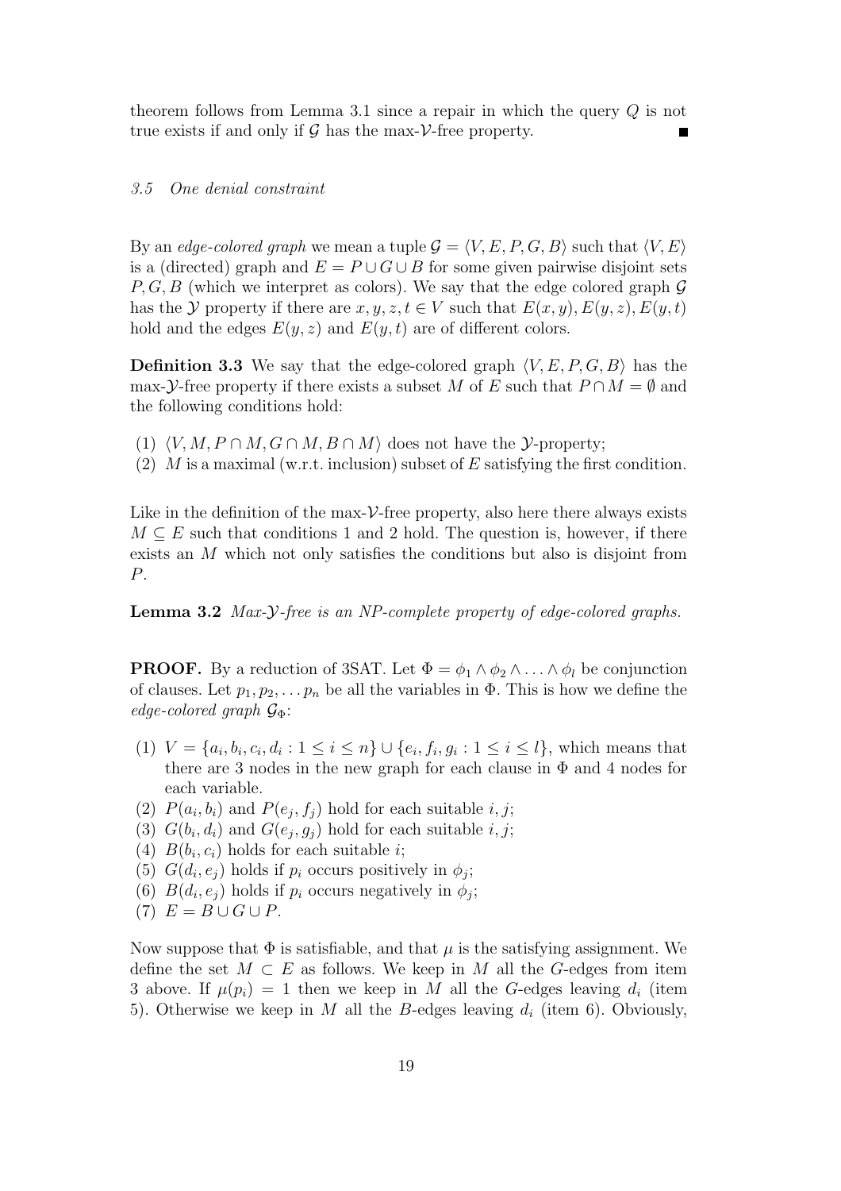theorem follows from Lemma 3.1 since a repair in which the query $Q$ is not true exists if and only if $\mathcal{G}$ has the max-$\mathcal{V}$-free property. ∎

### 3.5 One denial constraint

By an *edge-colored graph* we mean a tuple $\mathcal{G} = \langle V, E, P, G, B\rangle$ such that $\langle V, E\rangle$ is a (directed) graph and $E = P \cup G \cup B$ for some given pairwise disjoint sets $P, G, B$ (which we interpret as colors). We say that the edge colored graph $\mathcal{G}$ has the $\mathcal{Y}$ property if there are $x, y, z, t \in V$ such that $E(x, y), E(y, z), E(y, t)$ hold and the edges $E(y, z)$ and $E(y, t)$ are of different colors.

**Definition 3.3** We say that the edge-colored graph $\langle V, E, P, G, B\rangle$ has the max-$\mathcal{Y}$-free property if there exists a subset $M$ of $E$ such that $P \cap M = \emptyset$ and the following conditions hold:

(1) $\langle V, M, P \cap M, G \cap M, B \cap M\rangle$ does not have the $\mathcal{Y}$-property;
(2) $M$ is a maximal (w.r.t. inclusion) subset of $E$ satisfying the first condition.

Like in the definition of the max-$\mathcal{V}$-free property, also here there always exists $M \subseteq E$ such that conditions 1 and 2 hold. The question is, however, if there exists an $M$ which not only satisfies the conditions but also is disjoint from $P$.

**Lemma 3.2** *Max-$\mathcal{Y}$-free is an NP-complete property of edge-colored graphs.*

**PROOF.** By a reduction of 3SAT. Let $\Phi = \phi_1 \wedge \phi_2 \wedge \ldots \wedge \phi_l$ be conjunction of clauses. Let $p_1, p_2, \ldots p_n$ be all the variables in $\Phi$. This is how we define the *edge-colored graph* $\mathcal{G}_\Phi$:

(1) $V = \{a_i, b_i, c_i, d_i : 1 \leq i \leq n\} \cup \{e_i, f_i, g_i : 1 \leq i \leq l\}$, which means that there are 3 nodes in the new graph for each clause in $\Phi$ and 4 nodes for each variable.
(2) $P(a_i, b_i)$ and $P(e_j, f_j)$ hold for each suitable $i, j$;
(3) $G(b_i, d_i)$ and $G(e_j, g_j)$ hold for each suitable $i, j$;
(4) $B(b_i, c_i)$ holds for each suitable $i$;
(5) $G(d_i, e_j)$ holds if $p_i$ occurs positively in $\phi_j$;
(6) $B(d_i, e_j)$ holds if $p_i$ occurs negatively in $\phi_j$;
(7) $E = B \cup G \cup P$.

Now suppose that $\Phi$ is satisfiable, and that $\mu$ is the satisfying assignment. We define the set $M \subset E$ as follows. We keep in $M$ all the $G$-edges from item 3 above. If $\mu(p_i) = 1$ then we keep in $M$ all the $G$-edges leaving $d_i$ (item 5). Otherwise we keep in $M$ all the $B$-edges leaving $d_i$ (item 6). Obviously,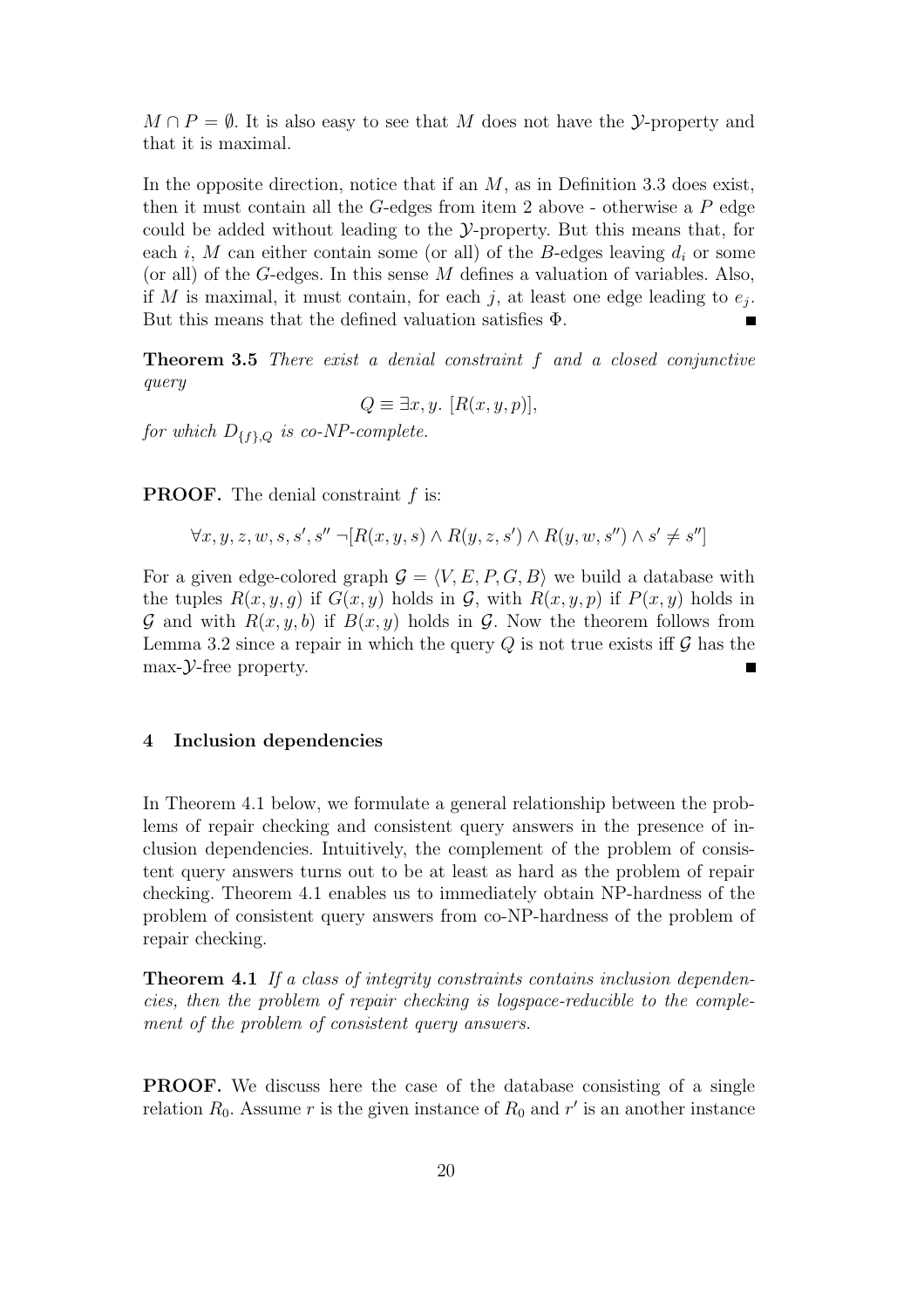$M \cap P = \emptyset$. It is also easy to see that $M$ does not have the $\mathcal{Y}$-property and that it is maximal.

In the opposite direction, notice that if an $M$, as in Definition 3.3 does exist, then it must contain all the $G$-edges from item 2 above - otherwise a $P$ edge could be added without leading to the $\mathcal{Y}$-property. But this means that, for each $i$, $M$ can either contain some (or all) of the $B$-edges leaving $d_i$ or some (or all) of the $G$-edges. In this sense $M$ defines a valuation of variables. Also, if $M$ is maximal, it must contain, for each $j$, at least one edge leading to $e_j$. But this means that the defined valuation satisfies $\Phi$. ∎

**Theorem 3.5** *There exist a denial constraint $f$ and a closed conjunctive query*

$$Q \equiv \exists x, y.\ [R(x, y, p)],$$

*for which $D_{\{f\},Q}$ is co-NP-complete.*

**PROOF.** The denial constraint $f$ is:

$$\forall x, y, z, w, s, s', s''\ \neg[R(x, y, s) \wedge R(y, z, s') \wedge R(y, w, s'') \wedge s' \neq s'']$$

For a given edge-colored graph $\mathcal{G} = \langle V, E, P, G, B \rangle$ we build a database with the tuples $R(x, y, g)$ if $G(x, y)$ holds in $\mathcal{G}$, with $R(x, y, p)$ if $P(x, y)$ holds in $\mathcal{G}$ and with $R(x, y, b)$ if $B(x, y)$ holds in $\mathcal{G}$. Now the theorem follows from Lemma 3.2 since a repair in which the query $Q$ is not true exists iff $\mathcal{G}$ has the max-$\mathcal{Y}$-free property. ∎

## 4 Inclusion dependencies

In Theorem 4.1 below, we formulate a general relationship between the problems of repair checking and consistent query answers in the presence of inclusion dependencies. Intuitively, the complement of the problem of consistent query answers turns out to be at least as hard as the problem of repair checking. Theorem 4.1 enables us to immediately obtain NP-hardness of the problem of consistent query answers from co-NP-hardness of the problem of repair checking.

**Theorem 4.1** *If a class of integrity constraints contains inclusion dependencies, then the problem of repair checking is logspace-reducible to the complement of the problem of consistent query answers.*

**PROOF.** We discuss here the case of the database consisting of a single relation $R_0$. Assume $r$ is the given instance of $R_0$ and $r'$ is an another instance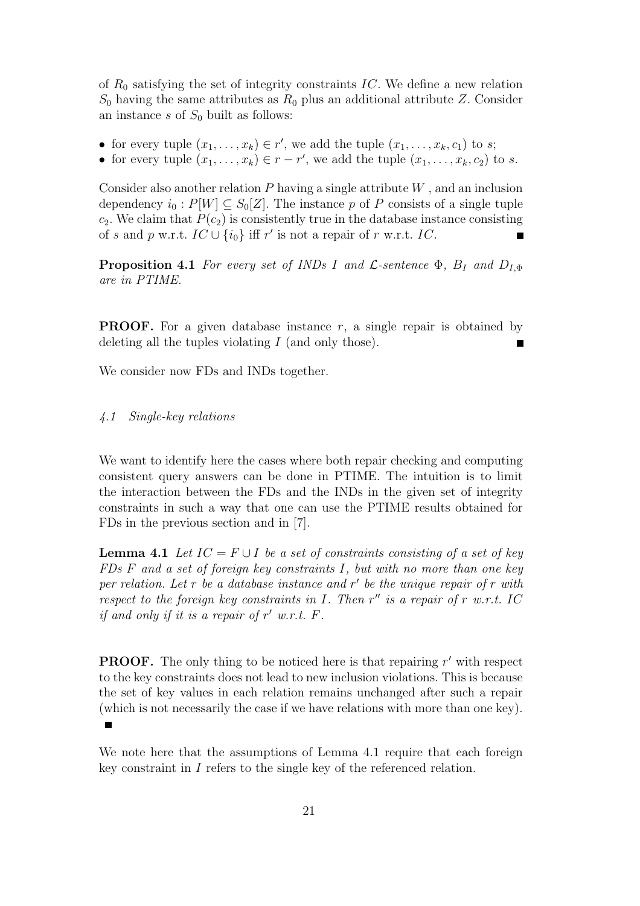of $R_0$ satisfying the set of integrity constraints $IC$. We define a new relation $S_0$ having the same attributes as $R_0$ plus an additional attribute $Z$. Consider an instance $s$ of $S_0$ built as follows:

- for every tuple $(x_1, \ldots, x_k) \in r'$, we add the tuple $(x_1, \ldots, x_k, c_1)$ to $s$;
- for every tuple $(x_1, \ldots, x_k) \in r - r'$, we add the tuple $(x_1, \ldots, x_k, c_2)$ to $s$.

Consider also another relation $P$ having a single attribute $W$ , and an inclusion dependency $i_0 : P[W] \subseteq S_0[Z]$. The instance $p$ of $P$ consists of a single tuple $c_2$. We claim that $P(c_2)$ is consistently true in the database instance consisting of $s$ and $p$ w.r.t. $IC \cup \{i_0\}$ iff $r'$ is not a repair of $r$ w.r.t. $IC$. ∎

**Proposition 4.1** *For every set of INDs $I$ and $\mathcal{L}$-sentence $\Phi$, $B_I$ and $D_{I,\Phi}$ are in PTIME.*

**PROOF.** For a given database instance $r$, a single repair is obtained by deleting all the tuples violating $I$ (and only those). ∎

We consider now FDs and INDs together.

### *4.1 Single-key relations*

We want to identify here the cases where both repair checking and computing consistent query answers can be done in PTIME. The intuition is to limit the interaction between the FDs and the INDs in the given set of integrity constraints in such a way that one can use the PTIME results obtained for FDs in the previous section and in [7].

**Lemma 4.1** *Let $IC = F \cup I$ be a set of constraints consisting of a set of key FDs $F$ and a set of foreign key constraints $I$, but with no more than one key per relation. Let $r$ be a database instance and $r'$ be the unique repair of $r$ with respect to the foreign key constraints in $I$. Then $r''$ is a repair of $r$ w.r.t. $IC$ if and only if it is a repair of $r'$ w.r.t. $F$.*

**PROOF.** The only thing to be noticed here is that repairing $r'$ with respect to the key constraints does not lead to new inclusion violations. This is because the set of key values in each relation remains unchanged after such a repair (which is not necessarily the case if we have relations with more than one key). ∎

We note here that the assumptions of Lemma 4.1 require that each foreign key constraint in $I$ refers to the single key of the referenced relation.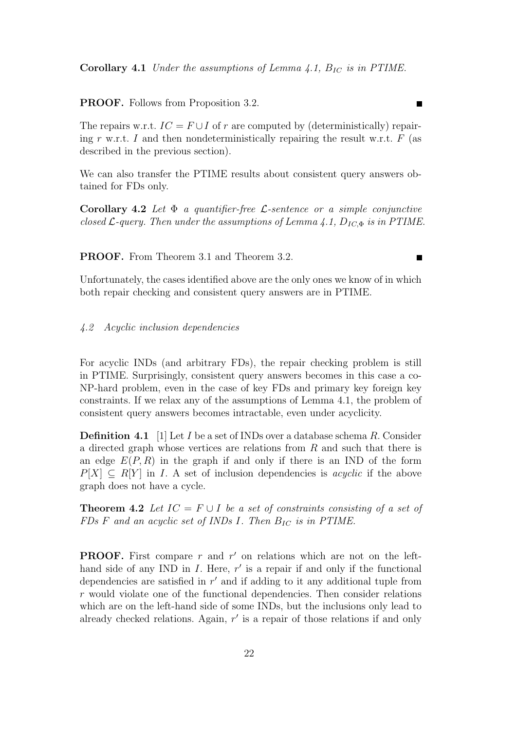**Corollary 4.1** *Under the assumptions of Lemma 4.1, $B_{IC}$ is in PTIME.*

**PROOF.** Follows from Proposition 3.2. ■

The repairs w.r.t. $IC = F \cup I$ of $r$ are computed by (deterministically) repairing $r$ w.r.t. $I$ and then nondeterministically repairing the result w.r.t. $F$ (as described in the previous section).

We can also transfer the PTIME results about consistent query answers obtained for FDs only.

**Corollary 4.2** *Let $\Phi$ a quantifier-free $\mathcal{L}$-sentence or a simple conjunctive closed $\mathcal{L}$-query. Then under the assumptions of Lemma 4.1, $D_{IC,\Phi}$ is in PTIME.*

**PROOF.** From Theorem 3.1 and Theorem 3.2. ■

Unfortunately, the cases identified above are the only ones we know of in which both repair checking and consistent query answers are in PTIME.

### *4.2 Acyclic inclusion dependencies*

For acyclic INDs (and arbitrary FDs), the repair checking problem is still in PTIME. Surprisingly, consistent query answers becomes in this case a co-NP-hard problem, even in the case of key FDs and primary key foreign key constraints. If we relax any of the assumptions of Lemma 4.1, the problem of consistent query answers becomes intractable, even under acyclicity.

**Definition 4.1** [1] Let $I$ be a set of INDs over a database schema $R$. Consider a directed graph whose vertices are relations from $R$ and such that there is an edge $E(P, R)$ in the graph if and only if there is an IND of the form $P[X] \subseteq R[Y]$ in $I$. A set of inclusion dependencies is *acyclic* if the above graph does not have a cycle.

**Theorem 4.2** *Let $IC = F \cup I$ be a set of constraints consisting of a set of FDs $F$ and an acyclic set of INDs $I$. Then $B_{IC}$ is in PTIME.*

**PROOF.** First compare $r$ and $r'$ on relations which are not on the left-hand side of any IND in $I$. Here, $r'$ is a repair if and only if the functional dependencies are satisfied in $r'$ and if adding to it any additional tuple from $r$ would violate one of the functional dependencies. Then consider relations which are on the left-hand side of some INDs, but the inclusions only lead to already checked relations. Again, $r'$ is a repair of those relations if and only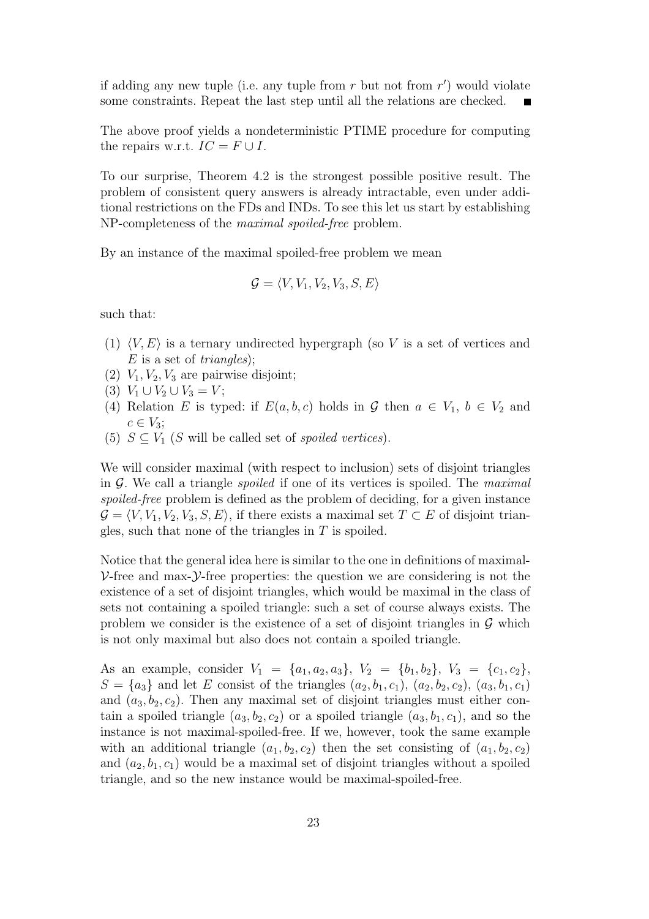if adding any new tuple (i.e. any tuple from $r$ but not from $r'$) would violate some constraints. Repeat the last step until all the relations are checked. ∎

The above proof yields a nondeterministic PTIME procedure for computing the repairs w.r.t. $IC = F \cup I$.

To our surprise, Theorem 4.2 is the strongest possible positive result. The problem of consistent query answers is already intractable, even under additional restrictions on the FDs and INDs. To see this let us start by establishing NP-completeness of the *maximal spoiled-free* problem.

By an instance of the maximal spoiled-free problem we mean

$$\mathcal{G} = \langle V, V_1, V_2, V_3, S, E \rangle$$

such that:

(1) $\langle V, E \rangle$ is a ternary undirected hypergraph (so $V$ is a set of vertices and $E$ is a set of *triangles*);
(2) $V_1, V_2, V_3$ are pairwise disjoint;
(3) $V_1 \cup V_2 \cup V_3 = V$;
(4) Relation $E$ is typed: if $E(a, b, c)$ holds in $\mathcal{G}$ then $a \in V_1$, $b \in V_2$ and $c \in V_3$;
(5) $S \subseteq V_1$ ($S$ will be called set of *spoiled vertices*).

We will consider maximal (with respect to inclusion) sets of disjoint triangles in $\mathcal{G}$. We call a triangle *spoiled* if one of its vertices is spoiled. The *maximal spoiled-free* problem is defined as the problem of deciding, for a given instance $\mathcal{G} = \langle V, V_1, V_2, V_3, S, E \rangle$, if there exists a maximal set $T \subset E$ of disjoint triangles, such that none of the triangles in $T$ is spoiled.

Notice that the general idea here is similar to the one in definitions of maximal-$\mathcal{V}$-free and max-$\mathcal{Y}$-free properties: the question we are considering is not the existence of a set of disjoint triangles, which would be maximal in the class of sets not containing a spoiled triangle: such a set of course always exists. The problem we consider is the existence of a set of disjoint triangles in $\mathcal{G}$ which is not only maximal but also does not contain a spoiled triangle.

As an example, consider $V_1 = \{a_1, a_2, a_3\}$, $V_2 = \{b_1, b_2\}$, $V_3 = \{c_1, c_2\}$, $S = \{a_3\}$ and let $E$ consist of the triangles $(a_2, b_1, c_1)$, $(a_2, b_2, c_2)$, $(a_3, b_1, c_1)$ and $(a_3, b_2, c_2)$. Then any maximal set of disjoint triangles must either contain a spoiled triangle $(a_3, b_2, c_2)$ or a spoiled triangle $(a_3, b_1, c_1)$, and so the instance is not maximal-spoiled-free. If we, however, took the same example with an additional triangle $(a_1, b_2, c_2)$ then the set consisting of $(a_1, b_2, c_2)$ and $(a_2, b_1, c_1)$ would be a maximal set of disjoint triangles without a spoiled triangle, and so the new instance would be maximal-spoiled-free.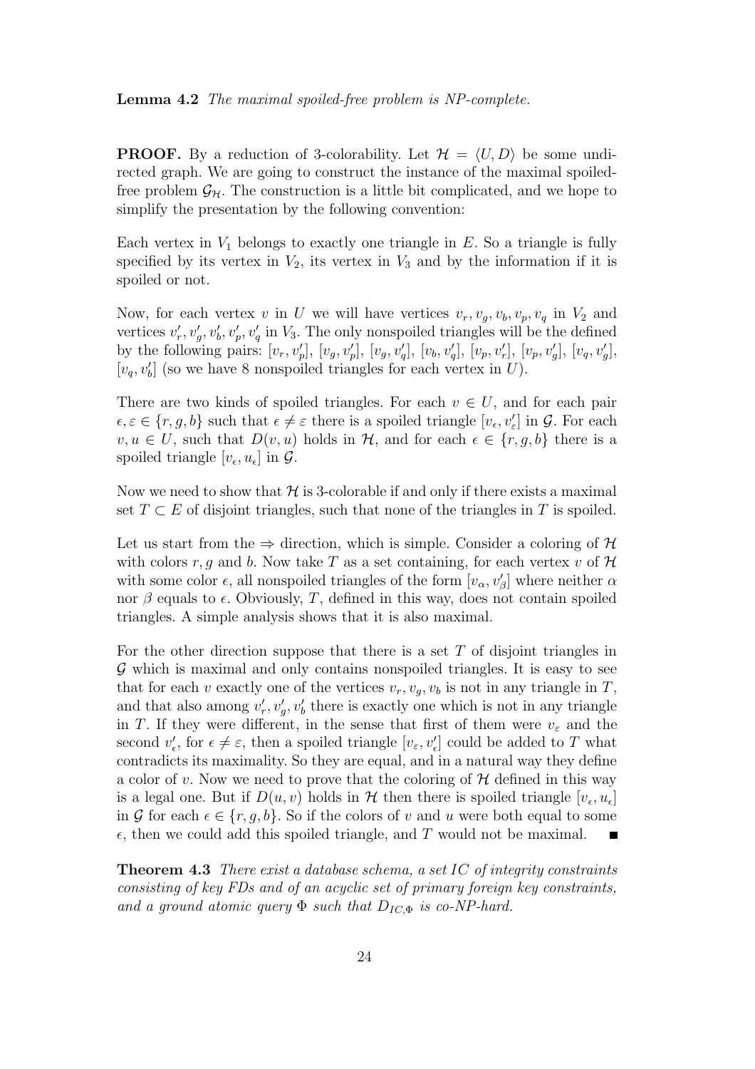**Lemma 4.2** *The maximal spoiled-free problem is NP-complete.*

**PROOF.** By a reduction of 3-colorability. Let $\mathcal{H} = \langle U, D \rangle$ be some undirected graph. We are going to construct the instance of the maximal spoiled-free problem $\mathcal{G}_\mathcal{H}$. The construction is a little bit complicated, and we hope to simplify the presentation by the following convention:

Each vertex in $V_1$ belongs to exactly one triangle in $E$. So a triangle is fully specified by its vertex in $V_2$, its vertex in $V_3$ and by the information if it is spoiled or not.

Now, for each vertex $v$ in $U$ we will have vertices $v_r, v_g, v_b, v_p, v_q$ in $V_2$ and vertices $v'_r, v'_g, v'_b, v'_p, v'_q$ in $V_3$. The only nonspoiled triangles will be the defined by the following pairs: $[v_r, v'_p]$, $[v_g, v'_p]$, $[v_g, v'_q]$, $[v_b, v'_q]$, $[v_p, v'_r]$, $[v_p, v'_g]$, $[v_q, v'_g]$, $[v_q, v'_b]$ (so we have 8 nonspoiled triangles for each vertex in $U$).

There are two kinds of spoiled triangles. For each $v \in U$, and for each pair $\epsilon, \varepsilon \in \{r, g, b\}$ such that $\epsilon \neq \varepsilon$ there is a spoiled triangle $[v_\epsilon, v'_\varepsilon]$ in $\mathcal{G}$. For each $v, u \in U$, such that $D(v, u)$ holds in $\mathcal{H}$, and for each $\epsilon \in \{r, g, b\}$ there is a spoiled triangle $[v_\epsilon, u_\epsilon]$ in $\mathcal{G}$.

Now we need to show that $\mathcal{H}$ is 3-colorable if and only if there exists a maximal set $T \subset E$ of disjoint triangles, such that none of the triangles in $T$ is spoiled.

Let us start from the $\Rightarrow$ direction, which is simple. Consider a coloring of $\mathcal{H}$ with colors $r, g$ and $b$. Now take $T$ as a set containing, for each vertex $v$ of $\mathcal{H}$ with some color $\epsilon$, all nonspoiled triangles of the form $[v_\alpha, v'_\beta]$ where neither $\alpha$ nor $\beta$ equals to $\epsilon$. Obviously, $T$, defined in this way, does not contain spoiled triangles. A simple analysis shows that it is also maximal.

For the other direction suppose that there is a set $T$ of disjoint triangles in $\mathcal{G}$ which is maximal and only contains nonspoiled triangles. It is easy to see that for each $v$ exactly one of the vertices $v_r, v_g, v_b$ is not in any triangle in $T$, and that also among $v'_r, v'_g, v'_b$ there is exactly one which is not in any triangle in $T$. If they were different, in the sense that first of them were $v_\varepsilon$ and the second $v'_\epsilon$, for $\epsilon \neq \varepsilon$, then a spoiled triangle $[v_\varepsilon, v'_\epsilon]$ could be added to $T$ what contradicts its maximality. So they are equal, and in a natural way they define a color of $v$. Now we need to prove that the coloring of $\mathcal{H}$ defined in this way is a legal one. But if $D(u, v)$ holds in $\mathcal{H}$ then there is spoiled triangle $[v_\epsilon, u_\epsilon]$ in $\mathcal{G}$ for each $\epsilon \in \{r, g, b\}$. So if the colors of $v$ and $u$ were both equal to some $\epsilon$, then we could add this spoiled triangle, and $T$ would not be maximal. ∎

**Theorem 4.3** *There exist a database schema, a set IC of integrity constraints consisting of key FDs and of an acyclic set of primary foreign key constraints, and a ground atomic query $\Phi$ such that $D_{IC,\Phi}$ is co-NP-hard.*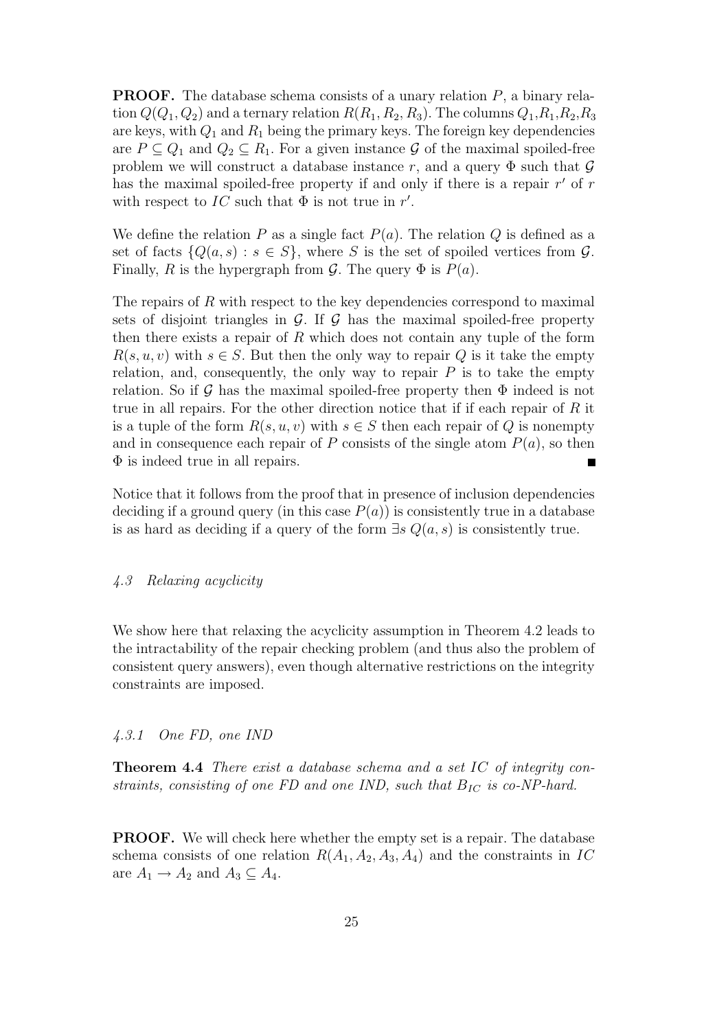**PROOF.** The database schema consists of a unary relation $P$, a binary relation $Q(Q_1, Q_2)$ and a ternary relation $R(R_1, R_2, R_3)$. The columns $Q_1$,$R_1$,$R_2$,$R_3$ are keys, with $Q_1$ and $R_1$ being the primary keys. The foreign key dependencies are $P \subseteq Q_1$ and $Q_2 \subseteq R_1$. For a given instance $\mathcal{G}$ of the maximal spoiled-free problem we will construct a database instance $r$, and a query $\Phi$ such that $\mathcal{G}$ has the maximal spoiled-free property if and only if there is a repair $r'$ of $r$ with respect to $IC$ such that $\Phi$ is not true in $r'$.

We define the relation $P$ as a single fact $P(a)$. The relation $Q$ is defined as a set of facts $\{Q(a, s) : s \in S\}$, where $S$ is the set of spoiled vertices from $\mathcal{G}$. Finally, $R$ is the hypergraph from $\mathcal{G}$. The query $\Phi$ is $P(a)$.

The repairs of $R$ with respect to the key dependencies correspond to maximal sets of disjoint triangles in $\mathcal{G}$. If $\mathcal{G}$ has the maximal spoiled-free property then there exists a repair of $R$ which does not contain any tuple of the form $R(s, u, v)$ with $s \in S$. But then the only way to repair $Q$ is it take the empty relation, and, consequently, the only way to repair $P$ is to take the empty relation. So if $\mathcal{G}$ has the maximal spoiled-free property then $\Phi$ indeed is not true in all repairs. For the other direction notice that if if each repair of $R$ it is a tuple of the form $R(s, u, v)$ with $s \in S$ then each repair of $Q$ is nonempty and in consequence each repair of $P$ consists of the single atom $P(a)$, so then $\Phi$ is indeed true in all repairs. ∎

Notice that it follows from the proof that in presence of inclusion dependencies deciding if a ground query (in this case $P(a)$) is consistently true in a database is as hard as deciding if a query of the form $\exists s\, Q(a, s)$ is consistently true.

### *4.3 Relaxing acyclicity*

We show here that relaxing the acyclicity assumption in Theorem 4.2 leads to the intractability of the repair checking problem (and thus also the problem of consistent query answers), even though alternative restrictions on the integrity constraints are imposed.

#### *4.3.1 One FD, one IND*

**Theorem 4.4** *There exist a database schema and a set IC of integrity constraints, consisting of one FD and one IND, such that $B_{IC}$ is co-NP-hard.*

**PROOF.** We will check here whether the empty set is a repair. The database schema consists of one relation $R(A_1, A_2, A_3, A_4)$ and the constraints in $IC$ are $A_1 \rightarrow A_2$ and $A_3 \subseteq A_4$.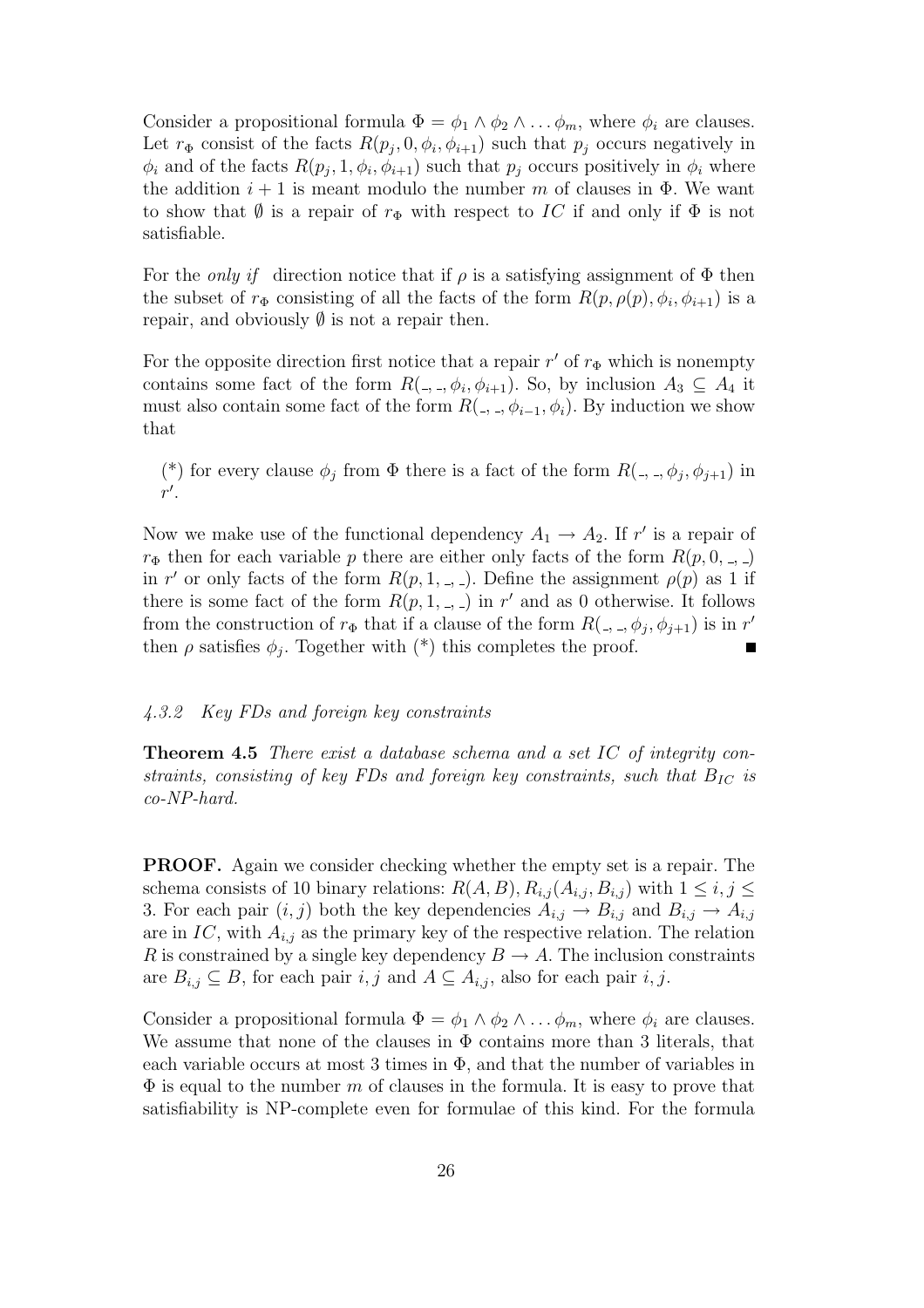Consider a propositional formula $\Phi = \phi_1 \wedge \phi_2 \wedge \ldots \phi_m$, where $\phi_i$ are clauses. Let $r_\Phi$ consist of the facts $R(p_j, 0, \phi_i, \phi_{i+1})$ such that $p_j$ occurs negatively in $\phi_i$ and of the facts $R(p_j, 1, \phi_i, \phi_{i+1})$ such that $p_j$ occurs positively in $\phi_i$ where the addition $i+1$ is meant modulo the number $m$ of clauses in $\Phi$. We want to show that $\emptyset$ is a repair of $r_\Phi$ with respect to $IC$ if and only if $\Phi$ is not satisfiable.

For the *only if* direction notice that if $\rho$ is a satisfying assignment of $\Phi$ then the subset of $r_\Phi$ consisting of all the facts of the form $R(p, \rho(p), \phi_i, \phi_{i+1})$ is a repair, and obviously $\emptyset$ is not a repair then.

For the opposite direction first notice that a repair $r'$ of $r_\Phi$ which is nonempty contains some fact of the form $R(\_, \_, \phi_i, \phi_{i+1})$. So, by inclusion $A_3 \subseteq A_4$ it must also contain some fact of the form $R(\_, \_, \phi_{i-1}, \phi_i)$. By induction we show that

> (*) for every clause $\phi_j$ from $\Phi$ there is a fact of the form $R(\_, \_, \phi_j, \phi_{j+1})$ in $r'$.

Now we make use of the functional dependency $A_1 \rightarrow A_2$. If $r'$ is a repair of $r_\Phi$ then for each variable $p$ there are either only facts of the form $R(p, 0, \_, \_)$ in $r'$ or only facts of the form $R(p, 1, \_, \_)$. Define the assignment $\rho(p)$ as 1 if there is some fact of the form $R(p, 1, \_, \_)$ in $r'$ and as 0 otherwise. It follows from the construction of $r_\Phi$ that if a clause of the form $R(\_, \_, \phi_j, \phi_{j+1})$ is in $r'$ then $\rho$ satisfies $\phi_j$. Together with (*) this completes the proof. ∎

#### *4.3.2 Key FDs and foreign key constraints*

**Theorem 4.5** *There exist a database schema and a set $IC$ of integrity constraints, consisting of key FDs and foreign key constraints, such that $B_{IC}$ is co-NP-hard.*

**PROOF.** Again we consider checking whether the empty set is a repair. The schema consists of 10 binary relations: $R(A, B), R_{i,j}(A_{i,j}, B_{i,j})$ with $1 \leq i, j \leq 3$. For each pair $(i, j)$ both the key dependencies $A_{i,j} \rightarrow B_{i,j}$ and $B_{i,j} \rightarrow A_{i,j}$ are in $IC$, with $A_{i,j}$ as the primary key of the respective relation. The relation $R$ is constrained by a single key dependency $B \rightarrow A$. The inclusion constraints are $B_{i,j} \subseteq B$, for each pair $i, j$ and $A \subseteq A_{i,j}$, also for each pair $i, j$.

Consider a propositional formula $\Phi = \phi_1 \wedge \phi_2 \wedge \ldots \phi_m$, where $\phi_i$ are clauses. We assume that none of the clauses in $\Phi$ contains more than 3 literals, that each variable occurs at most 3 times in $\Phi$, and that the number of variables in $\Phi$ is equal to the number $m$ of clauses in the formula. It is easy to prove that satisfiability is NP-complete even for formulae of this kind. For the formula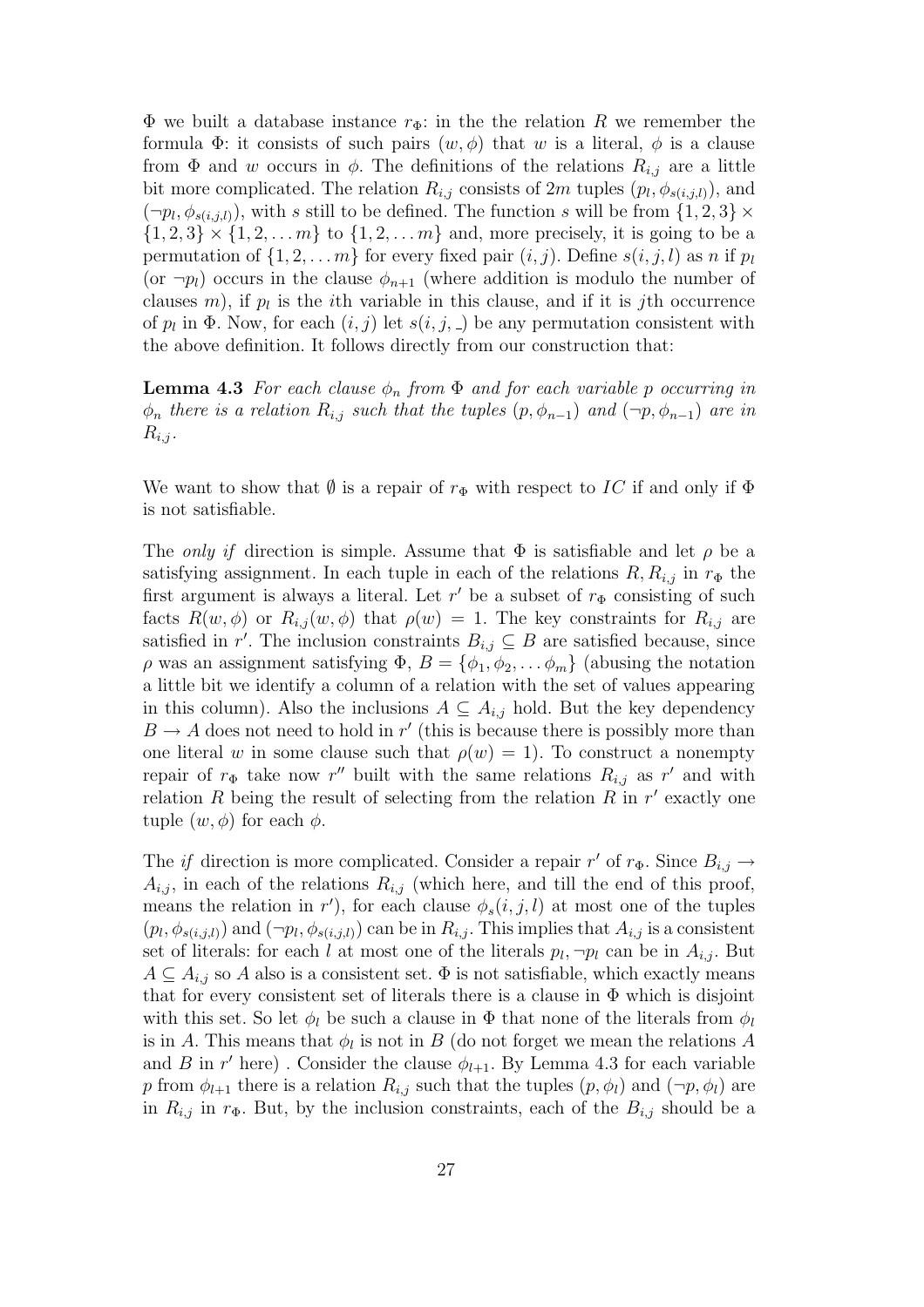$\Phi$ we built a database instance $r_\Phi$: in the the relation $R$ we remember the formula $\Phi$: it consists of such pairs $(w, \phi)$ that $w$ is a literal, $\phi$ is a clause from $\Phi$ and $w$ occurs in $\phi$. The definitions of the relations $R_{i,j}$ are a little bit more complicated. The relation $R_{i,j}$ consists of $2m$ tuples $(p_l, \phi_{s(i,j,l)})$, and $(\neg p_l, \phi_{s(i,j,l)})$, with $s$ still to be defined. The function $s$ will be from $\{1, 2, 3\} \times \{1, 2, 3\} \times \{1, 2, \ldots m\}$ to $\{1, 2, \ldots m\}$ and, more precisely, it is going to be a permutation of $\{1, 2, \ldots m\}$ for every fixed pair $(i, j)$. Define $s(i, j, l)$ as $n$ if $p_l$ (or $\neg p_l$) occurs in the clause $\phi_{n+1}$ (where addition is modulo the number of clauses $m$), if $p_l$ is the $i$th variable in this clause, and if it is $j$th occurrence of $p_l$ in $\Phi$. Now, for each $(i, j)$ let $s(i, j, \_)$ be any permutation consistent with the above definition. It follows directly from our construction that:

**Lemma 4.3** *For each clause $\phi_n$ from $\Phi$ and for each variable $p$ occurring in $\phi_n$ there is a relation $R_{i,j}$ such that the tuples $(p, \phi_{n-1})$ and $(\neg p, \phi_{n-1})$ are in $R_{i,j}$.*

We want to show that $\emptyset$ is a repair of $r_\Phi$ with respect to $IC$ if and only if $\Phi$ is not satisfiable.

The *only if* direction is simple. Assume that $\Phi$ is satisfiable and let $\rho$ be a satisfying assignment. In each tuple in each of the relations $R, R_{i,j}$ in $r_\Phi$ the first argument is always a literal. Let $r'$ be a subset of $r_\Phi$ consisting of such facts $R(w, \phi)$ or $R_{i,j}(w, \phi)$ that $\rho(w) = 1$. The key constraints for $R_{i,j}$ are satisfied in $r'$. The inclusion constraints $B_{i,j} \subseteq B$ are satisfied because, since $\rho$ was an assignment satisfying $\Phi$, $B = \{\phi_1, \phi_2, \ldots \phi_m\}$ (abusing the notation a little bit we identify a column of a relation with the set of values appearing in this column). Also the inclusions $A \subseteq A_{i,j}$ hold. But the key dependency $B \rightarrow A$ does not need to hold in $r'$ (this is because there is possibly more than one literal $w$ in some clause such that $\rho(w) = 1$). To construct a nonempty repair of $r_\Phi$ take now $r''$ built with the same relations $R_{i,j}$ as $r'$ and with relation $R$ being the result of selecting from the relation $R$ in $r'$ exactly one tuple $(w, \phi)$ for each $\phi$.

The *if* direction is more complicated. Consider a repair $r'$ of $r_\Phi$. Since $B_{i,j} \rightarrow A_{i,j}$, in each of the relations $R_{i,j}$ (which here, and till the end of this proof, means the relation in $r'$), for each clause $\phi_s(i, j, l)$ at most one of the tuples $(p_l, \phi_{s(i,j,l)})$ and $(\neg p_l, \phi_{s(i,j,l)})$ can be in $R_{i,j}$. This implies that $A_{i,j}$ is a consistent set of literals: for each $l$ at most one of the literals $p_l, \neg p_l$ can be in $A_{i,j}$. But $A \subseteq A_{i,j}$ so $A$ also is a consistent set. $\Phi$ is not satisfiable, which exactly means that for every consistent set of literals there is a clause in $\Phi$ which is disjoint with this set. So let $\phi_l$ be such a clause in $\Phi$ that none of the literals from $\phi_l$ is in $A$. This means that $\phi_l$ is not in $B$ (do not forget we mean the relations $A$ and $B$ in $r'$ here) . Consider the clause $\phi_{l+1}$. By Lemma 4.3 for each variable $p$ from $\phi_{l+1}$ there is a relation $R_{i,j}$ such that the tuples $(p, \phi_l)$ and $(\neg p, \phi_l)$ are in $R_{i,j}$ in $r_\Phi$. But, by the inclusion constraints, each of the $B_{i,j}$ should be a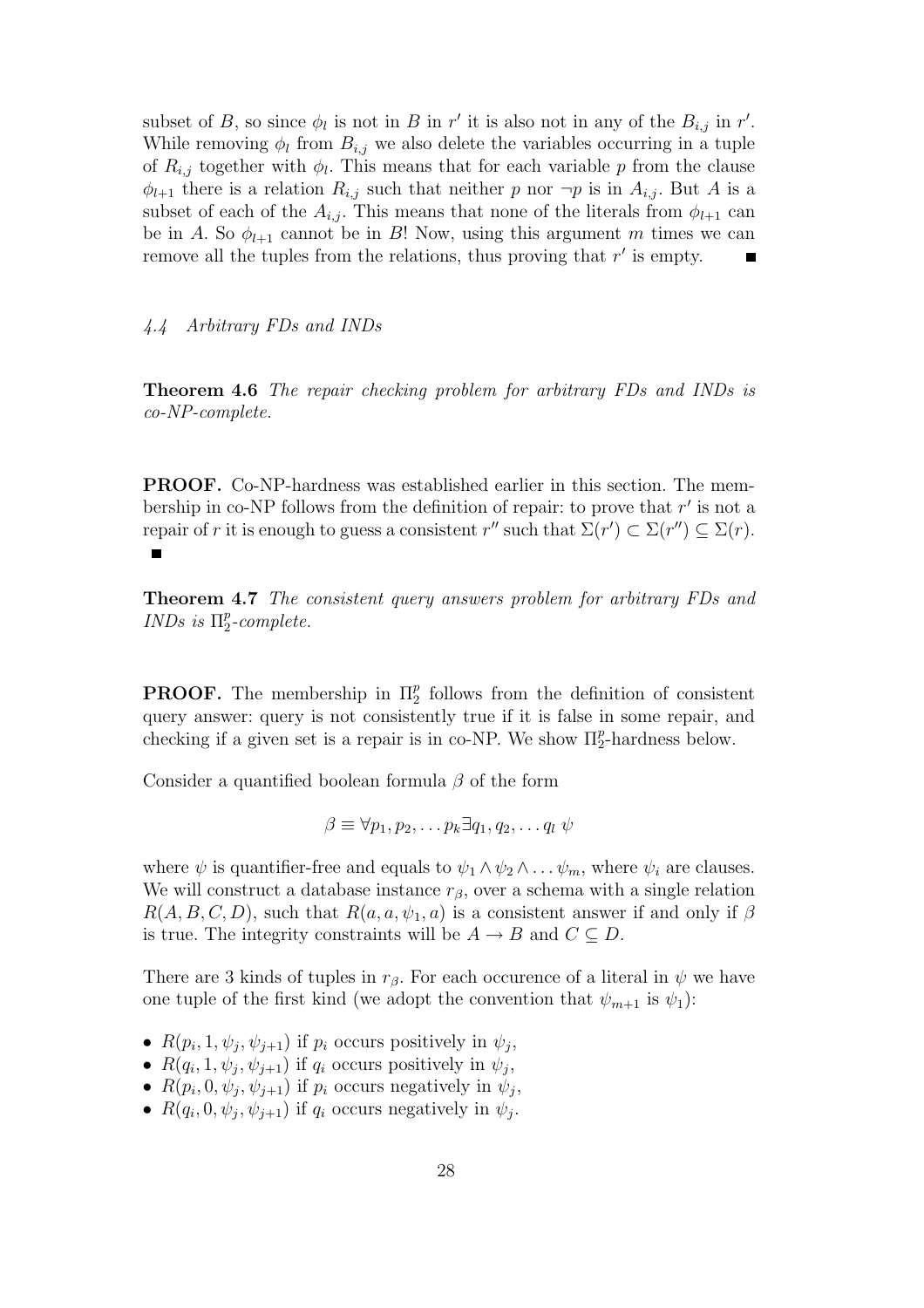subset of $B$, so since $\phi_l$ is not in $B$ in $r'$ it is also not in any of the $B_{i,j}$ in $r'$. While removing $\phi_l$ from $B_{i,j}$ we also delete the variables occurring in a tuple of $R_{i,j}$ together with $\phi_l$. This means that for each variable $p$ from the clause $\phi_{l+1}$ there is a relation $R_{i,j}$ such that neither $p$ nor $\neg p$ is in $A_{i,j}$. But $A$ is a subset of each of the $A_{i,j}$. This means that none of the literals from $\phi_{l+1}$ can be in $A$. So $\phi_{l+1}$ cannot be in $B$! Now, using this argument $m$ times we can remove all the tuples from the relations, thus proving that $r'$ is empty. ∎

### *4.4 Arbitrary FDs and INDs*

**Theorem 4.6** *The repair checking problem for arbitrary FDs and INDs is co-NP-complete.*

**PROOF.** Co-NP-hardness was established earlier in this section. The membership in co-NP follows from the definition of repair: to prove that $r'$ is not a repair of $r$ it is enough to guess a consistent $r''$ such that $\Sigma(r') \subset \Sigma(r'') \subseteq \Sigma(r)$. ∎

**Theorem 4.7** *The consistent query answers problem for arbitrary FDs and INDs is $\Pi_2^p$-complete.*

**PROOF.** The membership in $\Pi_2^p$ follows from the definition of consistent query answer: query is not consistently true if it is false in some repair, and checking if a given set is a repair is in co-NP. We show $\Pi_2^p$-hardness below.

Consider a quantified boolean formula $\beta$ of the form

$$\beta \equiv \forall p_1, p_2, \ldots p_k \exists q_1, q_2, \ldots q_l \ \psi$$

where $\psi$ is quantifier-free and equals to $\psi_1 \wedge \psi_2 \wedge \ldots \psi_m$, where $\psi_i$ are clauses. We will construct a database instance $r_\beta$, over a schema with a single relation $R(A, B, C, D)$, such that $R(a, a, \psi_1, a)$ is a consistent answer if and only if $\beta$ is true. The integrity constraints will be $A \to B$ and $C \subseteq D$.

There are 3 kinds of tuples in $r_\beta$. For each occurence of a literal in $\psi$ we have one tuple of the first kind (we adopt the convention that $\psi_{m+1}$ is $\psi_1$):

- $R(p_i, 1, \psi_j, \psi_{j+1})$ if $p_i$ occurs positively in $\psi_j$,
- $R(q_i, 1, \psi_j, \psi_{j+1})$ if $q_i$ occurs positively in $\psi_j$,
- $R(p_i, 0, \psi_j, \psi_{j+1})$ if $p_i$ occurs negatively in $\psi_j$,
- $R(q_i, 0, \psi_j, \psi_{j+1})$ if $q_i$ occurs negatively in $\psi_j$.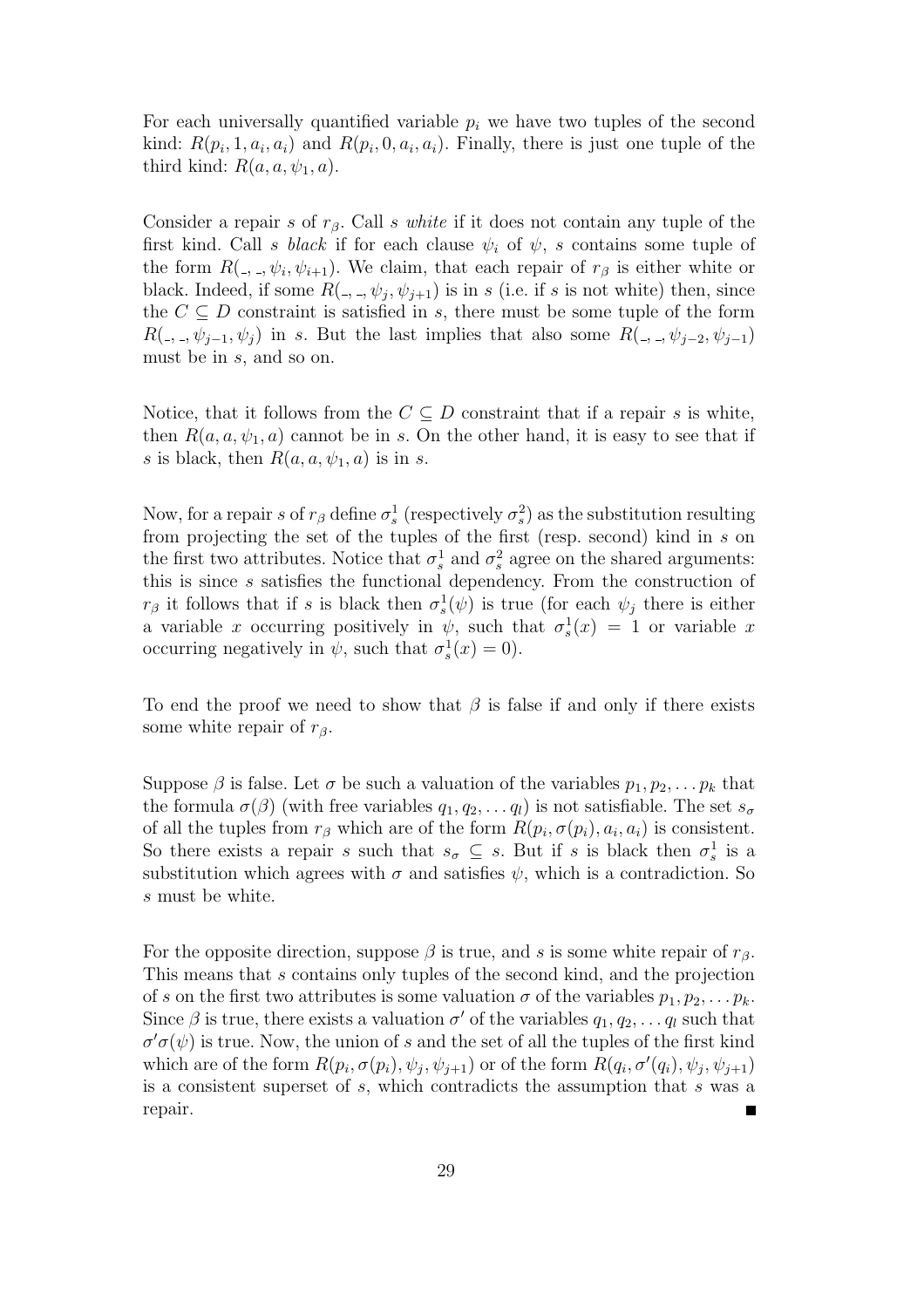For each universally quantified variable $p_i$ we have two tuples of the second kind: $R(p_i, 1, a_i, a_i)$ and $R(p_i, 0, a_i, a_i)$. Finally, there is just one tuple of the third kind: $R(a, a, \psi_1, a)$.

Consider a repair $s$ of $r_\beta$. Call $s$ *white* if it does not contain any tuple of the first kind. Call $s$ *black* if for each clause $\psi_i$ of $\psi$, $s$ contains some tuple of the form $R(\_, \_, \psi_i, \psi_{i+1})$. We claim, that each repair of $r_\beta$ is either white or black. Indeed, if some $R(\_, \_, \psi_j, \psi_{j+1})$ is in $s$ (i.e. if $s$ is not white) then, since the $C \subseteq D$ constraint is satisfied in $s$, there must be some tuple of the form $R(\_, \_, \psi_{j-1}, \psi_j)$ in $s$. But the last implies that also some $R(\_, \_, \psi_{j-2}, \psi_{j-1})$ must be in $s$, and so on.

Notice, that it follows from the $C \subseteq D$ constraint that if a repair $s$ is white, then $R(a, a, \psi_1, a)$ cannot be in $s$. On the other hand, it is easy to see that if $s$ is black, then $R(a, a, \psi_1, a)$ is in $s$.

Now, for a repair $s$ of $r_\beta$ define $\sigma_s^1$ (respectively $\sigma_s^2$) as the substitution resulting from projecting the set of the tuples of the first (resp. second) kind in $s$ on the first two attributes. Notice that $\sigma_s^1$ and $\sigma_s^2$ agree on the shared arguments: this is since $s$ satisfies the functional dependency. From the construction of $r_\beta$ it follows that if $s$ is black then $\sigma_s^1(\psi)$ is true (for each $\psi_j$ there is either a variable $x$ occurring positively in $\psi$, such that $\sigma_s^1(x) = 1$ or variable $x$ occurring negatively in $\psi$, such that $\sigma_s^1(x) = 0$).

To end the proof we need to show that $\beta$ is false if and only if there exists some white repair of $r_\beta$.

Suppose $\beta$ is false. Let $\sigma$ be such a valuation of the variables $p_1, p_2, \dots p_k$ that the formula $\sigma(\beta)$ (with free variables $q_1, q_2, \dots q_l$) is not satisfiable. The set $s_\sigma$ of all the tuples from $r_\beta$ which are of the form $R(p_i, \sigma(p_i), a_i, a_i)$ is consistent. So there exists a repair $s$ such that $s_\sigma \subseteq s$. But if $s$ is black then $\sigma_s^1$ is a substitution which agrees with $\sigma$ and satisfies $\psi$, which is a contradiction. So $s$ must be white.

For the opposite direction, suppose $\beta$ is true, and $s$ is some white repair of $r_\beta$. This means that $s$ contains only tuples of the second kind, and the projection of $s$ on the first two attributes is some valuation $\sigma$ of the variables $p_1, p_2, \dots p_k$. Since $\beta$ is true, there exists a valuation $\sigma'$ of the variables $q_1, q_2, \dots q_l$ such that $\sigma'\sigma(\psi)$ is true. Now, the union of $s$ and the set of all the tuples of the first kind which are of the form $R(p_i, \sigma(p_i), \psi_j, \psi_{j+1})$ or of the form $R(q_i, \sigma'(q_i), \psi_j, \psi_{j+1})$ is a consistent superset of $s$, which contradicts the assumption that $s$ was a repair. ∎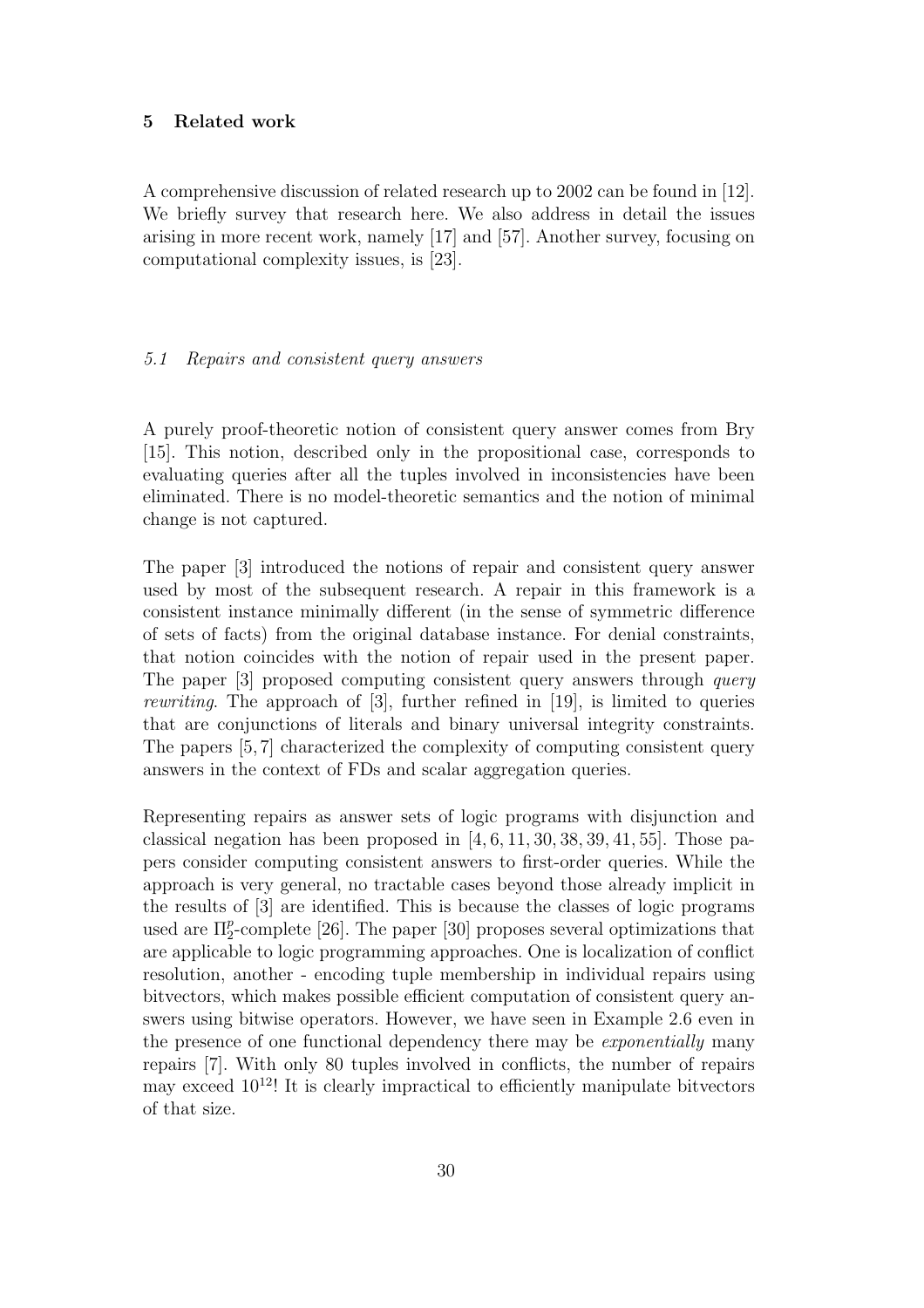## 5 Related work

A comprehensive discussion of related research up to 2002 can be found in [12]. We briefly survey that research here. We also address in detail the issues arising in more recent work, namely [17] and [57]. Another survey, focusing on computational complexity issues, is [23].

### *5.1 Repairs and consistent query answers*

A purely proof-theoretic notion of consistent query answer comes from Bry [15]. This notion, described only in the propositional case, corresponds to evaluating queries after all the tuples involved in inconsistencies have been eliminated. There is no model-theoretic semantics and the notion of minimal change is not captured.

The paper [3] introduced the notions of repair and consistent query answer used by most of the subsequent research. A repair in this framework is a consistent instance minimally different (in the sense of symmetric difference of sets of facts) from the original database instance. For denial constraints, that notion coincides with the notion of repair used in the present paper. The paper [3] proposed computing consistent query answers through *query rewriting*. The approach of [3], further refined in [19], is limited to queries that are conjunctions of literals and binary universal integrity constraints. The papers [5, 7] characterized the complexity of computing consistent query answers in the context of FDs and scalar aggregation queries.

Representing repairs as answer sets of logic programs with disjunction and classical negation has been proposed in [4, 6, 11, 30, 38, 39, 41, 55]. Those papers consider computing consistent answers to first-order queries. While the approach is very general, no tractable cases beyond those already implicit in the results of [3] are identified. This is because the classes of logic programs used are $\Pi_2^p$-complete [26]. The paper [30] proposes several optimizations that are applicable to logic programming approaches. One is localization of conflict resolution, another - encoding tuple membership in individual repairs using bitvectors, which makes possible efficient computation of consistent query answers using bitwise operators. However, we have seen in Example 2.6 even in the presence of one functional dependency there may be *exponentially* many repairs [7]. With only 80 tuples involved in conflicts, the number of repairs may exceed $10^{12}$! It is clearly impractical to efficiently manipulate bitvectors of that size.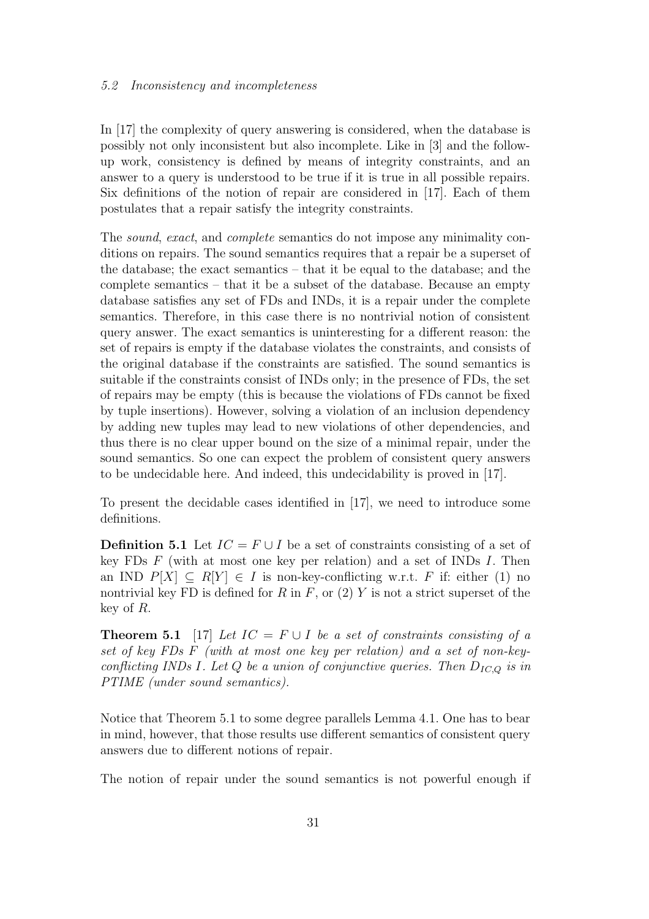### 5.2 Inconsistency and incompleteness

In [17] the complexity of query answering is considered, when the database is possibly not only inconsistent but also incomplete. Like in [3] and the follow-up work, consistency is defined by means of integrity constraints, and an answer to a query is understood to be true if it is true in all possible repairs. Six definitions of the notion of repair are considered in [17]. Each of them postulates that a repair satisfy the integrity constraints.

The *sound*, *exact*, and *complete* semantics do not impose any minimality conditions on repairs. The sound semantics requires that a repair be a superset of the database; the exact semantics – that it be equal to the database; and the complete semantics – that it be a subset of the database. Because an empty database satisfies any set of FDs and INDs, it is a repair under the complete semantics. Therefore, in this case there is no nontrivial notion of consistent query answer. The exact semantics is uninteresting for a different reason: the set of repairs is empty if the database violates the constraints, and consists of the original database if the constraints are satisfied. The sound semantics is suitable if the constraints consist of INDs only; in the presence of FDs, the set of repairs may be empty (this is because the violations of FDs cannot be fixed by tuple insertions). However, solving a violation of an inclusion dependency by adding new tuples may lead to new violations of other dependencies, and thus there is no clear upper bound on the size of a minimal repair, under the sound semantics. So one can expect the problem of consistent query answers to be undecidable here. And indeed, this undecidability is proved in [17].

To present the decidable cases identified in [17], we need to introduce some definitions.

**Definition 5.1** Let $IC = F \cup I$ be a set of constraints consisting of a set of key FDs $F$ (with at most one key per relation) and a set of INDs $I$. Then an IND $P[X] \subseteq R[Y] \in I$ is non-key-conflicting w.r.t. $F$ if: either (1) no nontrivial key FD is defined for $R$ in $F$, or (2) $Y$ is not a strict superset of the key of $R$.

**Theorem 5.1** [17] *Let $IC = F \cup I$ be a set of constraints consisting of a set of key FDs $F$ (with at most one key per relation) and a set of non-key-conflicting INDs $I$. Let $Q$ be a union of conjunctive queries. Then $D_{IC,Q}$ is in PTIME (under sound semantics).*

Notice that Theorem 5.1 to some degree parallels Lemma 4.1. One has to bear in mind, however, that those results use different semantics of consistent query answers due to different notions of repair.

The notion of repair under the sound semantics is not powerful enough if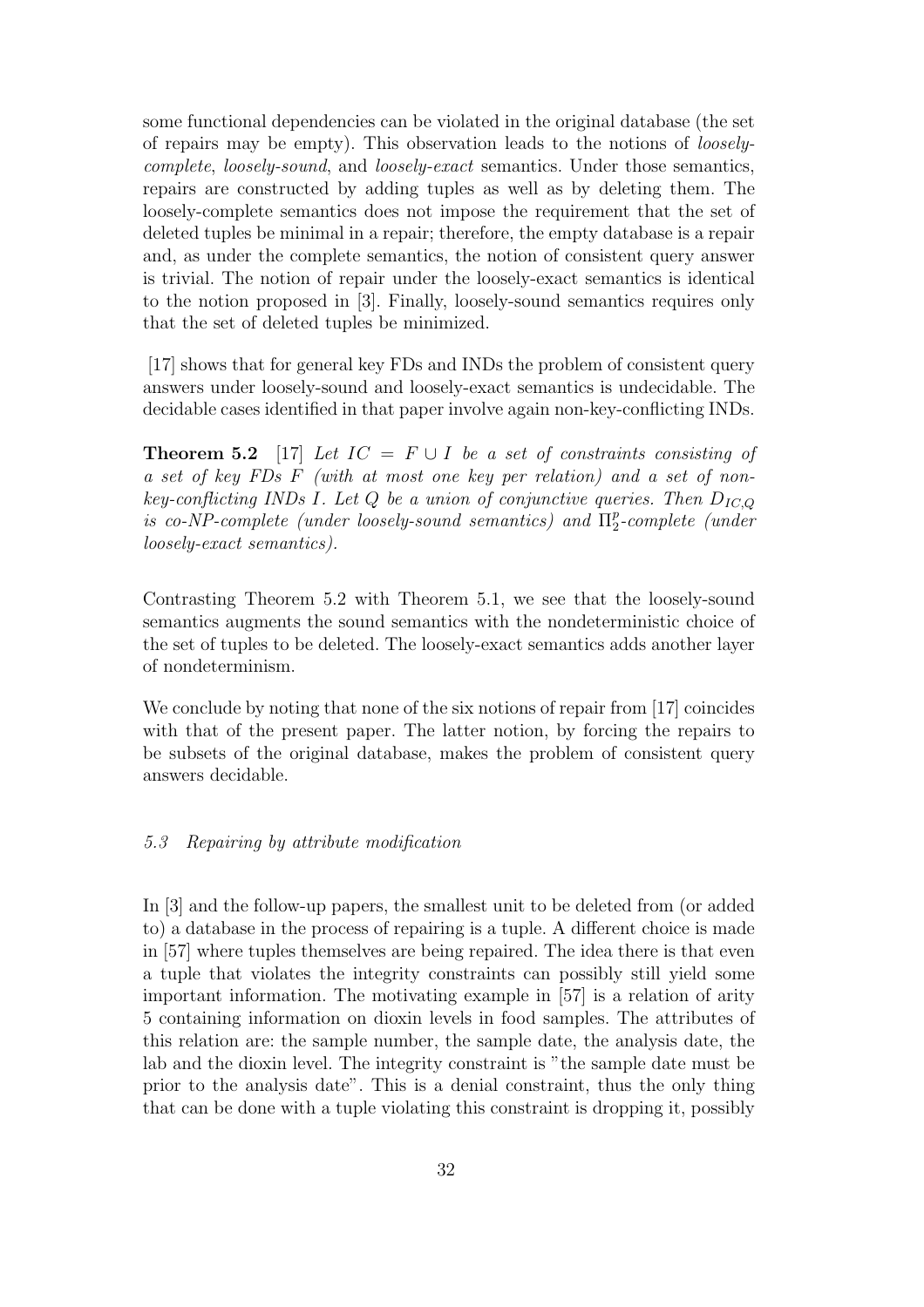some functional dependencies can be violated in the original database (the set of repairs may be empty). This observation leads to the notions of *loosely-complete*, *loosely-sound*, and *loosely-exact* semantics. Under those semantics, repairs are constructed by adding tuples as well as by deleting them. The loosely-complete semantics does not impose the requirement that the set of deleted tuples be minimal in a repair; therefore, the empty database is a repair and, as under the complete semantics, the notion of consistent query answer is trivial. The notion of repair under the loosely-exact semantics is identical to the notion proposed in [3]. Finally, loosely-sound semantics requires only that the set of deleted tuples be minimized.

[17] shows that for general key FDs and INDs the problem of consistent query answers under loosely-sound and loosely-exact semantics is undecidable. The decidable cases identified in that paper involve again non-key-conflicting INDs.

**Theorem 5.2** [17] *Let $IC = F \cup I$ be a set of constraints consisting of a set of key FDs $F$ (with at most one key per relation) and a set of non-key-conflicting INDs $I$. Let $Q$ be a union of conjunctive queries. Then $D_{IC,Q}$ is co-NP-complete (under loosely-sound semantics) and $\Pi_2^p$-complete (under loosely-exact semantics).*

Contrasting Theorem 5.2 with Theorem 5.1, we see that the loosely-sound semantics augments the sound semantics with the nondeterministic choice of the set of tuples to be deleted. The loosely-exact semantics adds another layer of nondeterminism.

We conclude by noting that none of the six notions of repair from [17] coincides with that of the present paper. The latter notion, by forcing the repairs to be subsets of the original database, makes the problem of consistent query answers decidable.

### *5.3 Repairing by attribute modification*

In [3] and the follow-up papers, the smallest unit to be deleted from (or added to) a database in the process of repairing is a tuple. A different choice is made in [57] where tuples themselves are being repaired. The idea there is that even a tuple that violates the integrity constraints can possibly still yield some important information. The motivating example in [57] is a relation of arity 5 containing information on dioxin levels in food samples. The attributes of this relation are: the sample number, the sample date, the analysis date, the lab and the dioxin level. The integrity constraint is "the sample date must be prior to the analysis date". This is a denial constraint, thus the only thing that can be done with a tuple violating this constraint is dropping it, possibly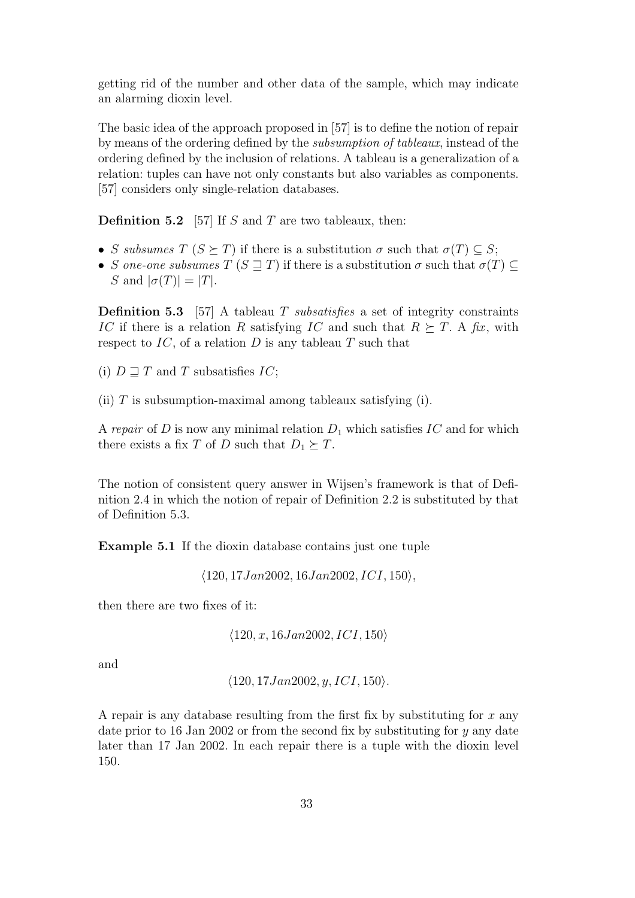getting rid of the number and other data of the sample, which may indicate an alarming dioxin level.

The basic idea of the approach proposed in [57] is to define the notion of repair by means of the ordering defined by the *subsumption of tableaux*, instead of the ordering defined by the inclusion of relations. A tableau is a generalization of a relation: tuples can have not only constants but also variables as components. [57] considers only single-relation databases.

**Definition 5.2** [57] If $S$ and $T$ are two tableaux, then:

- $S$ *subsumes* $T$ ($S \succeq T$) if there is a substitution $\sigma$ such that $\sigma(T) \subseteq S$;
- $S$ *one-one subsumes* $T$ ($S \sqsupseteq T$) if there is a substitution $\sigma$ such that $\sigma(T) \subseteq S$ and $|\sigma(T)| = |T|$.

**Definition 5.3** [57] A tableau $T$ *subsatisfies* a set of integrity constraints $IC$ if there is a relation $R$ satisfying $IC$ and such that $R \succeq T$. A *fix*, with respect to $IC$, of a relation $D$ is any tableau $T$ such that

(i) $D \sqsupseteq T$ and $T$ subsatisfies $IC$;

(ii) $T$ is subsumption-maximal among tableaux satisfying (i).

A *repair* of $D$ is now any minimal relation $D_1$ which satisfies $IC$ and for which there exists a fix $T$ of $D$ such that $D_1 \succeq T$.

The notion of consistent query answer in Wijsen's framework is that of Definition 2.4 in which the notion of repair of Definition 2.2 is substituted by that of Definition 5.3.

**Example 5.1** If the dioxin database contains just one tuple

$$\langle 120, 17Jan2002, 16Jan2002, ICI, 150 \rangle,$$

then there are two fixes of it:

$$\langle 120, x, 16Jan2002, ICI, 150 \rangle$$

and

$$\langle 120, 17Jan2002, y, ICI, 150 \rangle.$$

A repair is any database resulting from the first fix by substituting for $x$ any date prior to 16 Jan 2002 or from the second fix by substituting for $y$ any date later than 17 Jan 2002. In each repair there is a tuple with the dioxin level 150.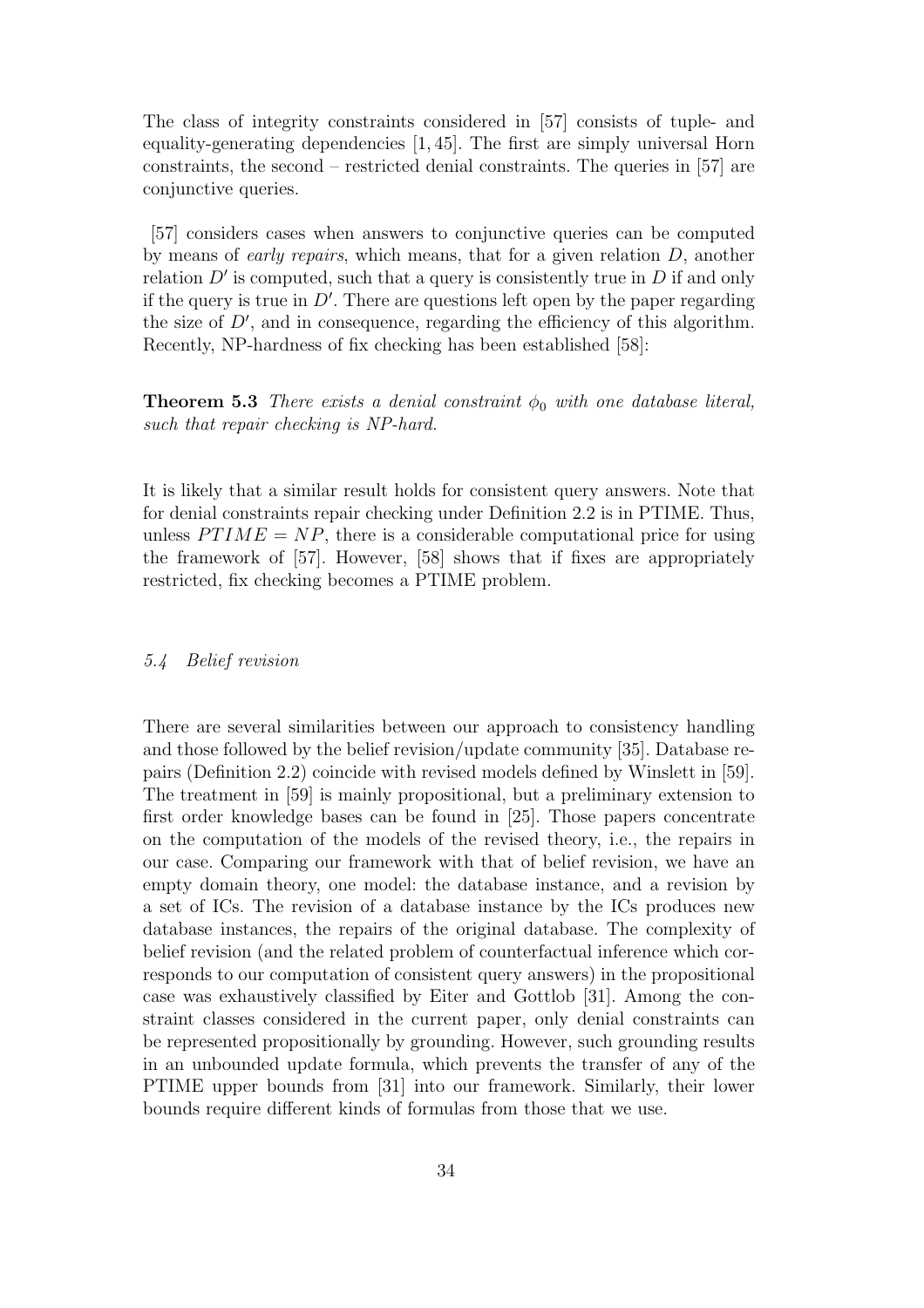The class of integrity constraints considered in [57] consists of tuple- and equality-generating dependencies [1, 45]. The first are simply universal Horn constraints, the second – restricted denial constraints. The queries in [57] are conjunctive queries.

[57] considers cases when answers to conjunctive queries can be computed by means of *early repairs*, which means, that for a given relation $D$, another relation $D'$ is computed, such that a query is consistently true in $D$ if and only if the query is true in $D'$. There are questions left open by the paper regarding the size of $D'$, and in consequence, regarding the efficiency of this algorithm. Recently, NP-hardness of fix checking has been established [58]:

**Theorem 5.3** *There exists a denial constraint $\phi_0$ with one database literal, such that repair checking is NP-hard.*

It is likely that a similar result holds for consistent query answers. Note that for denial constraints repair checking under Definition 2.2 is in PTIME. Thus, unless $PTIME = NP$, there is a considerable computational price for using the framework of [57]. However, [58] shows that if fixes are appropriately restricted, fix checking becomes a PTIME problem.

### *5.4 Belief revision*

There are several similarities between our approach to consistency handling and those followed by the belief revision/update community [35]. Database repairs (Definition 2.2) coincide with revised models defined by Winslett in [59]. The treatment in [59] is mainly propositional, but a preliminary extension to first order knowledge bases can be found in [25]. Those papers concentrate on the computation of the models of the revised theory, i.e., the repairs in our case. Comparing our framework with that of belief revision, we have an empty domain theory, one model: the database instance, and a revision by a set of ICs. The revision of a database instance by the ICs produces new database instances, the repairs of the original database. The complexity of belief revision (and the related problem of counterfactual inference which corresponds to our computation of consistent query answers) in the propositional case was exhaustively classified by Eiter and Gottlob [31]. Among the constraint classes considered in the current paper, only denial constraints can be represented propositionally by grounding. However, such grounding results in an unbounded update formula, which prevents the transfer of any of the PTIME upper bounds from [31] into our framework. Similarly, their lower bounds require different kinds of formulas from those that we use.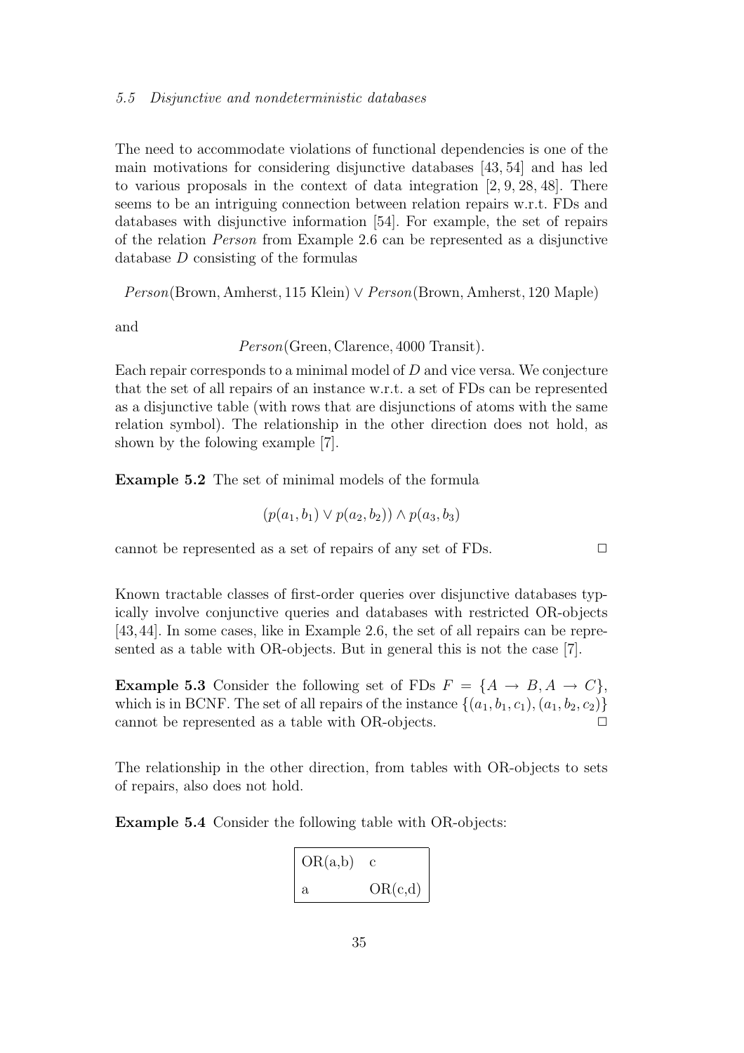The need to accommodate violations of functional dependencies is one of the main motivations for considering disjunctive databases [43, 54] and has led to various proposals in the context of data integration [2, 9, 28, 48]. There seems to be an intriguing connection between relation repairs w.r.t. FDs and databases with disjunctive information [54]. For example, the set of repairs of the relation *Person* from Example 2.6 can be represented as a disjunctive database $D$ consisting of the formulas

$$Person(\text{Brown}, \text{Amherst}, 115 \text{ Klein}) \vee Person(\text{Brown}, \text{Amherst}, 120 \text{ Maple})$$

and

$$Person(\text{Green}, \text{Clarence}, 4000 \text{ Transit}).$$

Each repair corresponds to a minimal model of $D$ and vice versa. We conjecture that the set of all repairs of an instance w.r.t. a set of FDs can be represented as a disjunctive table (with rows that are disjunctions of atoms with the same relation symbol). The relationship in the other direction does not hold, as shown by the folowing example [7].

**Example 5.2** The set of minimal models of the formula

$$(p(a_1, b_1) \vee p(a_2, b_2)) \wedge p(a_3, b_3)$$

cannot be represented as a set of repairs of any set of FDs. □

Known tractable classes of first-order queries over disjunctive databases typically involve conjunctive queries and databases with restricted OR-objects [43, 44]. In some cases, like in Example 2.6, the set of all repairs can be represented as a table with OR-objects. But in general this is not the case [7].

**Example 5.3** Consider the following set of FDs $F = \{A \rightarrow B, A \rightarrow C\}$, which is in BCNF. The set of all repairs of the instance $\{(a_1, b_1, c_1), (a_1, b_2, c_2)\}$ cannot be represented as a table with OR-objects. □

The relationship in the other direction, from tables with OR-objects to sets of repairs, also does not hold.

**Example 5.4** Consider the following table with OR-objects:

| | |
|---|---|
| OR(a,b) | c |
| a | OR(c,d) |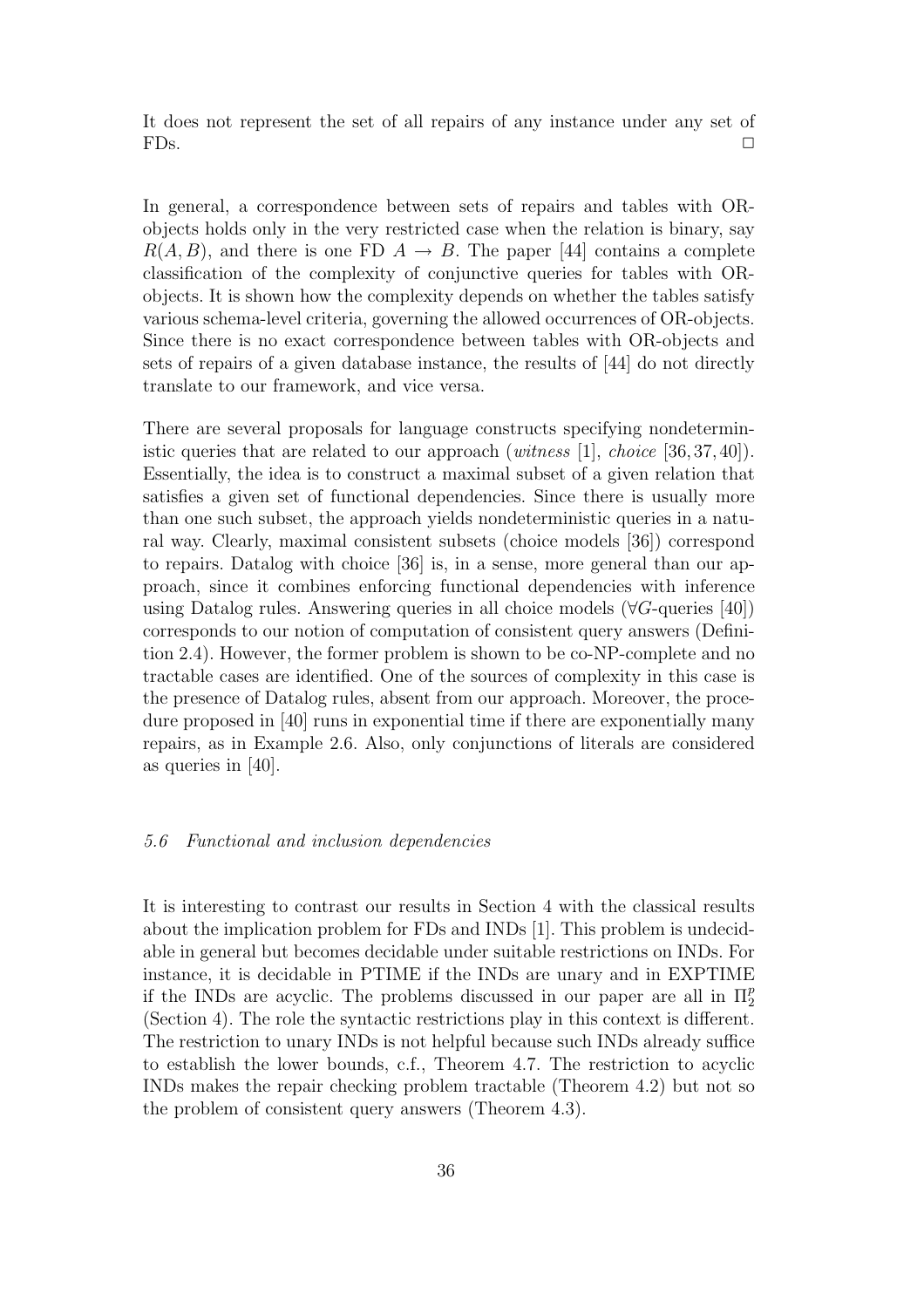It does not represent the set of all repairs of any instance under any set of FDs. $\Box$

In general, a correspondence between sets of repairs and tables with OR-objects holds only in the very restricted case when the relation is binary, say $R(A, B)$, and there is one FD $A \rightarrow B$. The paper [44] contains a complete classification of the complexity of conjunctive queries for tables with OR-objects. It is shown how the complexity depends on whether the tables satisfy various schema-level criteria, governing the allowed occurrences of OR-objects. Since there is no exact correspondence between tables with OR-objects and sets of repairs of a given database instance, the results of [44] do not directly translate to our framework, and vice versa.

There are several proposals for language constructs specifying nondeterministic queries that are related to our approach (*witness* [1], *choice* [36, 37, 40]). Essentially, the idea is to construct a maximal subset of a given relation that satisfies a given set of functional dependencies. Since there is usually more than one such subset, the approach yields nondeterministic queries in a natural way. Clearly, maximal consistent subsets (choice models [36]) correspond to repairs. Datalog with choice [36] is, in a sense, more general than our approach, since it combines enforcing functional dependencies with inference using Datalog rules. Answering queries in all choice models ($\forall G$-queries [40]) corresponds to our notion of computation of consistent query answers (Definition 2.4). However, the former problem is shown to be co-NP-complete and no tractable cases are identified. One of the sources of complexity in this case is the presence of Datalog rules, absent from our approach. Moreover, the procedure proposed in [40] runs in exponential time if there are exponentially many repairs, as in Example 2.6. Also, only conjunctions of literals are considered as queries in [40].

### *5.6 Functional and inclusion dependencies*

It is interesting to contrast our results in Section 4 with the classical results about the implication problem for FDs and INDs [1]. This problem is undecidable in general but becomes decidable under suitable restrictions on INDs. For instance, it is decidable in PTIME if the INDs are unary and in EXPTIME if the INDs are acyclic. The problems discussed in our paper are all in $\Pi_2^p$ (Section 4). The role the syntactic restrictions play in this context is different. The restriction to unary INDs is not helpful because such INDs already suffice to establish the lower bounds, c.f., Theorem 4.7. The restriction to acyclic INDs makes the repair checking problem tractable (Theorem 4.2) but not so the problem of consistent query answers (Theorem 4.3).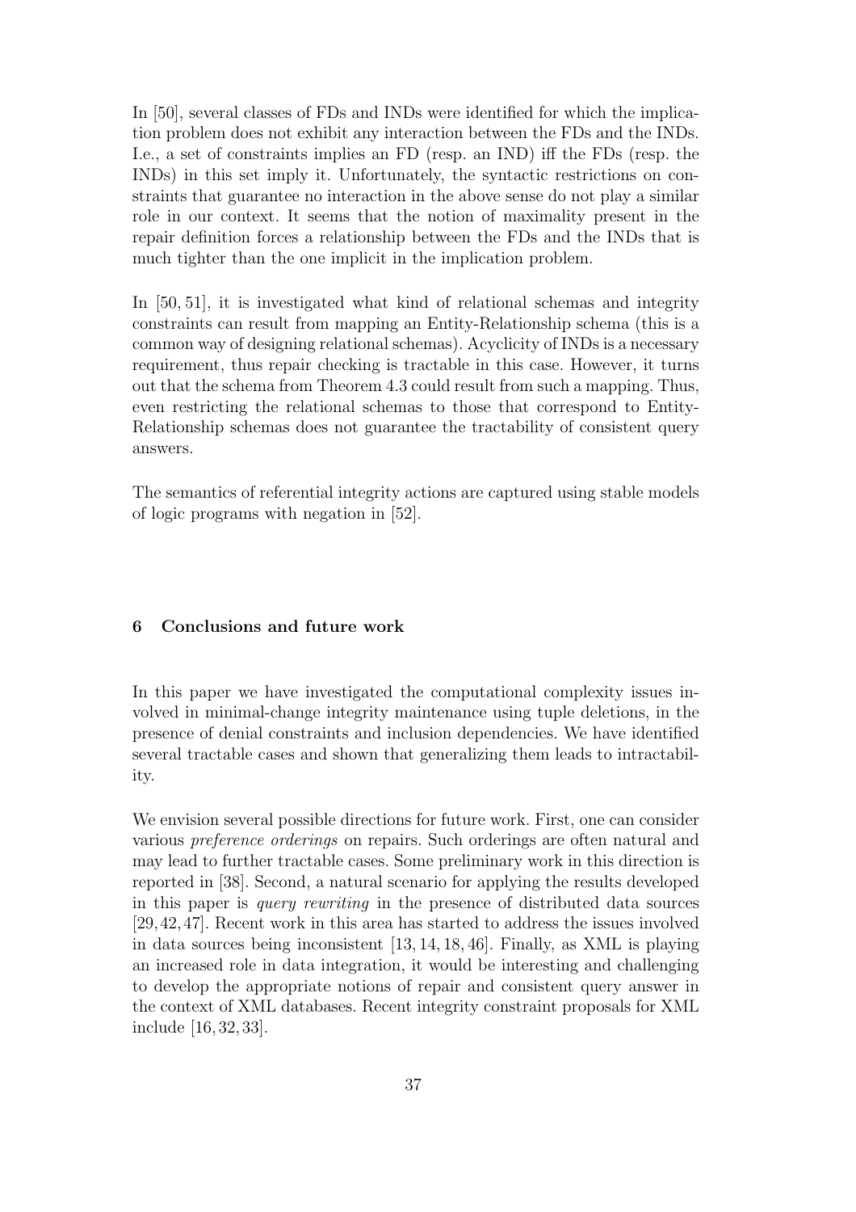In [50], several classes of FDs and INDs were identified for which the implication problem does not exhibit any interaction between the FDs and the INDs. I.e., a set of constraints implies an FD (resp. an IND) iff the FDs (resp. the INDs) in this set imply it. Unfortunately, the syntactic restrictions on constraints that guarantee no interaction in the above sense do not play a similar role in our context. It seems that the notion of maximality present in the repair definition forces a relationship between the FDs and the INDs that is much tighter than the one implicit in the implication problem.

In [50, 51], it is investigated what kind of relational schemas and integrity constraints can result from mapping an Entity-Relationship schema (this is a common way of designing relational schemas). Acyclicity of INDs is a necessary requirement, thus repair checking is tractable in this case. However, it turns out that the schema from Theorem 4.3 could result from such a mapping. Thus, even restricting the relational schemas to those that correspond to Entity-Relationship schemas does not guarantee the tractability of consistent query answers.

The semantics of referential integrity actions are captured using stable models of logic programs with negation in [52].

## 6 Conclusions and future work

In this paper we have investigated the computational complexity issues involved in minimal-change integrity maintenance using tuple deletions, in the presence of denial constraints and inclusion dependencies. We have identified several tractable cases and shown that generalizing them leads to intractability.

We envision several possible directions for future work. First, one can consider various *preference orderings* on repairs. Such orderings are often natural and may lead to further tractable cases. Some preliminary work in this direction is reported in [38]. Second, a natural scenario for applying the results developed in this paper is *query rewriting* in the presence of distributed data sources [29, 42, 47]. Recent work in this area has started to address the issues involved in data sources being inconsistent [13, 14, 18, 46]. Finally, as XML is playing an increased role in data integration, it would be interesting and challenging to develop the appropriate notions of repair and consistent query answer in the context of XML databases. Recent integrity constraint proposals for XML include [16, 32, 33].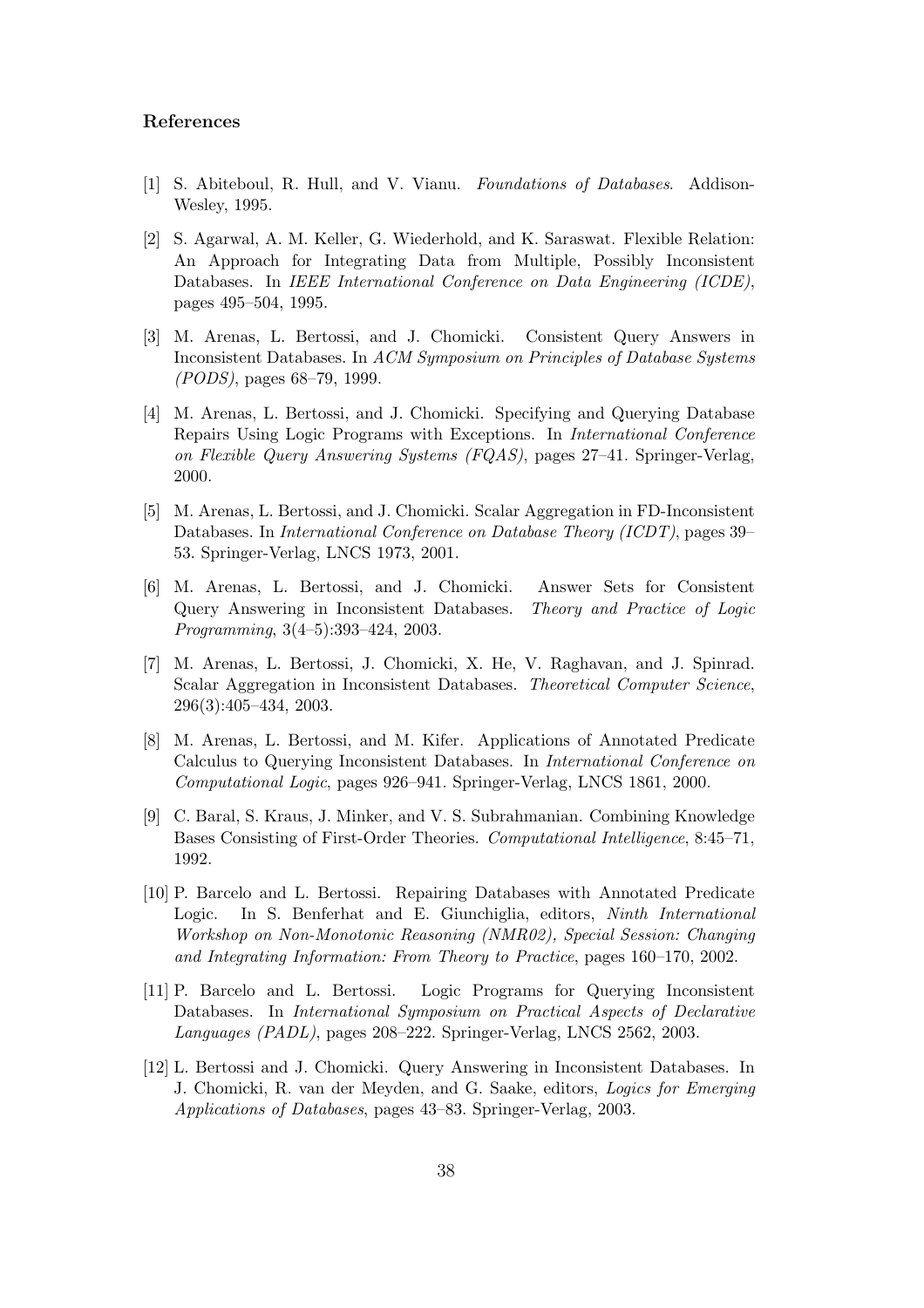## References

[1] S. Abiteboul, R. Hull, and V. Vianu. *Foundations of Databases*. Addison-Wesley, 1995.

[2] S. Agarwal, A. M. Keller, G. Wiederhold, and K. Saraswat. Flexible Relation: An Approach for Integrating Data from Multiple, Possibly Inconsistent Databases. In *IEEE International Conference on Data Engineering (ICDE)*, pages 495–504, 1995.

[3] M. Arenas, L. Bertossi, and J. Chomicki. Consistent Query Answers in Inconsistent Databases. In *ACM Symposium on Principles of Database Systems (PODS)*, pages 68–79, 1999.

[4] M. Arenas, L. Bertossi, and J. Chomicki. Specifying and Querying Database Repairs Using Logic Programs with Exceptions. In *International Conference on Flexible Query Answering Systems (FQAS)*, pages 27–41. Springer-Verlag, 2000.

[5] M. Arenas, L. Bertossi, and J. Chomicki. Scalar Aggregation in FD-Inconsistent Databases. In *International Conference on Database Theory (ICDT)*, pages 39–53. Springer-Verlag, LNCS 1973, 2001.

[6] M. Arenas, L. Bertossi, and J. Chomicki. Answer Sets for Consistent Query Answering in Inconsistent Databases. *Theory and Practice of Logic Programming*, 3(4–5):393–424, 2003.

[7] M. Arenas, L. Bertossi, J. Chomicki, X. He, V. Raghavan, and J. Spinrad. Scalar Aggregation in Inconsistent Databases. *Theoretical Computer Science*, 296(3):405–434, 2003.

[8] M. Arenas, L. Bertossi, and M. Kifer. Applications of Annotated Predicate Calculus to Querying Inconsistent Databases. In *International Conference on Computational Logic*, pages 926–941. Springer-Verlag, LNCS 1861, 2000.

[9] C. Baral, S. Kraus, J. Minker, and V. S. Subrahmanian. Combining Knowledge Bases Consisting of First-Order Theories. *Computational Intelligence*, 8:45–71, 1992.

[10] P. Barcelo and L. Bertossi. Repairing Databases with Annotated Predicate Logic. In S. Benferhat and E. Giunchiglia, editors, *Ninth International Workshop on Non-Monotonic Reasoning (NMR02), Special Session: Changing and Integrating Information: From Theory to Practice*, pages 160–170, 2002.

[11] P. Barcelo and L. Bertossi. Logic Programs for Querying Inconsistent Databases. In *International Symposium on Practical Aspects of Declarative Languages (PADL)*, pages 208–222. Springer-Verlag, LNCS 2562, 2003.

[12] L. Bertossi and J. Chomicki. Query Answering in Inconsistent Databases. In J. Chomicki, R. van der Meyden, and G. Saake, editors, *Logics for Emerging Applications of Databases*, pages 43–83. Springer-Verlag, 2003.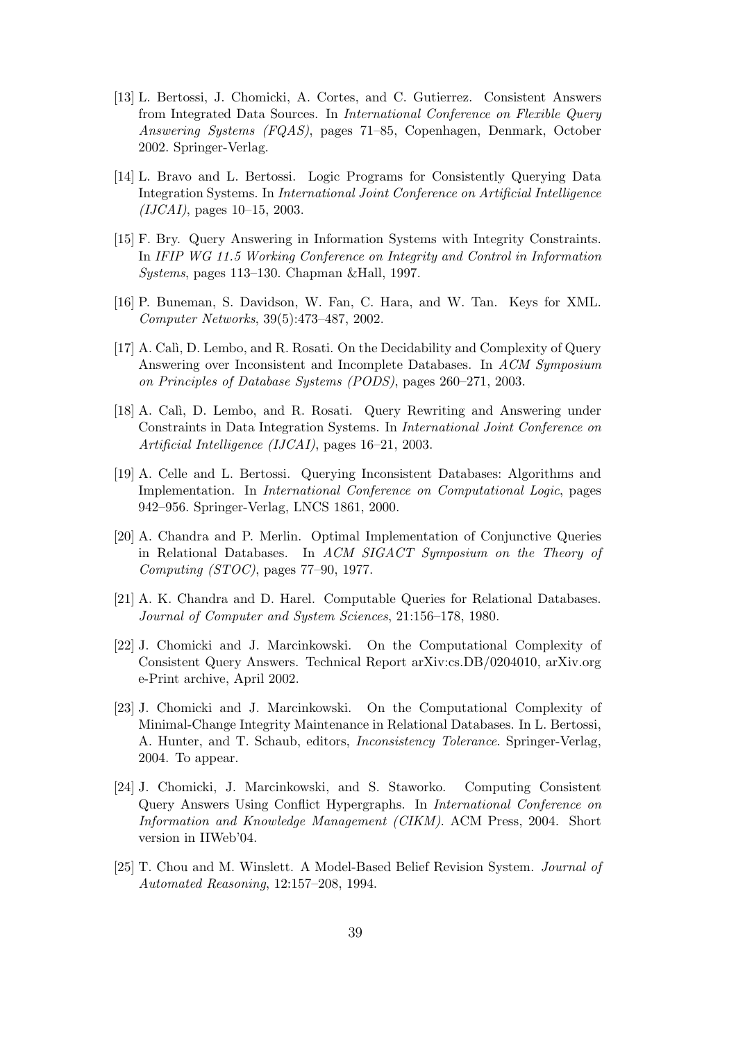[13] L. Bertossi, J. Chomicki, A. Cortes, and C. Gutierrez. Consistent Answers from Integrated Data Sources. In *International Conference on Flexible Query Answering Systems (FQAS)*, pages 71–85, Copenhagen, Denmark, October 2002. Springer-Verlag.

[14] L. Bravo and L. Bertossi. Logic Programs for Consistently Querying Data Integration Systems. In *International Joint Conference on Artificial Intelligence (IJCAI)*, pages 10–15, 2003.

[15] F. Bry. Query Answering in Information Systems with Integrity Constraints. In *IFIP WG 11.5 Working Conference on Integrity and Control in Information Systems*, pages 113–130. Chapman &Hall, 1997.

[16] P. Buneman, S. Davidson, W. Fan, C. Hara, and W. Tan. Keys for XML. *Computer Networks*, 39(5):473–487, 2002.

[17] A. Calì, D. Lembo, and R. Rosati. On the Decidability and Complexity of Query Answering over Inconsistent and Incomplete Databases. In *ACM Symposium on Principles of Database Systems (PODS)*, pages 260–271, 2003.

[18] A. Calì, D. Lembo, and R. Rosati. Query Rewriting and Answering under Constraints in Data Integration Systems. In *International Joint Conference on Artificial Intelligence (IJCAI)*, pages 16–21, 2003.

[19] A. Celle and L. Bertossi. Querying Inconsistent Databases: Algorithms and Implementation. In *International Conference on Computational Logic*, pages 942–956. Springer-Verlag, LNCS 1861, 2000.

[20] A. Chandra and P. Merlin. Optimal Implementation of Conjunctive Queries in Relational Databases. In *ACM SIGACT Symposium on the Theory of Computing (STOC)*, pages 77–90, 1977.

[21] A. K. Chandra and D. Harel. Computable Queries for Relational Databases. *Journal of Computer and System Sciences*, 21:156–178, 1980.

[22] J. Chomicki and J. Marcinkowski. On the Computational Complexity of Consistent Query Answers. Technical Report arXiv:cs.DB/0204010, arXiv.org e-Print archive, April 2002.

[23] J. Chomicki and J. Marcinkowski. On the Computational Complexity of Minimal-Change Integrity Maintenance in Relational Databases. In L. Bertossi, A. Hunter, and T. Schaub, editors, *Inconsistency Tolerance*. Springer-Verlag, 2004. To appear.

[24] J. Chomicki, J. Marcinkowski, and S. Staworko. Computing Consistent Query Answers Using Conflict Hypergraphs. In *International Conference on Information and Knowledge Management (CIKM)*. ACM Press, 2004. Short version in IIWeb'04.

[25] T. Chou and M. Winslett. A Model-Based Belief Revision System. *Journal of Automated Reasoning*, 12:157–208, 1994.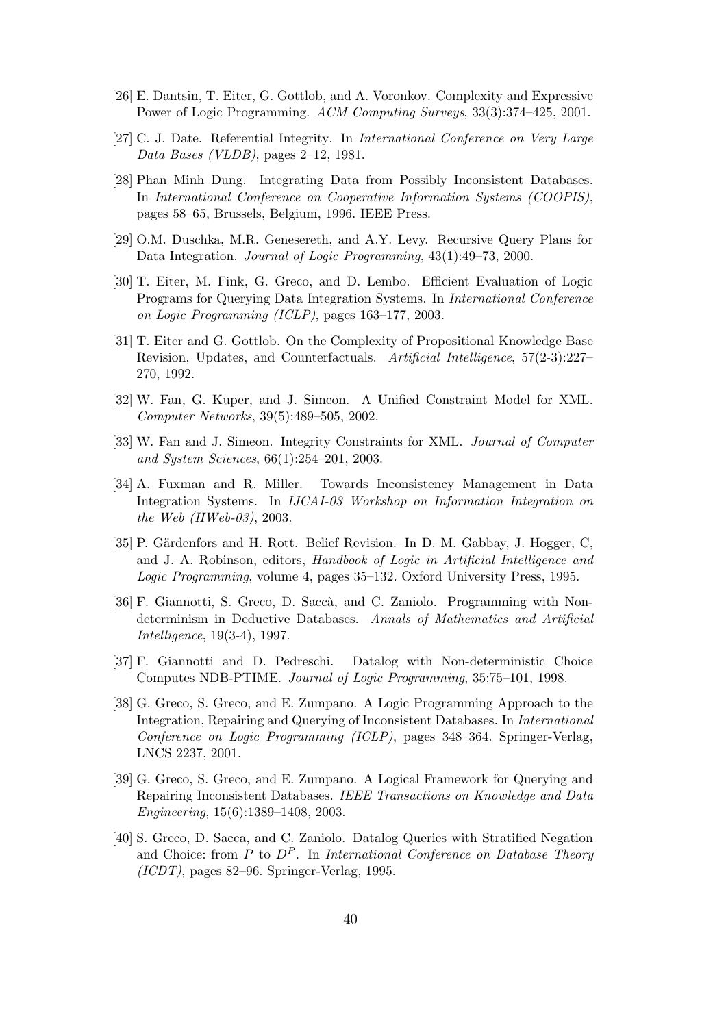[26] E. Dantsin, T. Eiter, G. Gottlob, and A. Voronkov. Complexity and Expressive Power of Logic Programming. *ACM Computing Surveys*, 33(3):374–425, 2001.

[27] C. J. Date. Referential Integrity. In *International Conference on Very Large Data Bases (VLDB)*, pages 2–12, 1981.

[28] Phan Minh Dung. Integrating Data from Possibly Inconsistent Databases. In *International Conference on Cooperative Information Systems (COOPIS)*, pages 58–65, Brussels, Belgium, 1996. IEEE Press.

[29] O.M. Duschka, M.R. Genesereth, and A.Y. Levy. Recursive Query Plans for Data Integration. *Journal of Logic Programming*, 43(1):49–73, 2000.

[30] T. Eiter, M. Fink, G. Greco, and D. Lembo. Efficient Evaluation of Logic Programs for Querying Data Integration Systems. In *International Conference on Logic Programming (ICLP)*, pages 163–177, 2003.

[31] T. Eiter and G. Gottlob. On the Complexity of Propositional Knowledge Base Revision, Updates, and Counterfactuals. *Artificial Intelligence*, 57(2-3):227–270, 1992.

[32] W. Fan, G. Kuper, and J. Simeon. A Unified Constraint Model for XML. *Computer Networks*, 39(5):489–505, 2002.

[33] W. Fan and J. Simeon. Integrity Constraints for XML. *Journal of Computer and System Sciences*, 66(1):254–201, 2003.

[34] A. Fuxman and R. Miller. Towards Inconsistency Management in Data Integration Systems. In *IJCAI-03 Workshop on Information Integration on the Web (IIWeb-03)*, 2003.

[35] P. Gärdenfors and H. Rott. Belief Revision. In D. M. Gabbay, J. Hogger, C, and J. A. Robinson, editors, *Handbook of Logic in Artificial Intelligence and Logic Programming*, volume 4, pages 35–132. Oxford University Press, 1995.

[36] F. Giannotti, S. Greco, D. Saccà, and C. Zaniolo. Programming with Non-determinism in Deductive Databases. *Annals of Mathematics and Artificial Intelligence*, 19(3-4), 1997.

[37] F. Giannotti and D. Pedreschi. Datalog with Non-deterministic Choice Computes NDB-PTIME. *Journal of Logic Programming*, 35:75–101, 1998.

[38] G. Greco, S. Greco, and E. Zumpano. A Logic Programming Approach to the Integration, Repairing and Querying of Inconsistent Databases. In *International Conference on Logic Programming (ICLP)*, pages 348–364. Springer-Verlag, LNCS 2237, 2001.

[39] G. Greco, S. Greco, and E. Zumpano. A Logical Framework for Querying and Repairing Inconsistent Databases. *IEEE Transactions on Knowledge and Data Engineering*, 15(6):1389–1408, 2003.

[40] S. Greco, D. Sacca, and C. Zaniolo. Datalog Queries with Stratified Negation and Choice: from $P$ to $D^P$. In *International Conference on Database Theory (ICDT)*, pages 82–96. Springer-Verlag, 1995.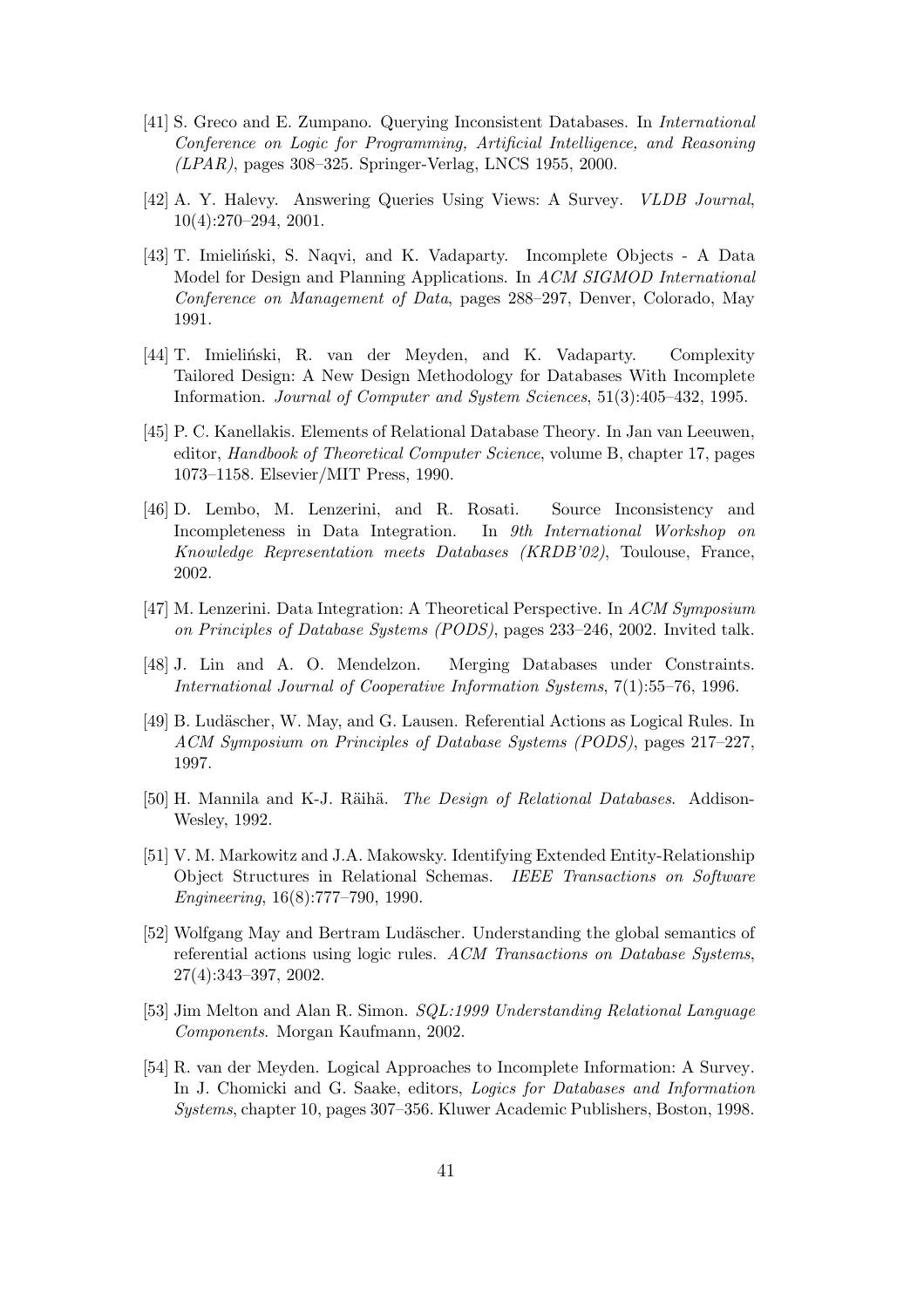[41] S. Greco and E. Zumpano. Querying Inconsistent Databases. In *International Conference on Logic for Programming, Artificial Intelligence, and Reasoning (LPAR)*, pages 308–325. Springer-Verlag, LNCS 1955, 2000.

[42] A. Y. Halevy. Answering Queries Using Views: A Survey. *VLDB Journal*, 10(4):270–294, 2001.

[43] T. Imieliński, S. Naqvi, and K. Vadaparty. Incomplete Objects - A Data Model for Design and Planning Applications. In *ACM SIGMOD International Conference on Management of Data*, pages 288–297, Denver, Colorado, May 1991.

[44] T. Imieliński, R. van der Meyden, and K. Vadaparty. Complexity Tailored Design: A New Design Methodology for Databases With Incomplete Information. *Journal of Computer and System Sciences*, 51(3):405–432, 1995.

[45] P. C. Kanellakis. Elements of Relational Database Theory. In Jan van Leeuwen, editor, *Handbook of Theoretical Computer Science*, volume B, chapter 17, pages 1073–1158. Elsevier/MIT Press, 1990.

[46] D. Lembo, M. Lenzerini, and R. Rosati. Source Inconsistency and Incompleteness in Data Integration. In *9th International Workshop on Knowledge Representation meets Databases (KRDB'02)*, Toulouse, France, 2002.

[47] M. Lenzerini. Data Integration: A Theoretical Perspective. In *ACM Symposium on Principles of Database Systems (PODS)*, pages 233–246, 2002. Invited talk.

[48] J. Lin and A. O. Mendelzon. Merging Databases under Constraints. *International Journal of Cooperative Information Systems*, 7(1):55–76, 1996.

[49] B. Ludäscher, W. May, and G. Lausen. Referential Actions as Logical Rules. In *ACM Symposium on Principles of Database Systems (PODS)*, pages 217–227, 1997.

[50] H. Mannila and K-J. Räihä. *The Design of Relational Databases*. Addison-Wesley, 1992.

[51] V. M. Markowitz and J.A. Makowsky. Identifying Extended Entity-Relationship Object Structures in Relational Schemas. *IEEE Transactions on Software Engineering*, 16(8):777–790, 1990.

[52] Wolfgang May and Bertram Ludäscher. Understanding the global semantics of referential actions using logic rules. *ACM Transactions on Database Systems*, 27(4):343–397, 2002.

[53] Jim Melton and Alan R. Simon. *SQL:1999 Understanding Relational Language Components*. Morgan Kaufmann, 2002.

[54] R. van der Meyden. Logical Approaches to Incomplete Information: A Survey. In J. Chomicki and G. Saake, editors, *Logics for Databases and Information Systems*, chapter 10, pages 307–356. Kluwer Academic Publishers, Boston, 1998.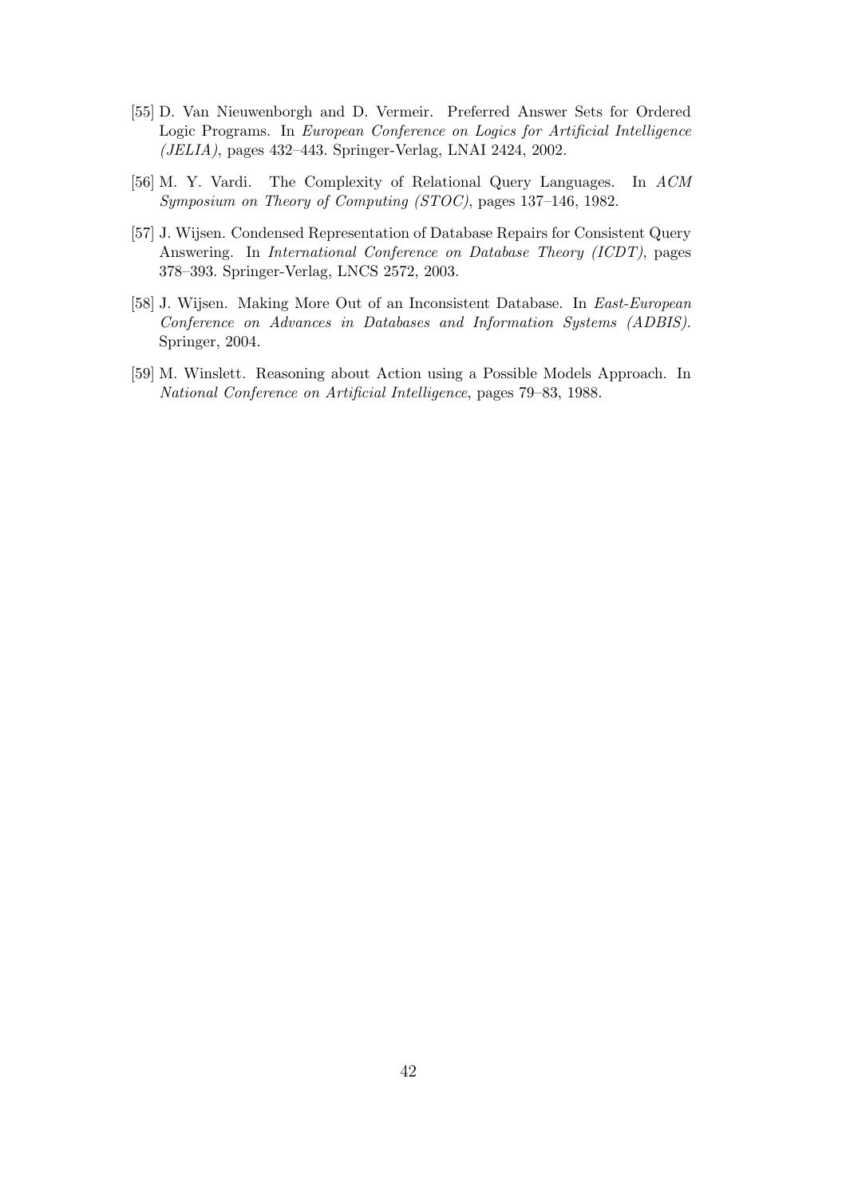[55] D. Van Nieuwenborgh and D. Vermeir. Preferred Answer Sets for Ordered Logic Programs. In *European Conference on Logics for Artificial Intelligence (JELIA)*, pages 432–443. Springer-Verlag, LNAI 2424, 2002.

[56] M. Y. Vardi. The Complexity of Relational Query Languages. In *ACM Symposium on Theory of Computing (STOC)*, pages 137–146, 1982.

[57] J. Wijsen. Condensed Representation of Database Repairs for Consistent Query Answering. In *International Conference on Database Theory (ICDT)*, pages 378–393. Springer-Verlag, LNCS 2572, 2003.

[58] J. Wijsen. Making More Out of an Inconsistent Database. In *East-European Conference on Advances in Databases and Information Systems (ADBIS)*. Springer, 2004.

[59] M. Winslett. Reasoning about Action using a Possible Models Approach. In *National Conference on Artificial Intelligence*, pages 79–83, 1988.